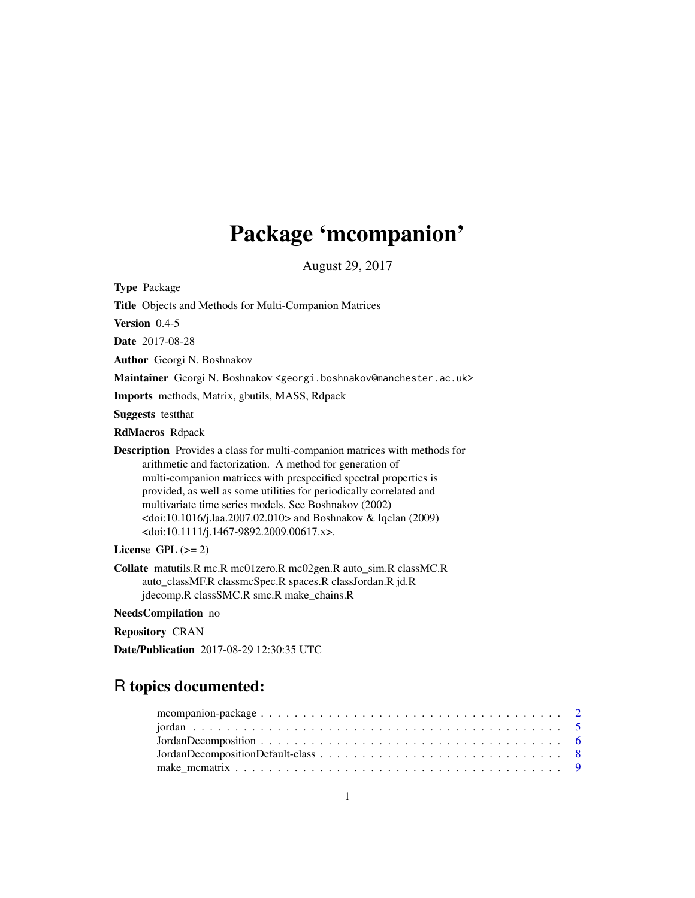# Package 'mcompanion'

August 29, 2017

**Type** Package

**Title** Objects and Methods for Multi-Companion Matrices

**Version** 0.4-5

**Date** 2017-08-28

**Author** Georgi N. Boshnakov

**Maintainer** Georgi N. Boshnakov <georgi.boshnakov@manchester.ac.uk>

**Imports** methods, Matrix, gbutils, MASS, Rdpack

**Suggests** testthat

**RdMacros** Rdpack

**Description** Provides a class for multi-companion matrices with methods for arithmetic and factorization. A method for generation of multi-companion matrices with prespecified spectral properties is provided, as well as some utilities for periodically correlated and multivariate time series models. See Boshnakov (2002) <doi:10.1016/j.laa.2007.02.010> and Boshnakov & Iqelan (2009) <doi:10.1111/j.1467-9892.2009.00617.x>.

**License** GPL (>= 2)

**Collate** matutils.R mc.R mc01zero.R mc02gen.R auto_sim.R classMC.R auto_classMF.R classmcSpec.R spaces.R classJordan.R jd.R jdecomp.R classSMC.R smc.R make_chains.R

**NeedsCompilation** no

**Repository** CRAN

**Date/Publication** 2017-08-29 12:30:35 UTC

## R topics documented:

- mcompanion-package . . . . . . . . . . . . . . . . . . . . . . . . . . . . . . . . . . . 2
- jordan . . . . . . . . . . . . . . . . . . . . . . . . . . . . . . . . . . . . . . . . . . 5
- JordanDecomposition . . . . . . . . . . . . . . . . . . . . . . . . . . . . . . . . . . 6
- JordanDecompositionDefault-class . . . . . . . . . . . . . . . . . . . . . . . . . . . 8
- make_mcmatrix . . . . . . . . . . . . . . . . . . . . . . . . . . . . . . . . . . . . . 9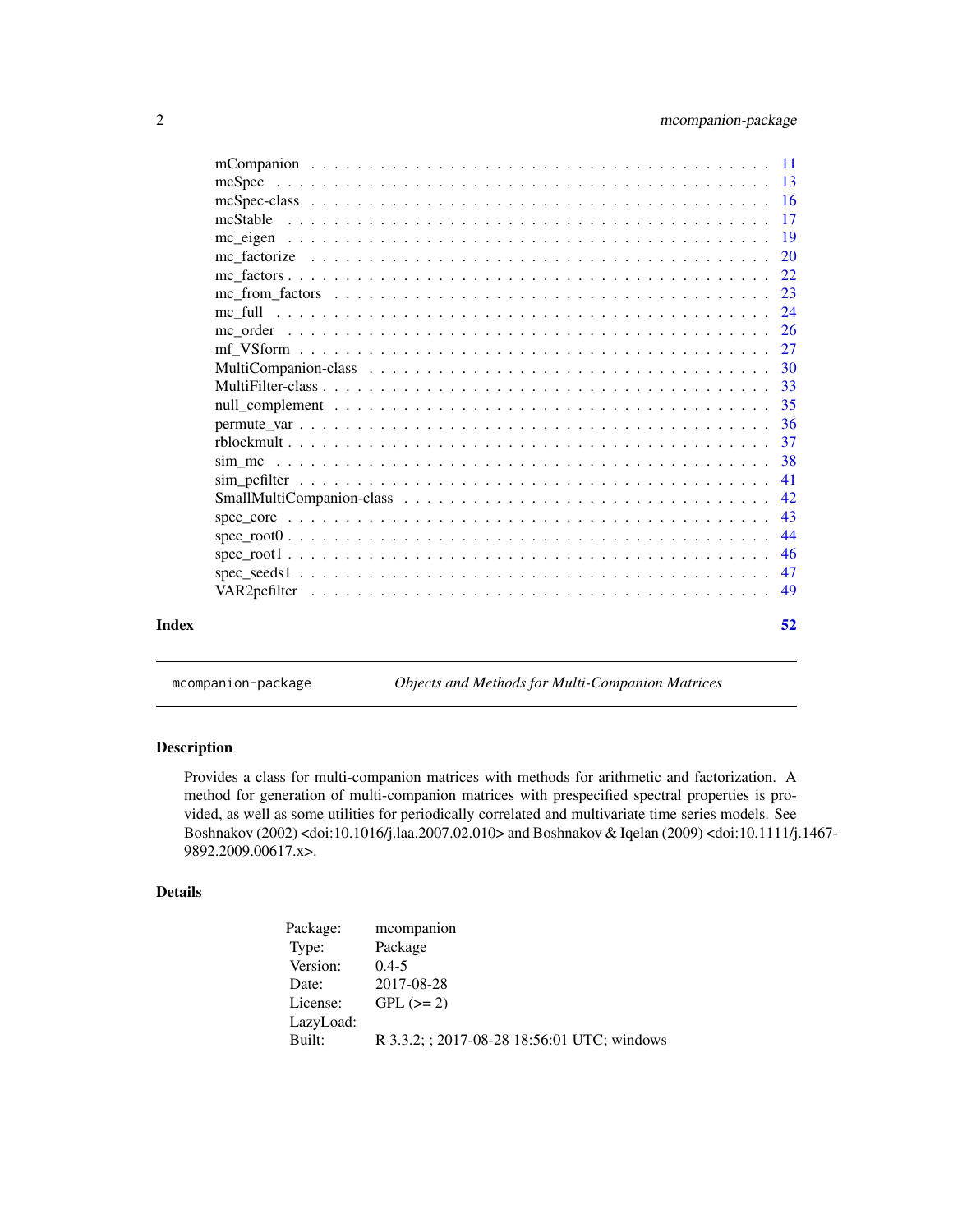mCompanion . . . . . . . . . . . . . . . . . . . . . . . . . . . . . . . . . . . . . 11
mcSpec . . . . . . . . . . . . . . . . . . . . . . . . . . . . . . . . . . . . . . . 13
mcSpec-class . . . . . . . . . . . . . . . . . . . . . . . . . . . . . . . . . . . . 16
mcStable . . . . . . . . . . . . . . . . . . . . . . . . . . . . . . . . . . . . . . 17
mc_eigen . . . . . . . . . . . . . . . . . . . . . . . . . . . . . . . . . . . . . . 19
mc_factorize . . . . . . . . . . . . . . . . . . . . . . . . . . . . . . . . . . . . 20
mc_factors . . . . . . . . . . . . . . . . . . . . . . . . . . . . . . . . . . . . . 22
mc_from_factors . . . . . . . . . . . . . . . . . . . . . . . . . . . . . . . . . . 23
mc_full . . . . . . . . . . . . . . . . . . . . . . . . . . . . . . . . . . . . . . . 24
mc_order . . . . . . . . . . . . . . . . . . . . . . . . . . . . . . . . . . . . . . 26
mf_VSform . . . . . . . . . . . . . . . . . . . . . . . . . . . . . . . . . . . . . 27
MultiCompanion-class . . . . . . . . . . . . . . . . . . . . . . . . . . . . . . . 30
MultiFilter-class . . . . . . . . . . . . . . . . . . . . . . . . . . . . . . . . . . 33
null_complement . . . . . . . . . . . . . . . . . . . . . . . . . . . . . . . . . . 35
permute_var . . . . . . . . . . . . . . . . . . . . . . . . . . . . . . . . . . . . 36
rblockmult . . . . . . . . . . . . . . . . . . . . . . . . . . . . . . . . . . . . . 37
sim_mc . . . . . . . . . . . . . . . . . . . . . . . . . . . . . . . . . . . . . . . 38
sim_pcfilter . . . . . . . . . . . . . . . . . . . . . . . . . . . . . . . . . . . . 41
SmallMultiCompanion-class . . . . . . . . . . . . . . . . . . . . . . . . . . . . 42
spec_core . . . . . . . . . . . . . . . . . . . . . . . . . . . . . . . . . . . . . 43
spec_root0 . . . . . . . . . . . . . . . . . . . . . . . . . . . . . . . . . . . . . 44
spec_root1 . . . . . . . . . . . . . . . . . . . . . . . . . . . . . . . . . . . . . 46
spec_seeds1 . . . . . . . . . . . . . . . . . . . . . . . . . . . . . . . . . . . . 47
VAR2pcfilter . . . . . . . . . . . . . . . . . . . . . . . . . . . . . . . . . . . . 49

**Index** 52

---

`mcompanion-package` *Objects and Methods for Multi-Companion Matrices*

---

## Description

Provides a class for multi-companion matrices with methods for arithmetic and factorization. A method for generation of multi-companion matrices with prespecified spectral properties is provided, as well as some utilities for periodically correlated and multivariate time series models. See Boshnakov (2002) <doi:10.1016/j.laa.2007.02.010> and Boshnakov & Iqelan (2009) <doi:10.1111/j.1467-9892.2009.00617.x>.

## Details

| | |
|---|---|
| Package: | mcompanion |
| Type: | Package |
| Version: | 0.4-5 |
| Date: | 2017-08-28 |
| License: | GPL (>= 2) |
| LazyLoad: | |
| Built: | R 3.3.2; ; 2017-08-28 18:56:01 UTC; windows |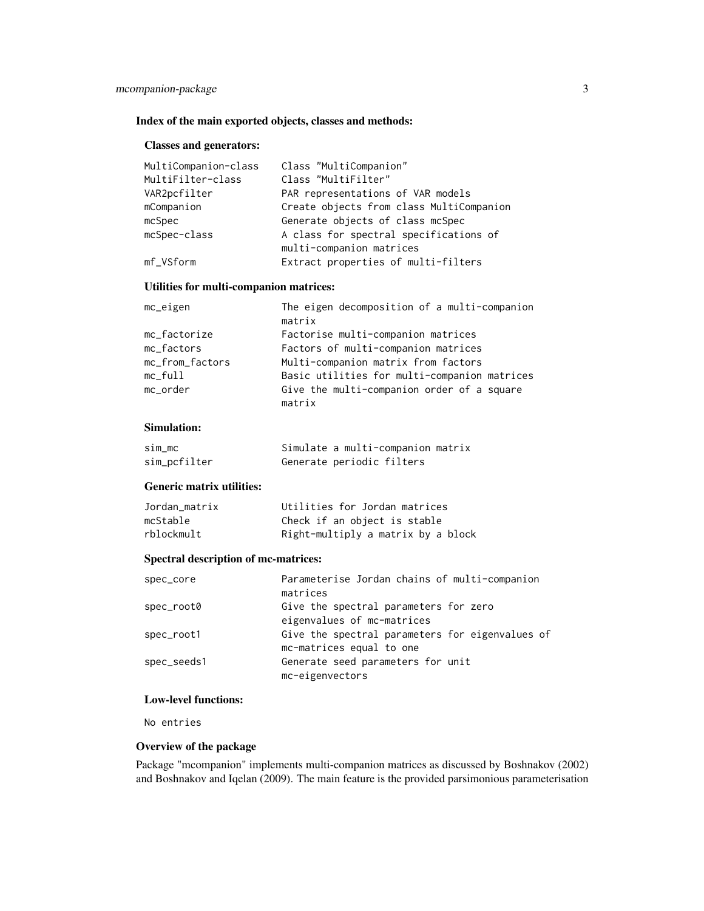### Index of the main exported objects, classes and methods:

#### Classes and generators:

| | |
|---|---|
| MultiCompanion-class | Class "MultiCompanion" |
| MultiFilter-class | Class "MultiFilter" |
| VAR2pcfilter | PAR representations of VAR models |
| mCompanion | Create objects from class MultiCompanion |
| mcSpec | Generate objects of class mcSpec |
| mcSpec-class | A class for spectral specifications of multi-companion matrices |
| mf_VSform | Extract properties of multi-filters |

#### Utilities for multi-companion matrices:

| | |
|---|---|
| mc_eigen | The eigen decomposition of a multi-companion matrix |
| mc_factorize | Factorise multi-companion matrices |
| mc_factors | Factors of multi-companion matrices |
| mc_from_factors | Multi-companion matrix from factors |
| mc_full | Basic utilities for multi-companion matrices |
| mc_order | Give the multi-companion order of a square matrix |

#### Simulation:

| | |
|---|---|
| sim_mc | Simulate a multi-companion matrix |
| sim_pcfilter | Generate periodic filters |

#### Generic matrix utilities:

| | |
|---|---|
| Jordan_matrix | Utilities for Jordan matrices |
| mcStable | Check if an object is stable |
| rblockmult | Right-multiply a matrix by a block |

#### Spectral description of mc-matrices:

| | |
|---|---|
| spec_core | Parameterise Jordan chains of multi-companion matrices |
| spec_root0 | Give the spectral parameters for zero eigenvalues of mc-matrices |
| spec_root1 | Give the spectral parameters for eigenvalues of mc-matrices equal to one |
| spec_seeds1 | Generate seed parameters for unit mc-eigenvectors |

#### Low-level functions:

No entries

### Overview of the package

Package "mcompanion" implements multi-companion matrices as discussed by Boshnakov (2002) and Boshnakov and Iqelan (2009). The main feature is the provided parsimonious parameterisation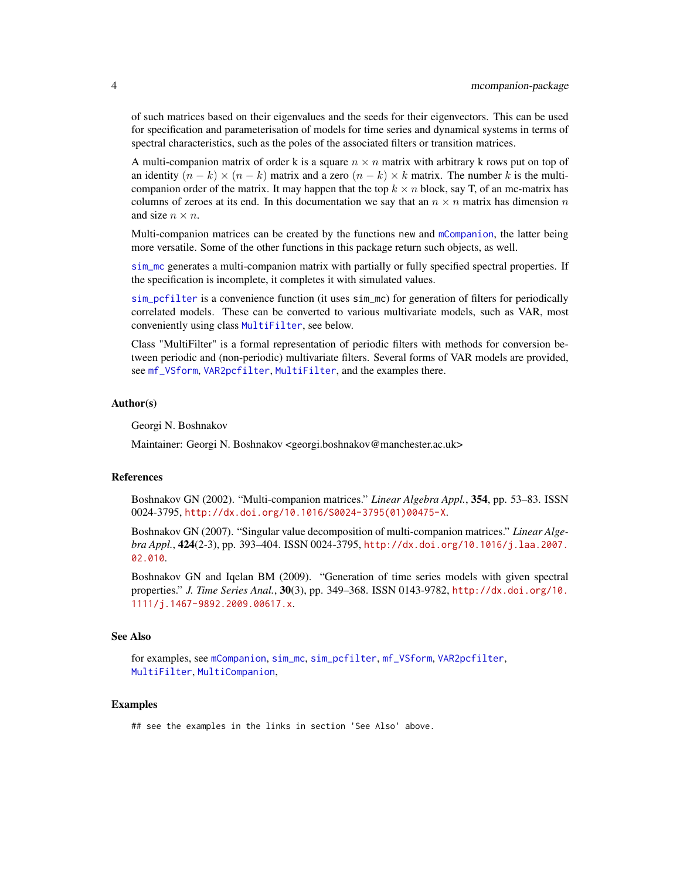of such matrices based on their eigenvalues and the seeds for their eigenvectors. This can be used for specification and parameterisation of models for time series and dynamical systems in terms of spectral characteristics, such as the poles of the associated filters or transition matrices.

A multi-companion matrix of order k is a square $n \times n$ matrix with arbitrary k rows put on top of an identity $(n-k) \times (n-k)$ matrix and a zero $(n-k) \times k$ matrix. The number $k$ is the multi-companion order of the matrix. It may happen that the top $k \times n$ block, say T, of an mc-matrix has columns of zeroes at its end. In this documentation we say that an $n \times n$ matrix has dimension $n$ and size $n \times n$.

Multi-companion matrices can be created by the functions `new` and `mCompanion`, the latter being more versatile. Some of the other functions in this package return such objects, as well.

`sim_mc` generates a multi-companion matrix with partially or fully specified spectral properties. If the specification is incomplete, it completes it with simulated values.

`sim_pcfilter` is a convenience function (it uses `sim_mc`) for generation of filters for periodically correlated models. These can be converted to various multivariate models, such as VAR, most conveniently using class `MultiFilter`, see below.

Class "MultiFilter" is a formal representation of periodic filters with methods for conversion between periodic and (non-periodic) multivariate filters. Several forms of VAR models are provided, see `mf_VSform`, `VAR2pcfilter`, `MultiFilter`, and the examples there.

## Author(s)

Georgi N. Boshnakov

Maintainer: Georgi N. Boshnakov <georgi.boshnakov@manchester.ac.uk>

## References

Boshnakov GN (2002). "Multi-companion matrices." *Linear Algebra Appl.*, **354**, pp. 53–83. ISSN 0024-3795, http://dx.doi.org/10.1016/S0024-3795(01)00475-X.

Boshnakov GN (2007). "Singular value decomposition of multi-companion matrices." *Linear Algebra Appl.*, **424**(2-3), pp. 393–404. ISSN 0024-3795, http://dx.doi.org/10.1016/j.laa.2007.02.010.

Boshnakov GN and Iqelan BM (2009). "Generation of time series models with given spectral properties." *J. Time Series Anal.*, **30**(3), pp. 349–368. ISSN 0143-9782, http://dx.doi.org/10.1111/j.1467-9892.2009.00617.x.

## See Also

for examples, see `mCompanion`, `sim_mc`, `sim_pcfilter`, `mf_VSform`, `VAR2pcfilter`, `MultiFilter`, `MultiCompanion`,

## Examples

```
## see the examples in the links in section 'See Also' above.
```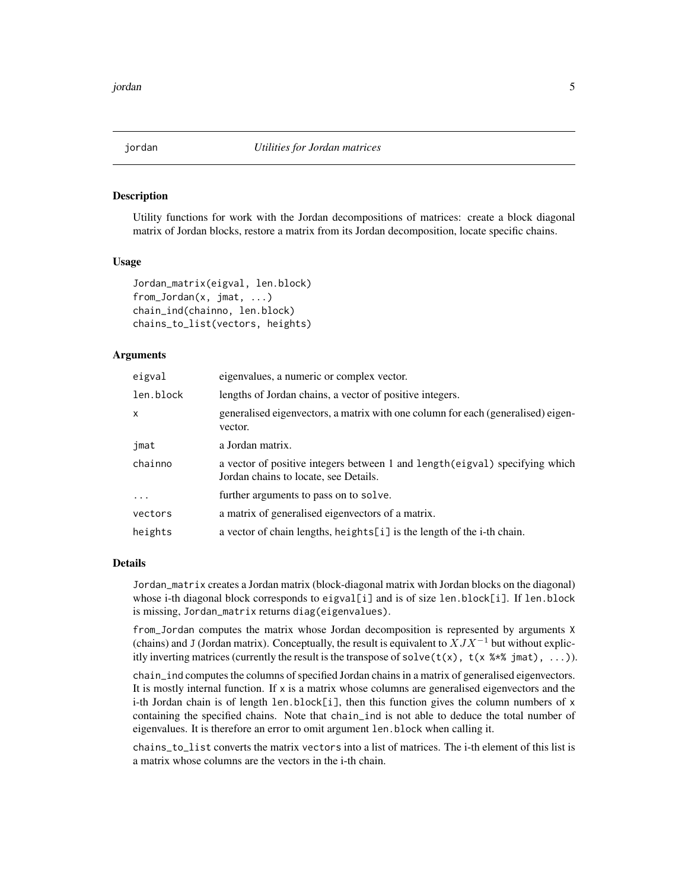# jordan    *Utilities for Jordan matrices*

## Description

Utility functions for work with the Jordan decompositions of matrices: create a block diagonal matrix of Jordan blocks, restore a matrix from its Jordan decomposition, locate specific chains.

## Usage

```
Jordan_matrix(eigval, len.block)
from_Jordan(x, jmat, ...)
chain_ind(chainno, len.block)
chains_to_list(vectors, heights)
```

## Arguments

| | |
|---|---|
| `eigval` | eigenvalues, a numeric or complex vector. |
| `len.block` | lengths of Jordan chains, a vector of positive integers. |
| `x` | generalised eigenvectors, a matrix with one column for each (generalised) eigenvector. |
| `jmat` | a Jordan matrix. |
| `chainno` | a vector of positive integers between 1 and `length(eigval)` specifying which Jordan chains to locate, see Details. |
| `...` | further arguments to pass on to `solve`. |
| `vectors` | a matrix of generalised eigenvectors of a matrix. |
| `heights` | a vector of chain lengths, `heights[i]` is the length of the i-th chain. |

## Details

`Jordan_matrix` creates a Jordan matrix (block-diagonal matrix with Jordan blocks on the diagonal) whose i-th diagonal block corresponds to `eigval[i]` and is of size `len.block[i]`. If `len.block` is missing, `Jordan_matrix` returns `diag(eigenvalues)`.

`from_Jordan` computes the matrix whose Jordan decomposition is represented by arguments `X` (chains) and `J` (Jordan matrix). Conceptually, the result is equivalent to $XJX^{-1}$ but without explicitly inverting matrices (currently the result is the transpose of `solve(t(x), t(x %*% jmat), ...)`).

`chain_ind` computes the columns of specified Jordan chains in a matrix of generalised eigenvectors. It is mostly internal function. If `x` is a matrix whose columns are generalised eigenvectors and the i-th Jordan chain is of length `len.block[i]`, then this function gives the column numbers of `x` containing the specified chains. Note that `chain_ind` is not able to deduce the total number of eigenvalues. It is therefore an error to omit argument `len.block` when calling it.

`chains_to_list` converts the matrix `vectors` into a list of matrices. The i-th element of this list is a matrix whose columns are the vectors in the i-th chain.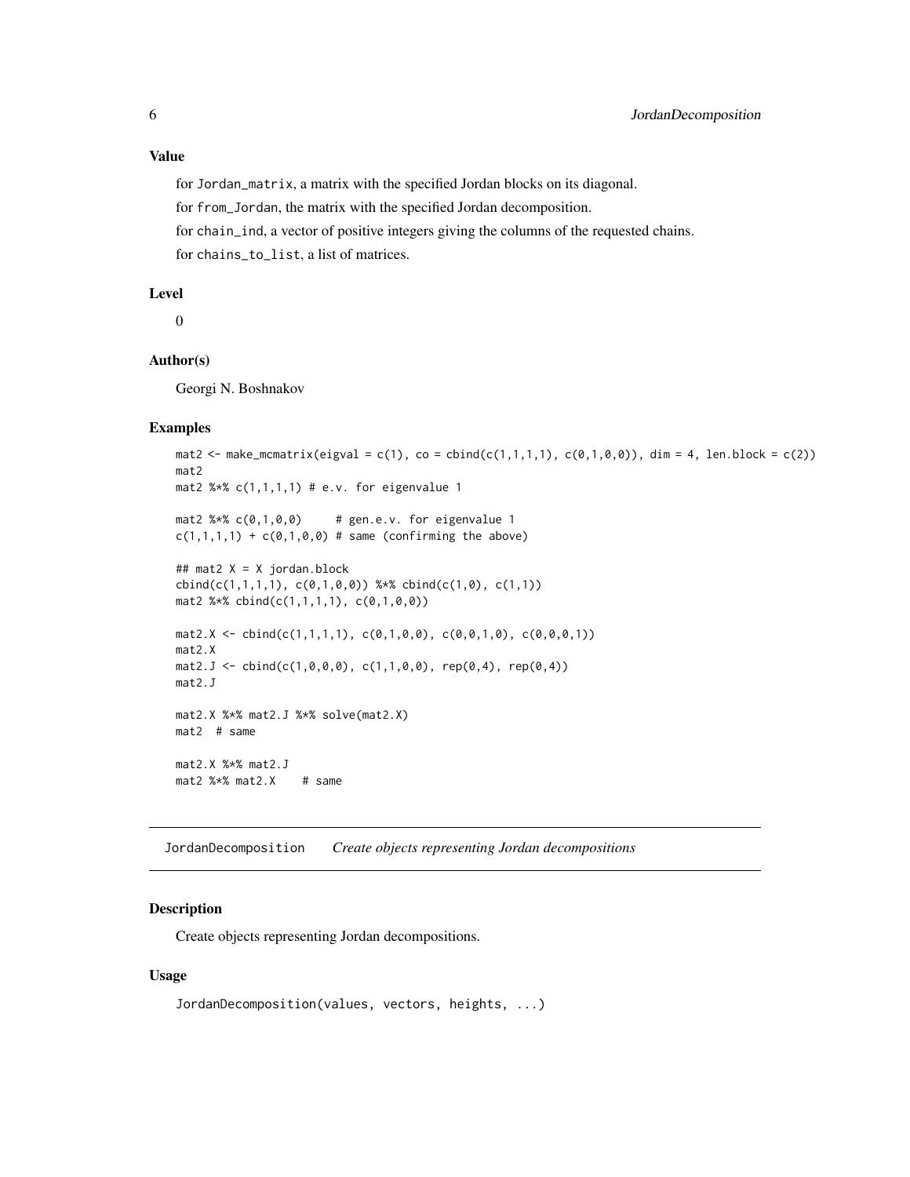### Value

for `Jordan_matrix`, a matrix with the specified Jordan blocks on its diagonal.

for `from_Jordan`, the matrix with the specified Jordan decomposition.

for `chain_ind`, a vector of positive integers giving the columns of the requested chains.

for `chains_to_list`, a list of matrices.

### Level

0

### Author(s)

Georgi N. Boshnakov

### Examples

```
mat2 <- make_mcmatrix(eigval = c(1), co = cbind(c(1,1,1,1), c(0,1,0,0)), dim = 4, len.block = c(2))
mat2
mat2 %*% c(1,1,1,1) # e.v. for eigenvalue 1

mat2 %*% c(0,1,0,0)     # gen.e.v. for eigenvalue 1
c(1,1,1,1) + c(0,1,0,0) # same (confirming the above)

## mat2 X = X jordan.block
cbind(c(1,1,1,1), c(0,1,0,0)) %*% cbind(c(1,0), c(1,1))
mat2 %*% cbind(c(1,1,1,1), c(0,1,0,0))

mat2.X <- cbind(c(1,1,1,1), c(0,1,0,0), c(0,0,1,0), c(0,0,0,1))
mat2.X
mat2.J <- cbind(c(1,0,0,0), c(1,1,0,0), rep(0,4), rep(0,4))
mat2.J

mat2.X %*% mat2.J %*% solve(mat2.X)
mat2  # same

mat2.X %*% mat2.J
mat2 %*% mat2.X    # same
```

---

## JordanDecomposition *Create objects representing Jordan decompositions*

### Description

Create objects representing Jordan decompositions.

### Usage

```
JordanDecomposition(values, vectors, heights, ...)
```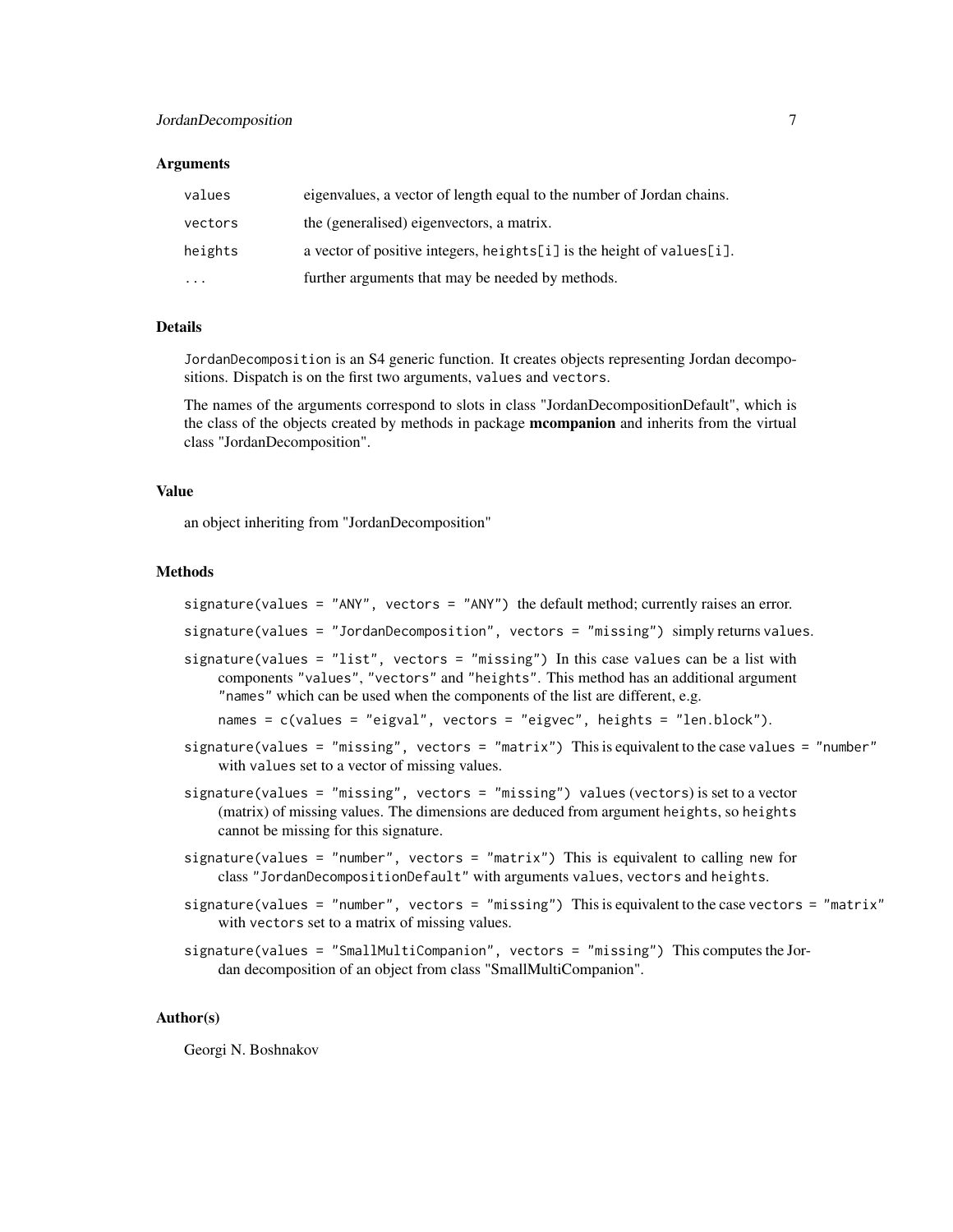## Arguments

| | |
|---|---|
| `values` | eigenvalues, a vector of length equal to the number of Jordan chains. |
| `vectors` | the (generalised) eigenvectors, a matrix. |
| `heights` | a vector of positive integers, `heights[i]` is the height of `values[i]`. |
| `...` | further arguments that may be needed by methods. |

## Details

`JordanDecomposition` is an S4 generic function. It creates objects representing Jordan decompositions. Dispatch is on the first two arguments, `values` and `vectors`.

The names of the arguments correspond to slots in class "JordanDecompositionDefault", which is the class of the objects created by methods in package **mcompanion** and inherits from the virtual class "JordanDecomposition".

## Value

an object inheriting from "JordanDecomposition"

## Methods

`signature(values = "ANY", vectors = "ANY")` the default method; currently raises an error.

`signature(values = "JordanDecomposition", vectors = "missing")` simply returns `values`.

`signature(values = "list", vectors = "missing")` In this case `values` can be a list with components `"values"`, `"vectors"` and `"heights"`. This method has an additional argument `"names"` which can be used when the components of the list are different, e.g.

`names = c(values = "eigval", vectors = "eigvec", heights = "len.block")`.

`signature(values = "missing", vectors = "matrix")` This is equivalent to the case `values = "number"` with `values` set to a vector of missing values.

`signature(values = "missing", vectors = "missing")` `values` (`vectors`) is set to a vector (matrix) of missing values. The dimensions are deduced from argument `heights`, so `heights` cannot be missing for this signature.

`signature(values = "number", vectors = "matrix")` This is equivalent to calling `new` for class `"JordanDecompositionDefault"` with arguments `values`, `vectors` and `heights`.

`signature(values = "number", vectors = "missing")` This is equivalent to the case `vectors = "matrix"` with `vectors` set to a matrix of missing values.

`signature(values = "SmallMultiCompanion", vectors = "missing")` This computes the Jordan decomposition of an object from class "SmallMultiCompanion".

## Author(s)

Georgi N. Boshnakov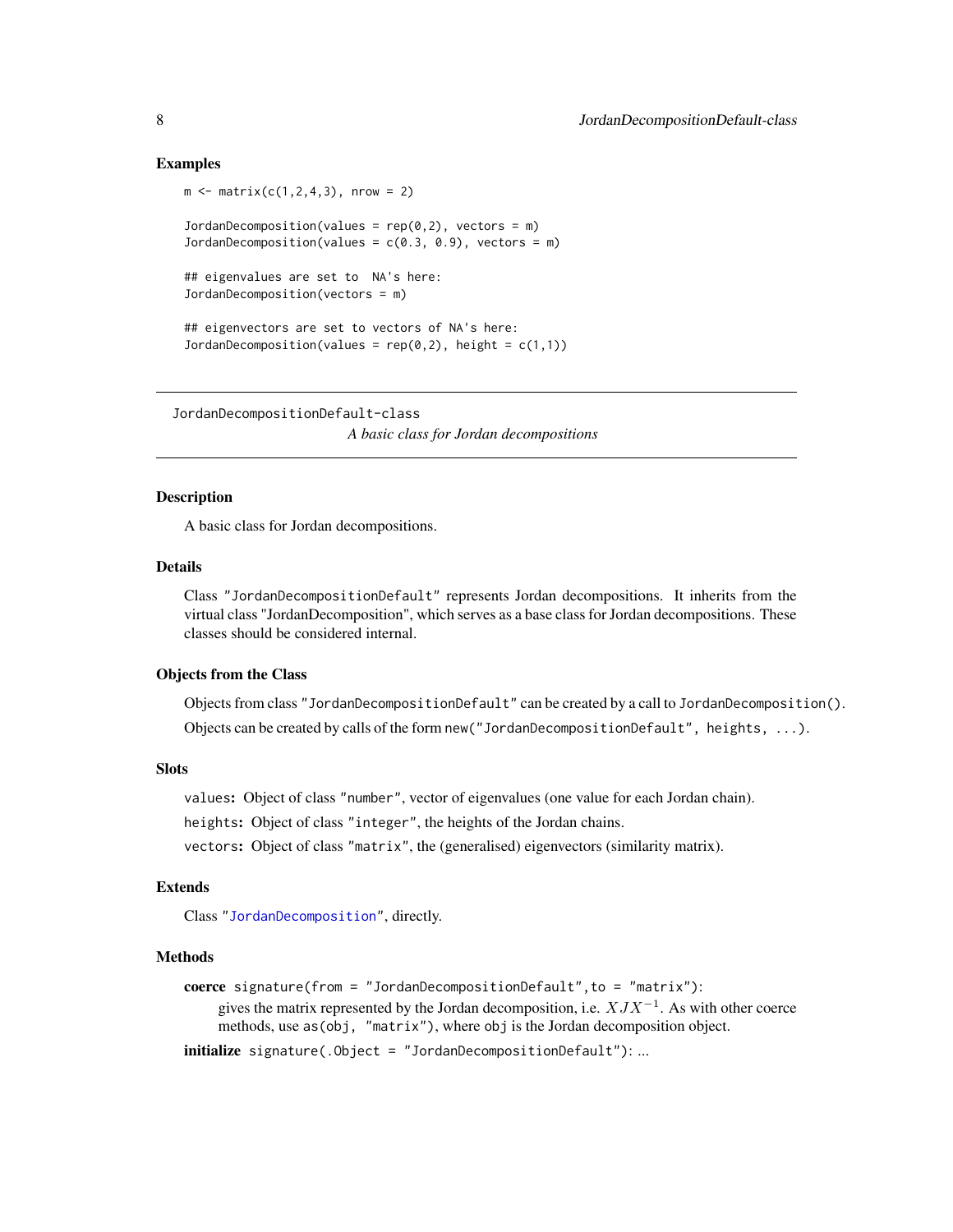### Examples

```
m <- matrix(c(1,2,4,3), nrow = 2)

JordanDecomposition(values = rep(0,2), vectors = m)
JordanDecomposition(values = c(0.3, 0.9), vectors = m)

## eigenvalues are set to  NA's here:
JordanDecomposition(vectors = m)

## eigenvectors are set to vectors of NA's here:
JordanDecomposition(values = rep(0,2), height = c(1,1))
```

---

## JordanDecompositionDefault-class

*A basic class for Jordan decompositions*

---

### Description

A basic class for Jordan decompositions.

### Details

Class `"JordanDecompositionDefault"` represents Jordan decompositions. It inherits from the virtual class "JordanDecomposition", which serves as a base class for Jordan decompositions. These classes should be considered internal.

### Objects from the Class

Objects from class `"JordanDecompositionDefault"` can be created by a call to `JordanDecomposition()`.

Objects can be created by calls of the form `new("JordanDecompositionDefault", heights, ...)`.

### Slots

`values`**:** Object of class `"number"`, vector of eigenvalues (one value for each Jordan chain).

`heights`**:** Object of class `"integer"`, the heights of the Jordan chains.

`vectors`**:** Object of class `"matrix"`, the (generalised) eigenvectors (similarity matrix).

### Extends

Class `"JordanDecomposition"`, directly.

### Methods

**coerce** `signature(from = "JordanDecompositionDefault",to = "matrix")`: gives the matrix represented by the Jordan decomposition, i.e. $XJX^{-1}$. As with other coerce methods, use `as(obj, "matrix")`, where `obj` is the Jordan decomposition object.

**initialize** `signature(.Object = "JordanDecompositionDefault")`: ...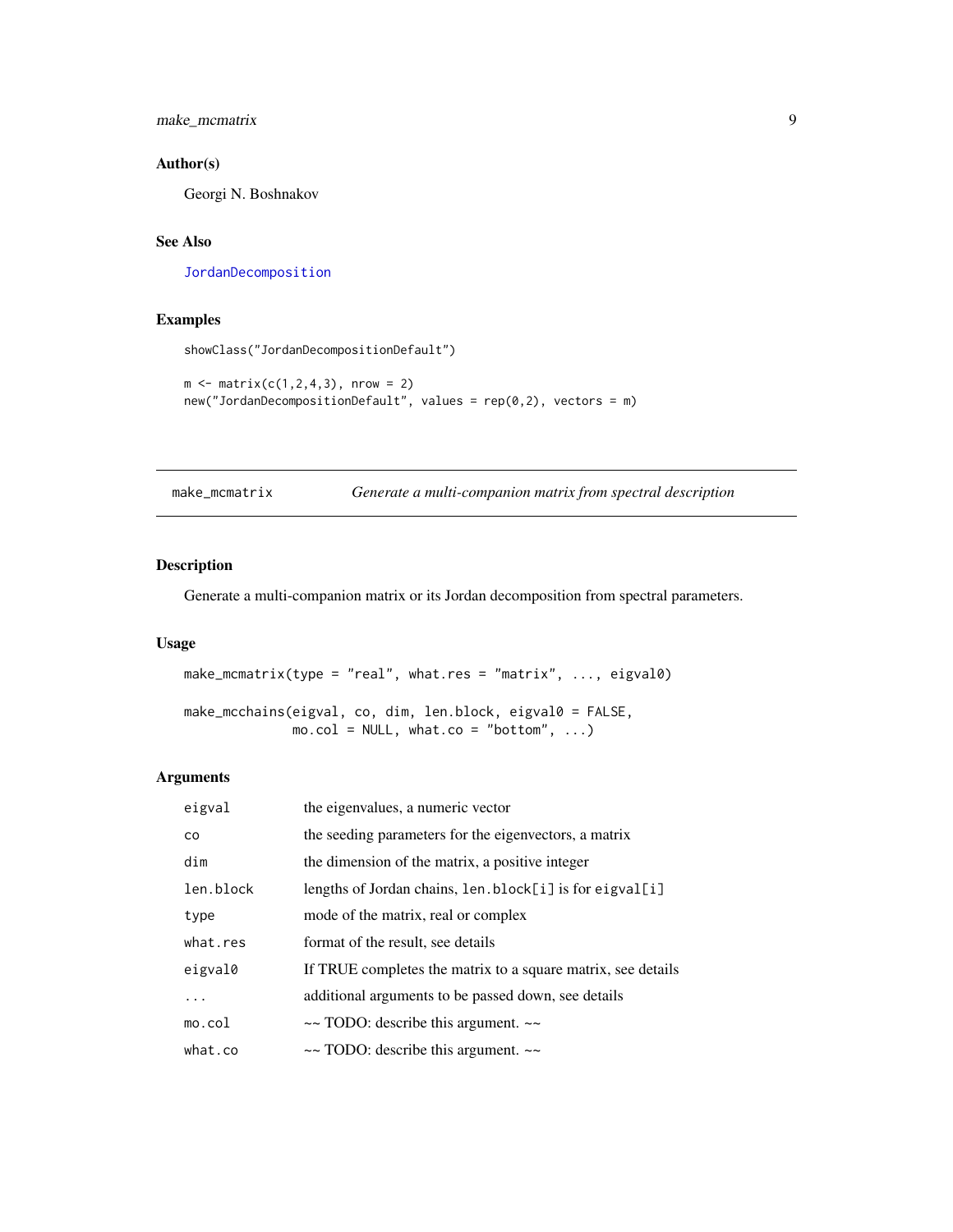## Author(s)

Georgi N. Boshnakov

## See Also

JordanDecomposition

## Examples

```
showClass("JordanDecompositionDefault")

m <- matrix(c(1,2,4,3), nrow = 2)
new("JordanDecompositionDefault", values = rep(0,2), vectors = m)
```

---

# make_mcmatrix *Generate a multi-companion matrix from spectral description*

---

## Description

Generate a multi-companion matrix or its Jordan decomposition from spectral parameters.

## Usage

```
make_mcmatrix(type = "real", what.res = "matrix", ..., eigval0)

make_mcchains(eigval, co, dim, len.block, eigval0 = FALSE,
              mo.col = NULL, what.co = "bottom", ...)
```

## Arguments

| | |
|---|---|
| eigval | the eigenvalues, a numeric vector |
| co | the seeding parameters for the eigenvectors, a matrix |
| dim | the dimension of the matrix, a positive integer |
| len.block | lengths of Jordan chains, len.block[i] is for eigval[i] |
| type | mode of the matrix, real or complex |
| what.res | format of the result, see details |
| eigval0 | If TRUE completes the matrix to a square matrix, see details |
| ... | additional arguments to be passed down, see details |
| mo.col | ~~ TODO: describe this argument. ~~ |
| what.co | ~~ TODO: describe this argument. ~~ |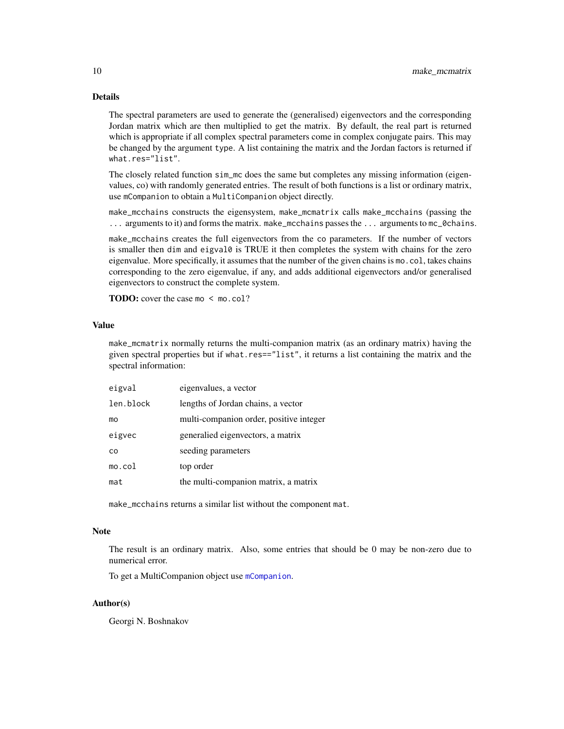## Details

The spectral parameters are used to generate the (generalised) eigenvectors and the corresponding Jordan matrix which are then multiplied to get the matrix. By default, the real part is returned which is appropriate if all complex spectral parameters come in complex conjugate pairs. This may be changed by the argument `type`. A list containing the matrix and the Jordan factors is returned if `what.res="list"`.

The closely related function `sim_mc` does the same but completes any missing information (eigenvalues, co) with randomly generated entries. The result of both functions is a list or ordinary matrix, use `mCompanion` to obtain a `MultiCompanion` object directly.

`make_mcchains` constructs the eigensystem, `make_mcmatrix` calls `make_mcchains` (passing the `...` arguments to it) and forms the matrix. `make_mcchains` passes the `...` arguments to `mc_0chains`.

`make_mcchains` creates the full eigenvectors from the `co` parameters. If the number of vectors is smaller then `dim` and `eigval0` is TRUE it then completes the system with chains for the zero eigenvalue. More specifically, it assumes that the number of the given chains is `mo.col`, takes chains corresponding to the zero eigenvalue, if any, and adds additional eigenvectors and/or generalised eigenvectors to construct the complete system.

**TODO:** cover the case `mo < mo.col`?

## Value

`make_mcmatrix` normally returns the multi-companion matrix (as an ordinary matrix) having the given spectral properties but if `what.res=="list"`, it returns a list containing the matrix and the spectral information:

| | |
|---|---|
| `eigval` | eigenvalues, a vector |
| `len.block` | lengths of Jordan chains, a vector |
| `mo` | multi-companion order, positive integer |
| `eigvec` | generalied eigenvectors, a matrix |
| `co` | seeding parameters |
| `mo.col` | top order |
| `mat` | the multi-companion matrix, a matrix |

`make_mcchains` returns a similar list without the component `mat`.

## Note

The result is an ordinary matrix. Also, some entries that should be 0 may be non-zero due to numerical error.

To get a MultiCompanion object use `mCompanion`.

## Author(s)

Georgi N. Boshnakov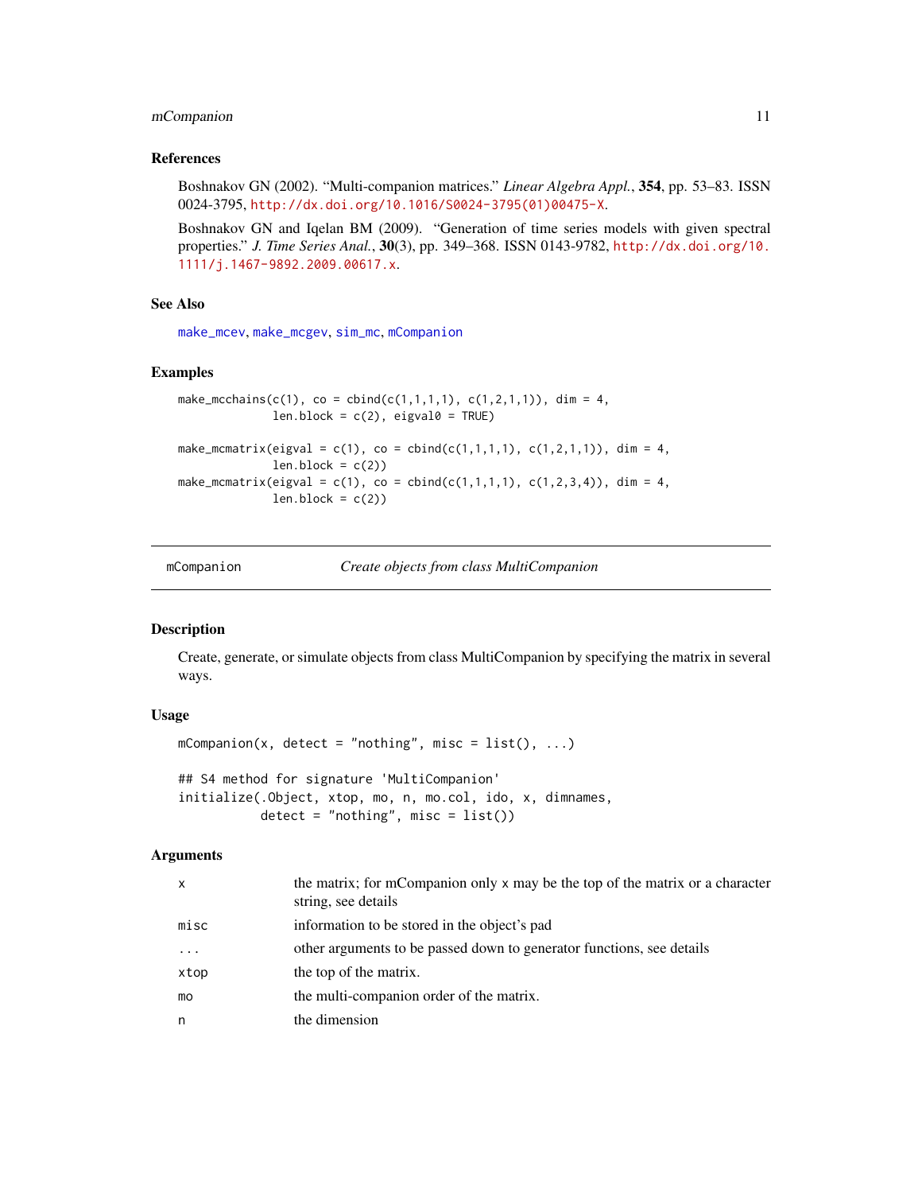### References

Boshnakov GN (2002). "Multi-companion matrices." *Linear Algebra Appl.*, **354**, pp. 53–83. ISSN 0024-3795, http://dx.doi.org/10.1016/S0024-3795(01)00475-X.

Boshnakov GN and Iqelan BM (2009). "Generation of time series models with given spectral properties." *J. Time Series Anal.*, **30**(3), pp. 349–368. ISSN 0143-9782, http://dx.doi.org/10.1111/j.1467-9892.2009.00617.x.

### See Also

make_mcev, make_mcgev, sim_mc, mCompanion

### Examples

```
make_mcchains(c(1), co = cbind(c(1,1,1,1), c(1,2,1,1)), dim = 4,
              len.block = c(2), eigval0 = TRUE)

make_mcmatrix(eigval = c(1), co = cbind(c(1,1,1,1), c(1,2,1,1)), dim = 4,
              len.block = c(2))
make_mcmatrix(eigval = c(1), co = cbind(c(1,1,1,1), c(1,2,3,4)), dim = 4,
              len.block = c(2))
```

---

## mCompanion — *Create objects from class MultiCompanion*

### Description

Create, generate, or simulate objects from class MultiCompanion by specifying the matrix in several ways.

### Usage

```
mCompanion(x, detect = "nothing", misc = list(), ...)

## S4 method for signature 'MultiCompanion'
initialize(.Object, xtop, mo, n, mo.col, ido, x, dimnames,
           detect = "nothing", misc = list())
```

### Arguments

| | |
|---|---|
| x | the matrix; for mCompanion only x may be the top of the matrix or a character string, see details |
| misc | information to be stored in the object's pad |
| ... | other arguments to be passed down to generator functions, see details |
| xtop | the top of the matrix. |
| mo | the multi-companion order of the matrix. |
| n | the dimension |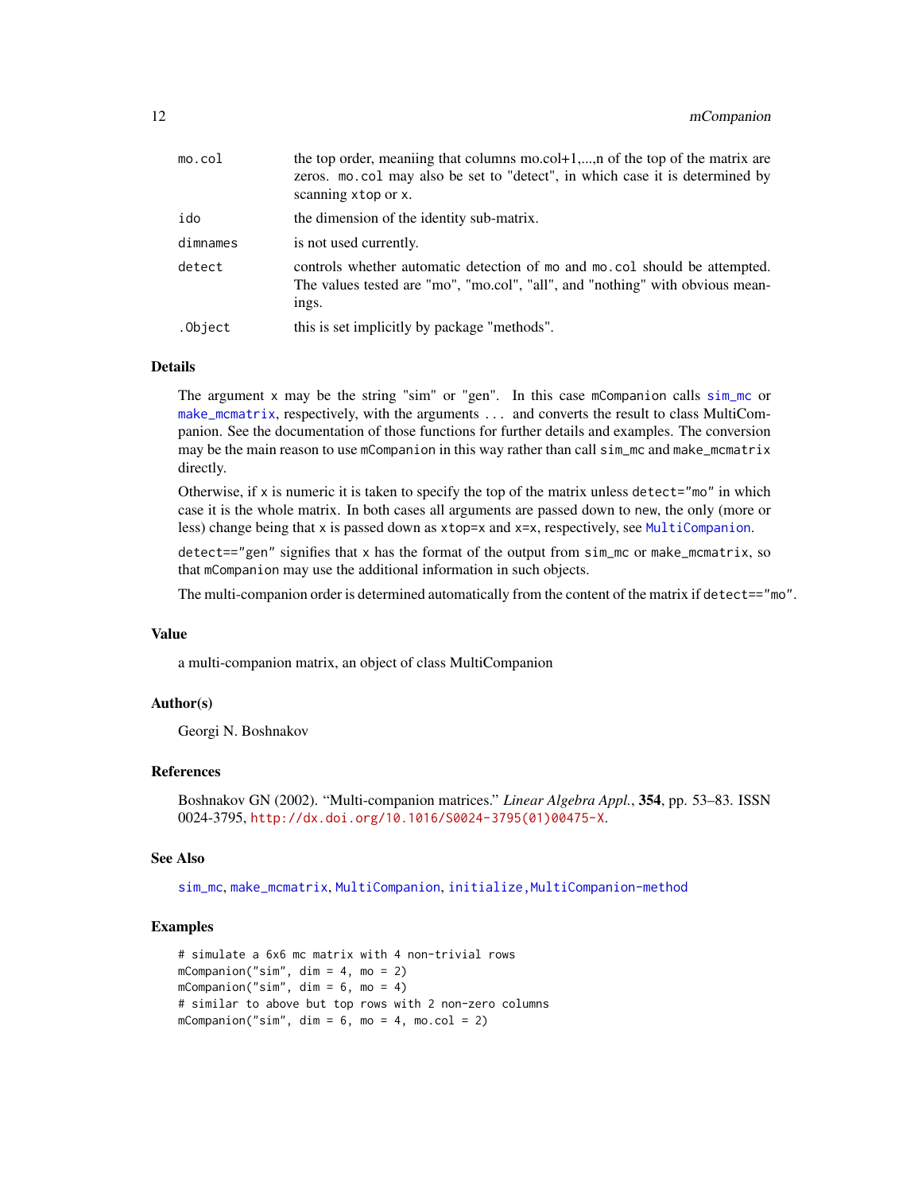| | |
|---|---|
| mo.col | the top order, meaniing that columns mo.col+1,...,n of the top of the matrix are zeros. mo.col may also be set to "detect", in which case it is determined by scanning xtop or x. |
| ido | the dimension of the identity sub-matrix. |
| dimnames | is not used currently. |
| detect | controls whether automatic detection of mo and mo.col should be attempted. The values tested are "mo", "mo.col", "all", and "nothing" with obvious meanings. |
| .Object | this is set implicitly by package "methods". |

### Details

The argument x may be the string "sim" or "gen". In this case mCompanion calls sim_mc or make_mcmatrix, respectively, with the arguments ... and converts the result to class MultiCompanion. See the documentation of those functions for further details and examples. The conversion may be the main reason to use mCompanion in this way rather than call sim_mc and make_mcmatrix directly.

Otherwise, if x is numeric it is taken to specify the top of the matrix unless detect="mo" in which case it is the whole matrix. In both cases all arguments are passed down to new, the only (more or less) change being that x is passed down as xtop=x and x=x, respectively, see MultiCompanion.

detect=="gen" signifies that x has the format of the output from sim_mc or make_mcmatrix, so that mCompanion may use the additional information in such objects.

The multi-companion order is determined automatically from the content of the matrix if detect=="mo".

### Value

a multi-companion matrix, an object of class MultiCompanion

### Author(s)

Georgi N. Boshnakov

### References

Boshnakov GN (2002). "Multi-companion matrices." *Linear Algebra Appl.*, **354**, pp. 53–83. ISSN 0024-3795, http://dx.doi.org/10.1016/S0024-3795(01)00475-X.

### See Also

sim_mc, make_mcmatrix, MultiCompanion, initialize,MultiCompanion-method

### Examples

```
# simulate a 6x6 mc matrix with 4 non-trivial rows
mCompanion("sim", dim = 4, mo = 2)
mCompanion("sim", dim = 6, mo = 4)
# similar to above but top rows with 2 non-zero columns
mCompanion("sim", dim = 6, mo = 4, mo.col = 2)
```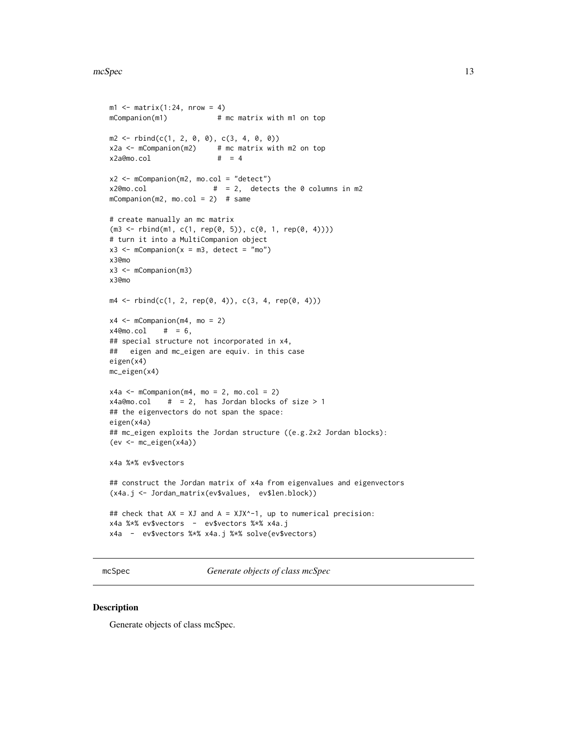```
m1 <- matrix(1:24, nrow = 4)
mCompanion(m1)           # mc matrix with m1 on top

m2 <- rbind(c(1, 2, 0, 0), c(3, 4, 0, 0))
x2a <- mCompanion(m2)     # mc matrix with m2 on top
x2a@mo.col               #  = 4

x2 <- mCompanion(m2, mo.col = "detect")
x2@mo.col                #  = 2,  detects the 0 columns in m2
mCompanion(m2, mo.col = 2)  # same

# create manually an mc matrix
(m3 <- rbind(m1, c(1, rep(0, 5)), c(0, 1, rep(0, 4))))
# turn it into a MultiCompanion object
x3 <- mCompanion(x = m3, detect = "mo")
x3@mo
x3 <- mCompanion(m3)
x3@mo

m4 <- rbind(c(1, 2, rep(0, 4)), c(3, 4, rep(0, 4)))

x4 <- mCompanion(m4, mo = 2)
x4@mo.col    #  = 6,
## special structure not incorporated in x4,
##   eigen and mc_eigen are equiv. in this case
eigen(x4)
mc_eigen(x4)

x4a <- mCompanion(m4, mo = 2, mo.col = 2)
x4a@mo.col    #  = 2,  has Jordan blocks of size > 1
## the eigenvectors do not span the space:
eigen(x4a)
## mc_eigen exploits the Jordan structure ((e.g.2x2 Jordan blocks):
(ev <- mc_eigen(x4a))

x4a %*% ev$vectors

## construct the Jordan matrix of x4a from eigenvalues and eigenvectors
(x4a.j <- Jordan_matrix(ev$values,  ev$len.block))

## check that AX = XJ and A = XJX^-1, up to numerical precision:
x4a %*% ev$vectors  -  ev$vectors %*% x4a.j
x4a  -  ev$vectors %*% x4a.j %*% solve(ev$vectors)
```

---

mcSpec *Generate objects of class mcSpec*

---

## Description

Generate objects of class mcSpec.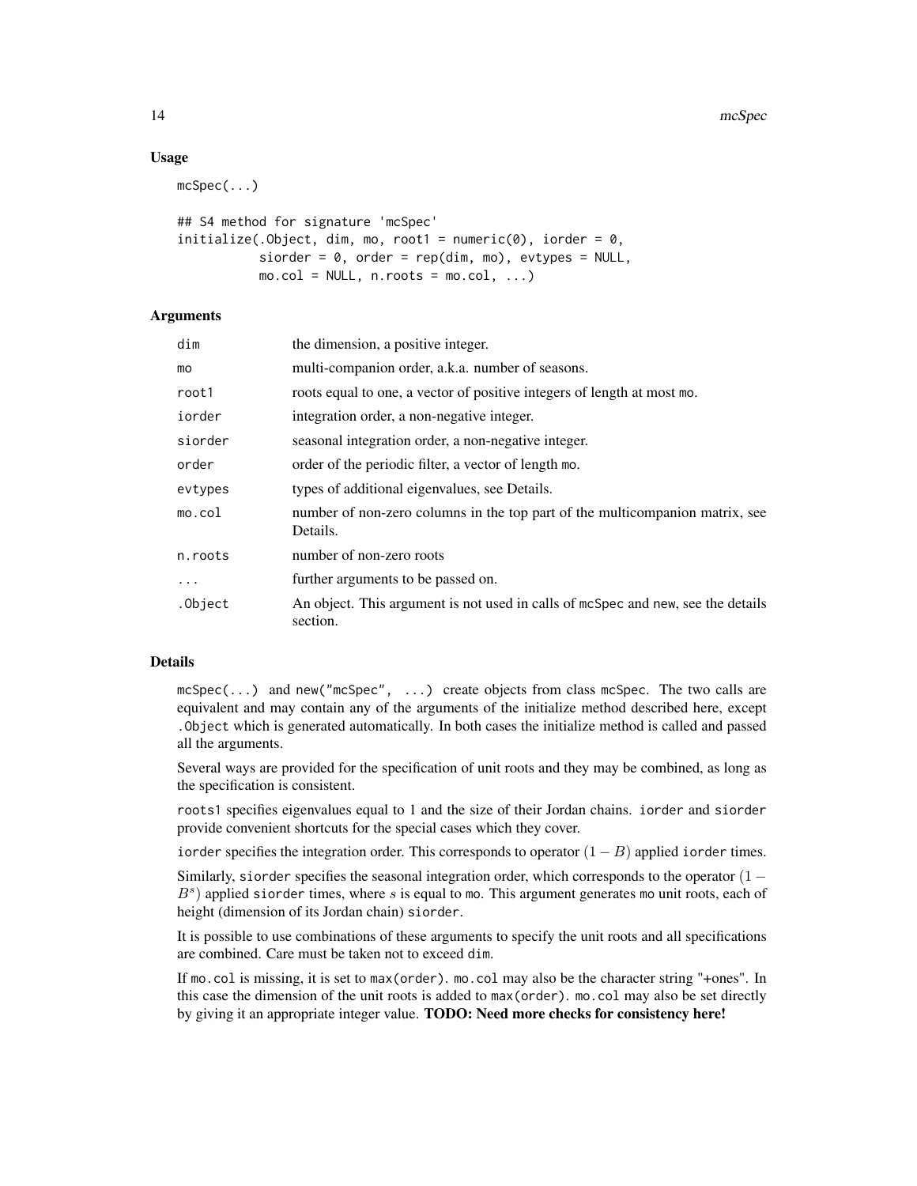## Usage

```
mcSpec(...)

## S4 method for signature 'mcSpec'
initialize(.Object, dim, mo, root1 = numeric(0), iorder = 0,
           siorder = 0, order = rep(dim, mo), evtypes = NULL,
           mo.col = NULL, n.roots = mo.col, ...)
```

## Arguments

| | |
|---|---|
| `dim` | the dimension, a positive integer. |
| `mo` | multi-companion order, a.k.a. number of seasons. |
| `root1` | roots equal to one, a vector of positive integers of length at most `mo`. |
| `iorder` | integration order, a non-negative integer. |
| `siorder` | seasonal integration order, a non-negative integer. |
| `order` | order of the periodic filter, a vector of length `mo`. |
| `evtypes` | types of additional eigenvalues, see Details. |
| `mo.col` | number of non-zero columns in the top part of the multicompanion matrix, see Details. |
| `n.roots` | number of non-zero roots |
| `...` | further arguments to be passed on. |
| `.Object` | An object. This argument is not used in calls of `mcSpec` and `new`, see the details section. |

## Details

`mcSpec(...)` and `new("mcSpec", ...)` create objects from class `mcSpec`. The two calls are equivalent and may contain any of the arguments of the initialize method described here, except `.Object` which is generated automatically. In both cases the initialize method is called and passed all the arguments.

Several ways are provided for the specification of unit roots and they may be combined, as long as the specification is consistent.

`roots1` specifies eigenvalues equal to 1 and the size of their Jordan chains. `iorder` and `siorder` provide convenient shortcuts for the special cases which they cover.

`iorder` specifies the integration order. This corresponds to operator $(1 - B)$ applied `iorder` times.

Similarly, `siorder` specifies the seasonal integration order, which corresponds to the operator $(1 - B^s)$ applied `siorder` times, where $s$ is equal to `mo`. This argument generates `mo` unit roots, each of height (dimension of its Jordan chain) `siorder`.

It is possible to use combinations of these arguments to specify the unit roots and all specifications are combined. Care must be taken not to exceed `dim`.

If `mo.col` is missing, it is set to `max(order)`. `mo.col` may also be the character string "+ones". In this case the dimension of the unit roots is added to `max(order)`. `mo.col` may also be set directly by giving it an appropriate integer value. **TODO: Need more checks for consistency here!**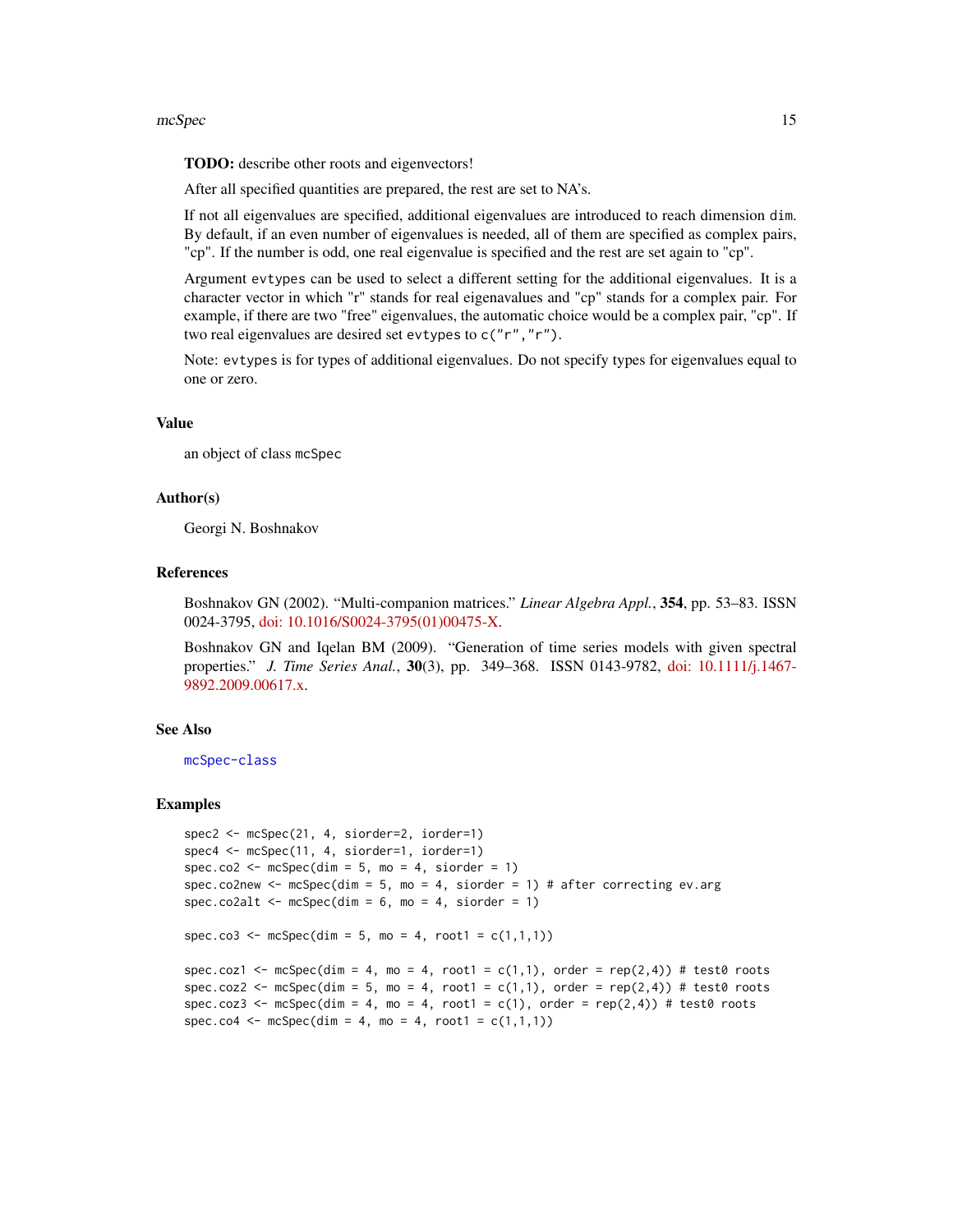**TODO:** describe other roots and eigenvectors!

After all specified quantities are prepared, the rest are set to NA's.

If not all eigenvalues are specified, additional eigenvalues are introduced to reach dimension `dim`. By default, if an even number of eigenvalues is needed, all of them are specified as complex pairs, "cp". If the number is odd, one real eigenvalue is specified and the rest are set again to "cp".

Argument `evtypes` can be used to select a different setting for the additional eigenvalues. It is a character vector in which "r" stands for real eigenavalues and "cp" stands for a complex pair. For example, if there are two "free" eigenvalues, the automatic choice would be a complex pair, "cp". If two real eigenvalues are desired set `evtypes` to `c("r","r")`.

Note: `evtypes` is for types of additional eigenvalues. Do not specify types for eigenvalues equal to one or zero.

## Value

an object of class `mcSpec`

## Author(s)

Georgi N. Boshnakov

## References

Boshnakov GN (2002). "Multi-companion matrices." *Linear Algebra Appl.*, **354**, pp. 53–83. ISSN 0024-3795, doi: 10.1016/S0024-3795(01)00475-X.

Boshnakov GN and Iqelan BM (2009). "Generation of time series models with given spectral properties." *J. Time Series Anal.*, **30**(3), pp. 349–368. ISSN 0143-9782, doi: 10.1111/j.1467-9892.2009.00617.x.

## See Also

`mcSpec-class`

## Examples

```
spec2 <- mcSpec(21, 4, siorder=2, iorder=1)
spec4 <- mcSpec(11, 4, siorder=1, iorder=1)
spec.co2 <- mcSpec(dim = 5, mo = 4, siorder = 1)
spec.co2new <- mcSpec(dim = 5, mo = 4, siorder = 1) # after correcting ev.arg
spec.co2alt <- mcSpec(dim = 6, mo = 4, siorder = 1)

spec.co3 <- mcSpec(dim = 5, mo = 4, root1 = c(1,1,1))

spec.coz1 <- mcSpec(dim = 4, mo = 4, root1 = c(1,1), order = rep(2,4)) # test0 roots
spec.coz2 <- mcSpec(dim = 5, mo = 4, root1 = c(1,1), order = rep(2,4)) # test0 roots
spec.coz3 <- mcSpec(dim = 4, mo = 4, root1 = c(1), order = rep(2,4)) # test0 roots
spec.co4 <- mcSpec(dim = 4, mo = 4, root1 = c(1,1,1))
```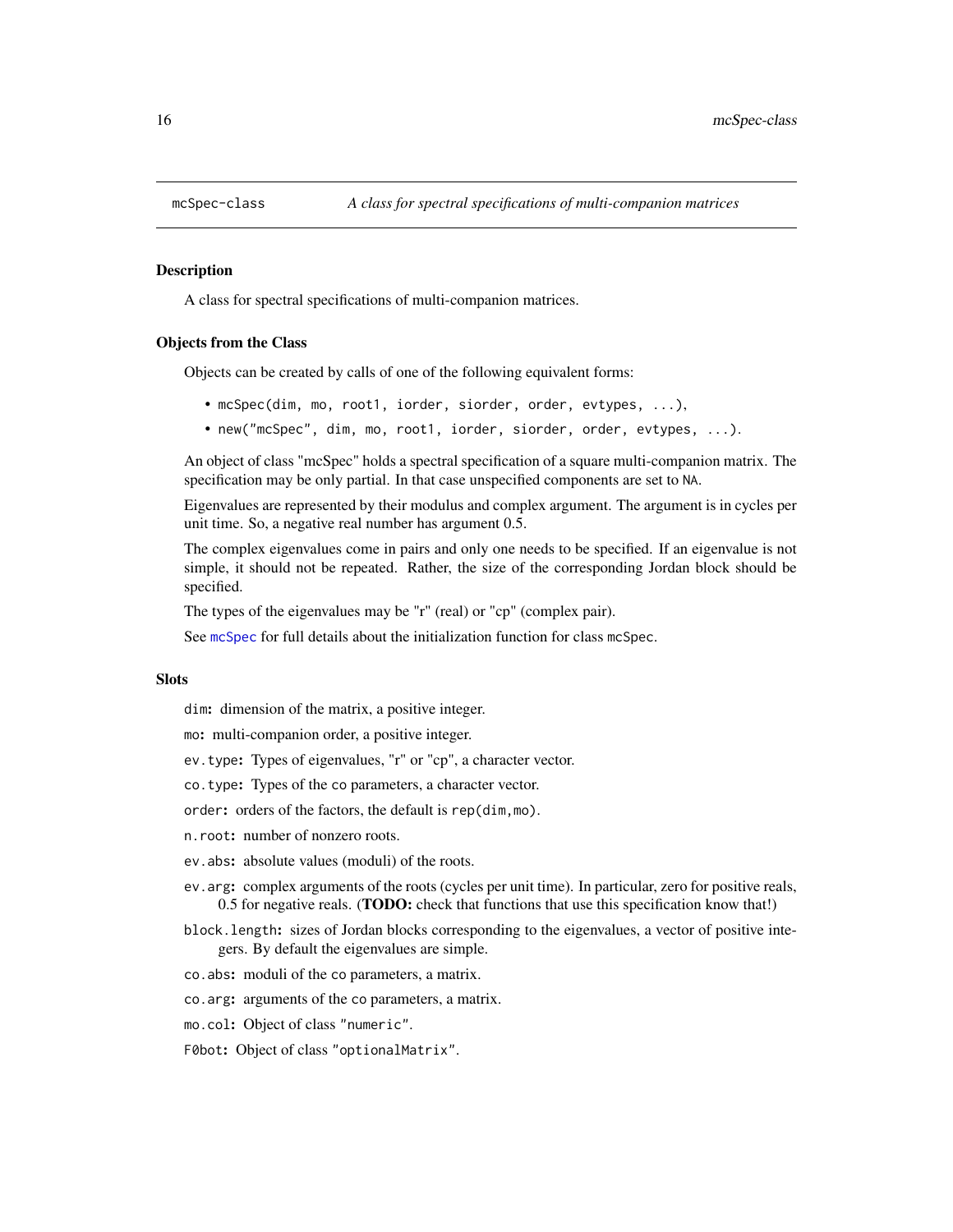mcSpec-class *A class for spectral specifications of multi-companion matrices*

## Description

A class for spectral specifications of multi-companion matrices.

## Objects from the Class

Objects can be created by calls of one of the following equivalent forms:

- `mcSpec(dim, mo, root1, iorder, siorder, order, evtypes, ...)`,
- `new("mcSpec", dim, mo, root1, iorder, siorder, order, evtypes, ...)`.

An object of class "mcSpec" holds a spectral specification of a square multi-companion matrix. The specification may be only partial. In that case unspecified components are set to `NA`.

Eigenvalues are represented by their modulus and complex argument. The argument is in cycles per unit time. So, a negative real number has argument 0.5.

The complex eigenvalues come in pairs and only one needs to be specified. If an eigenvalue is not simple, it should not be repeated. Rather, the size of the corresponding Jordan block should be specified.

The types of the eigenvalues may be "r" (real) or "cp" (complex pair).

See mcSpec for full details about the initialization function for class `mcSpec`.

## Slots

`dim`**:** dimension of the matrix, a positive integer.

`mo`**:** multi-companion order, a positive integer.

`ev.type`**:** Types of eigenvalues, "r" or "cp", a character vector.

`co.type`**:** Types of the `co` parameters, a character vector.

`order`**:** orders of the factors, the default is `rep(dim,mo)`.

`n.root`**:** number of nonzero roots.

`ev.abs`**:** absolute values (moduli) of the roots.

`ev.arg`**:** complex arguments of the roots (cycles per unit time). In particular, zero for positive reals, 0.5 for negative reals. (**TODO:** check that functions that use this specification know that!)

`block.length`**:** sizes of Jordan blocks corresponding to the eigenvalues, a vector of positive integers. By default the eigenvalues are simple.

`co.abs`**:** moduli of the `co` parameters, a matrix.

`co.arg`**:** arguments of the `co` parameters, a matrix.

`mo.col`**:** Object of class `"numeric"`.

`F0bot`**:** Object of class `"optionalMatrix"`.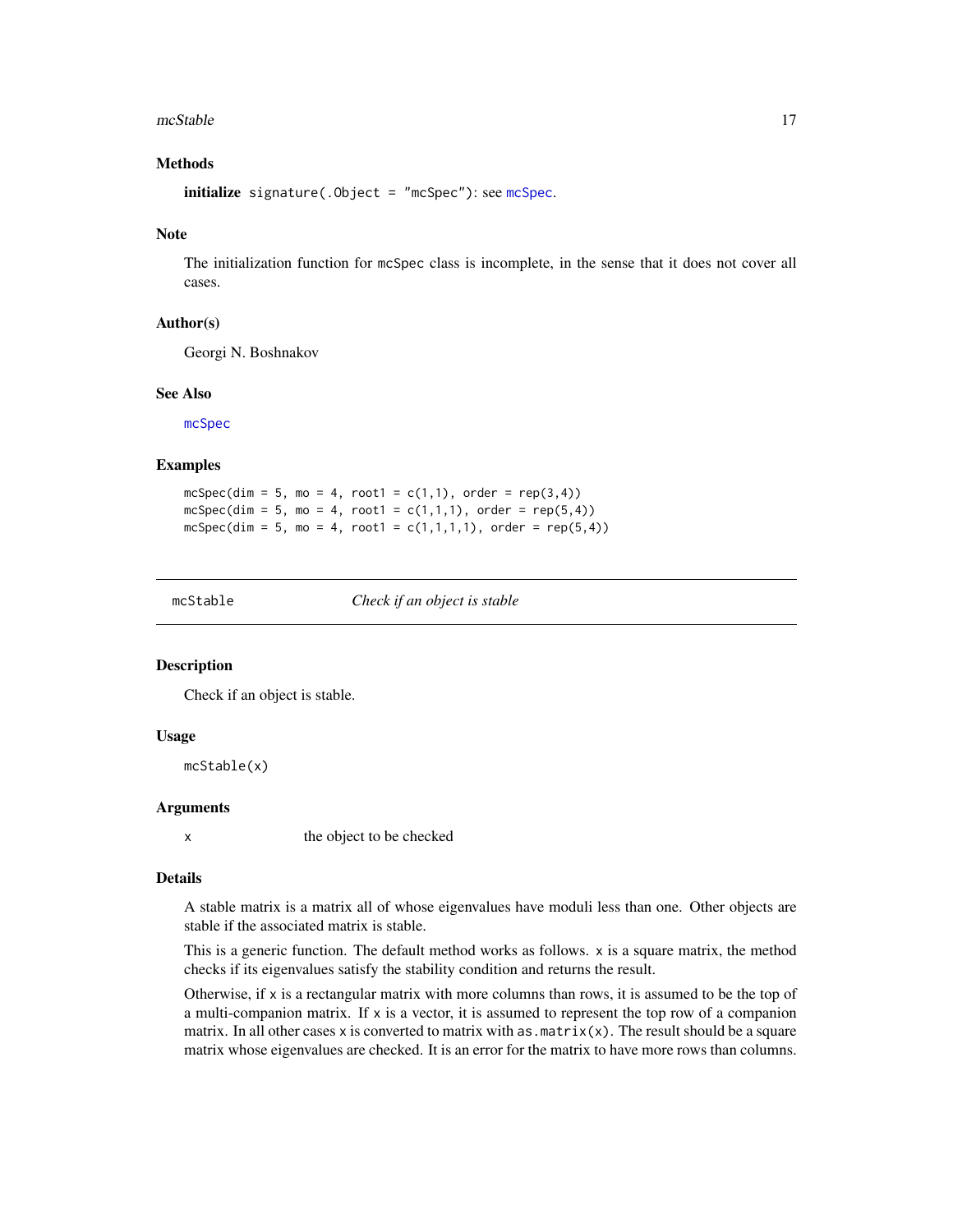### Methods

**initialize** `signature(.Object = "mcSpec")`: see mcSpec.

### Note

The initialization function for `mcSpec` class is incomplete, in the sense that it does not cover all cases.

### Author(s)

Georgi N. Boshnakov

### See Also

mcSpec

### Examples

```
mcSpec(dim = 5, mo = 4, root1 = c(1,1), order = rep(3,4))
mcSpec(dim = 5, mo = 4, root1 = c(1,1,1), order = rep(5,4))
mcSpec(dim = 5, mo = 4, root1 = c(1,1,1,1), order = rep(5,4))
```

---

## mcStable — *Check if an object is stable*

---

### Description

Check if an object is stable.

### Usage

```
mcStable(x)
```

### Arguments

| | |
|---|---|
| x | the object to be checked |

### Details

A stable matrix is a matrix all of whose eigenvalues have moduli less than one. Other objects are stable if the associated matrix is stable.

This is a generic function. The default method works as follows. `x` is a square matrix, the method checks if its eigenvalues satisfy the stability condition and returns the result.

Otherwise, if `x` is a rectangular matrix with more columns than rows, it is assumed to be the top of a multi-companion matrix. If `x` is a vector, it is assumed to represent the top row of a companion matrix. In all other cases `x` is converted to matrix with `as.matrix(x)`. The result should be a square matrix whose eigenvalues are checked. It is an error for the matrix to have more rows than columns.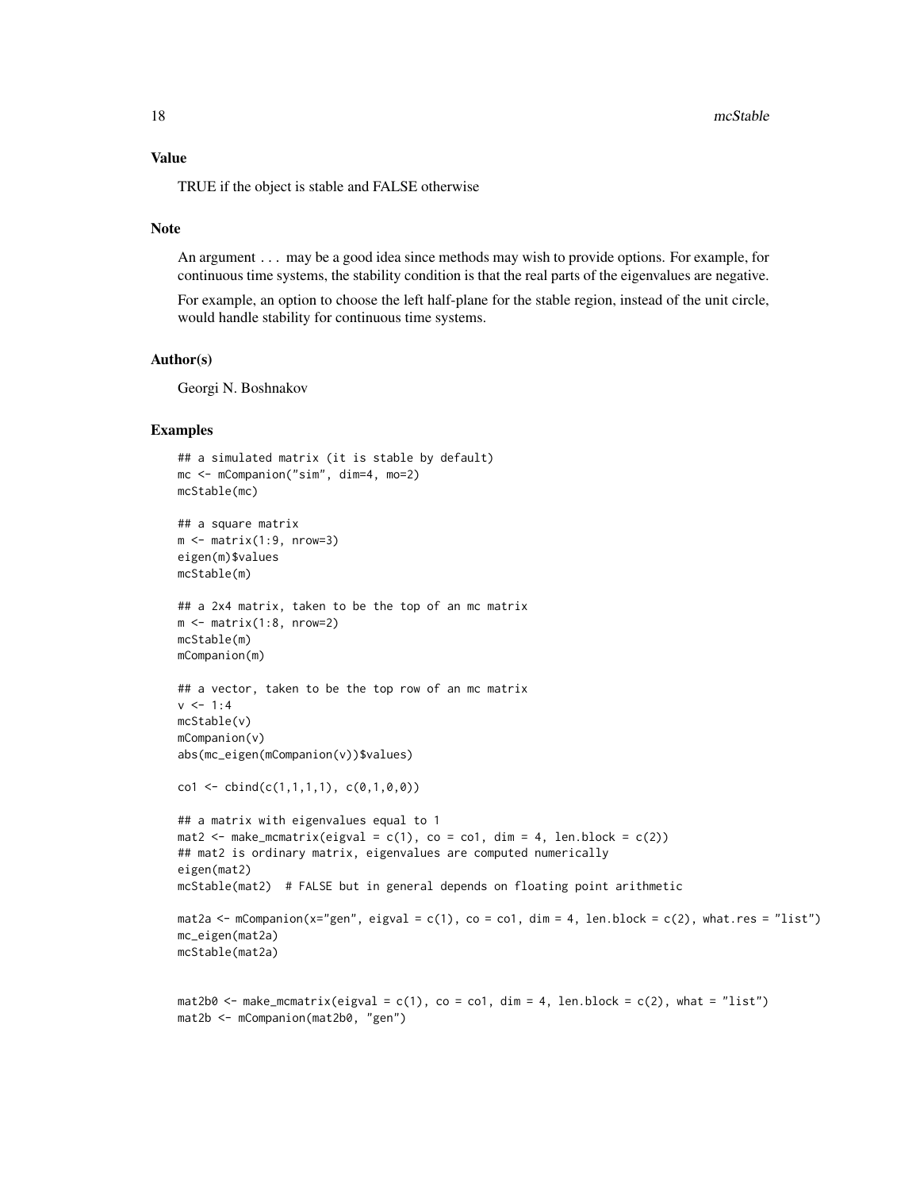### Value

TRUE if the object is stable and FALSE otherwise

### Note

An argument ... may be a good idea since methods may wish to provide options. For example, for continuous time systems, the stability condition is that the real parts of the eigenvalues are negative.

For example, an option to choose the left half-plane for the stable region, instead of the unit circle, would handle stability for continuous time systems.

### Author(s)

Georgi N. Boshnakov

### Examples

```
## a simulated matrix (it is stable by default)
mc <- mCompanion("sim", dim=4, mo=2)
mcStable(mc)

## a square matrix
m <- matrix(1:9, nrow=3)
eigen(m)$values
mcStable(m)

## a 2x4 matrix, taken to be the top of an mc matrix
m <- matrix(1:8, nrow=2)
mcStable(m)
mCompanion(m)

## a vector, taken to be the top row of an mc matrix
v <- 1:4
mcStable(v)
mCompanion(v)
abs(mc_eigen(mCompanion(v))$values)

co1 <- cbind(c(1,1,1,1), c(0,1,0,0))

## a matrix with eigenvalues equal to 1
mat2 <- make_mcmatrix(eigval = c(1), co = co1, dim = 4, len.block = c(2))
## mat2 is ordinary matrix, eigenvalues are computed numerically
eigen(mat2)
mcStable(mat2)  # FALSE but in general depends on floating point arithmetic

mat2a <- mCompanion(x="gen", eigval = c(1), co = co1, dim = 4, len.block = c(2), what.res = "list")
mc_eigen(mat2a)
mcStable(mat2a)


mat2b0 <- make_mcmatrix(eigval = c(1), co = co1, dim = 4, len.block = c(2), what = "list")
mat2b <- mCompanion(mat2b0, "gen")
```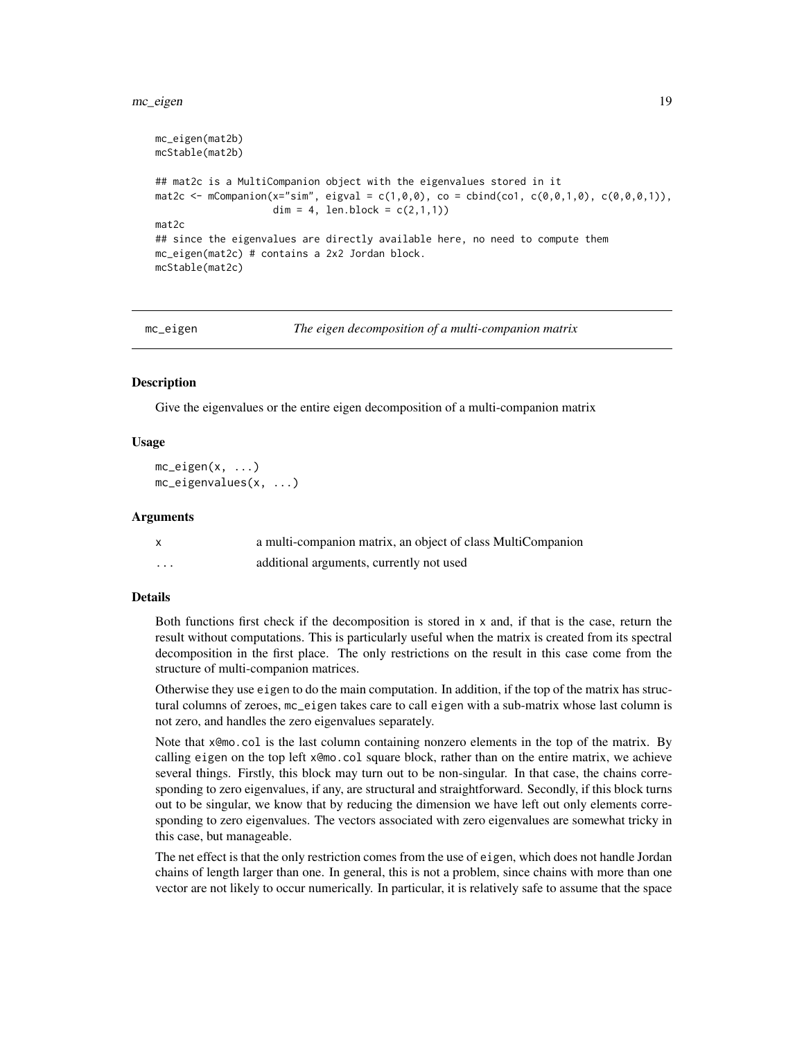```
mc_eigen(mat2b)
mcStable(mat2b)

## mat2c is a MultiCompanion object with the eigenvalues stored in it
mat2c <- mCompanion(x="sim", eigval = c(1,0,0), co = cbind(co1, c(0,0,1,0), c(0,0,0,1)),
                    dim = 4, len.block = c(2,1,1))
mat2c
## since the eigenvalues are directly available here, no need to compute them
mc_eigen(mat2c) # contains a 2x2 Jordan block.
mcStable(mat2c)
```

---

## mc_eigen — *The eigen decomposition of a multi-companion matrix*

---

### Description

Give the eigenvalues or the entire eigen decomposition of a multi-companion matrix

### Usage

```
mc_eigen(x, ...)
mc_eigenvalues(x, ...)
```

### Arguments

| | |
|---|---|
| x | a multi-companion matrix, an object of class MultiCompanion |
| ... | additional arguments, currently not used |

### Details

Both functions first check if the decomposition is stored in `x` and, if that is the case, return the result without computations. This is particularly useful when the matrix is created from its spectral decomposition in the first place. The only restrictions on the result in this case come from the structure of multi-companion matrices.

Otherwise they use `eigen` to do the main computation. In addition, if the top of the matrix has structural columns of zeroes, `mc_eigen` takes care to call `eigen` with a sub-matrix whose last column is not zero, and handles the zero eigenvalues separately.

Note that `x@mo.col` is the last column containing nonzero elements in the top of the matrix. By calling `eigen` on the top left `x@mo.col` square block, rather than on the entire matrix, we achieve several things. Firstly, this block may turn out to be non-singular. In that case, the chains corresponding to zero eigenvalues, if any, are structural and straightforward. Secondly, if this block turns out to be singular, we know that by reducing the dimension we have left out only elements corresponding to zero eigenvalues. The vectors associated with zero eigenvalues are somewhat tricky in this case, but manageable.

The net effect is that the only restriction comes from the use of `eigen`, which does not handle Jordan chains of length larger than one. In general, this is not a problem, since chains with more than one vector are not likely to occur numerically. In particular, it is relatively safe to assume that the space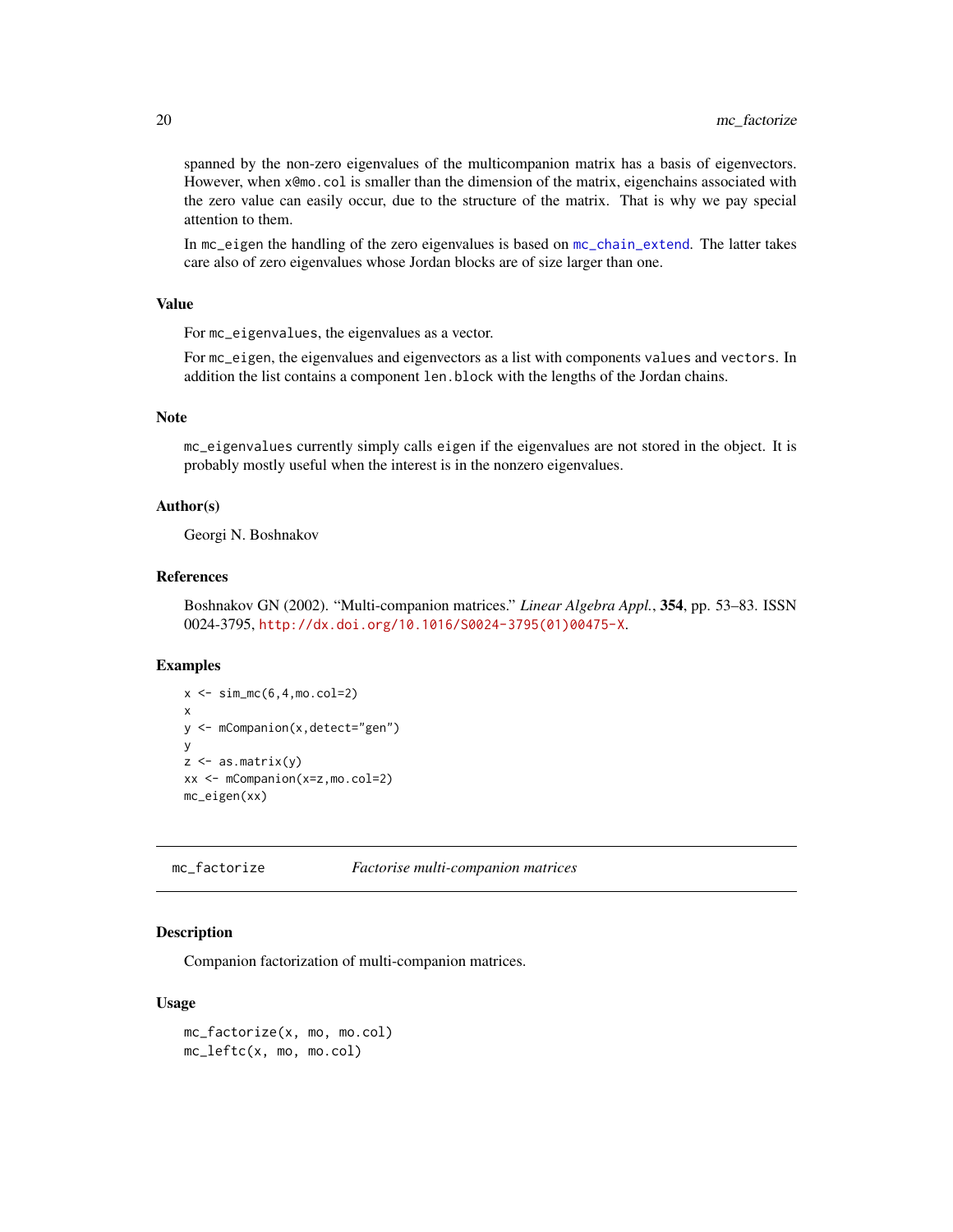spanned by the non-zero eigenvalues of the multicompanion matrix has a basis of eigenvectors. However, when `x@mo.col` is smaller than the dimension of the matrix, eigenchains associated with the zero value can easily occur, due to the structure of the matrix. That is why we pay special attention to them.

In `mc_eigen` the handling of the zero eigenvalues is based on `mc_chain_extend`. The latter takes care also of zero eigenvalues whose Jordan blocks are of size larger than one.

### Value

For `mc_eigenvalues`, the eigenvalues as a vector.

For `mc_eigen`, the eigenvalues and eigenvectors as a list with components `values` and `vectors`. In addition the list contains a component `len.block` with the lengths of the Jordan chains.

### Note

`mc_eigenvalues` currently simply calls `eigen` if the eigenvalues are not stored in the object. It is probably mostly useful when the interest is in the nonzero eigenvalues.

### Author(s)

Georgi N. Boshnakov

### References

Boshnakov GN (2002). "Multi-companion matrices." *Linear Algebra Appl.*, **354**, pp. 53–83. ISSN 0024-3795, http://dx.doi.org/10.1016/S0024-3795(01)00475-X.

### Examples

```
x <- sim_mc(6,4,mo.col=2)
x
y <- mCompanion(x,detect="gen")
y
z <- as.matrix(y)
xx <- mCompanion(x=z,mo.col=2)
mc_eigen(xx)
```

---

## mc_factorize — *Factorise multi-companion matrices*

### Description

Companion factorization of multi-companion matrices.

### Usage

```
mc_factorize(x, mo, mo.col)
mc_leftc(x, mo, mo.col)
```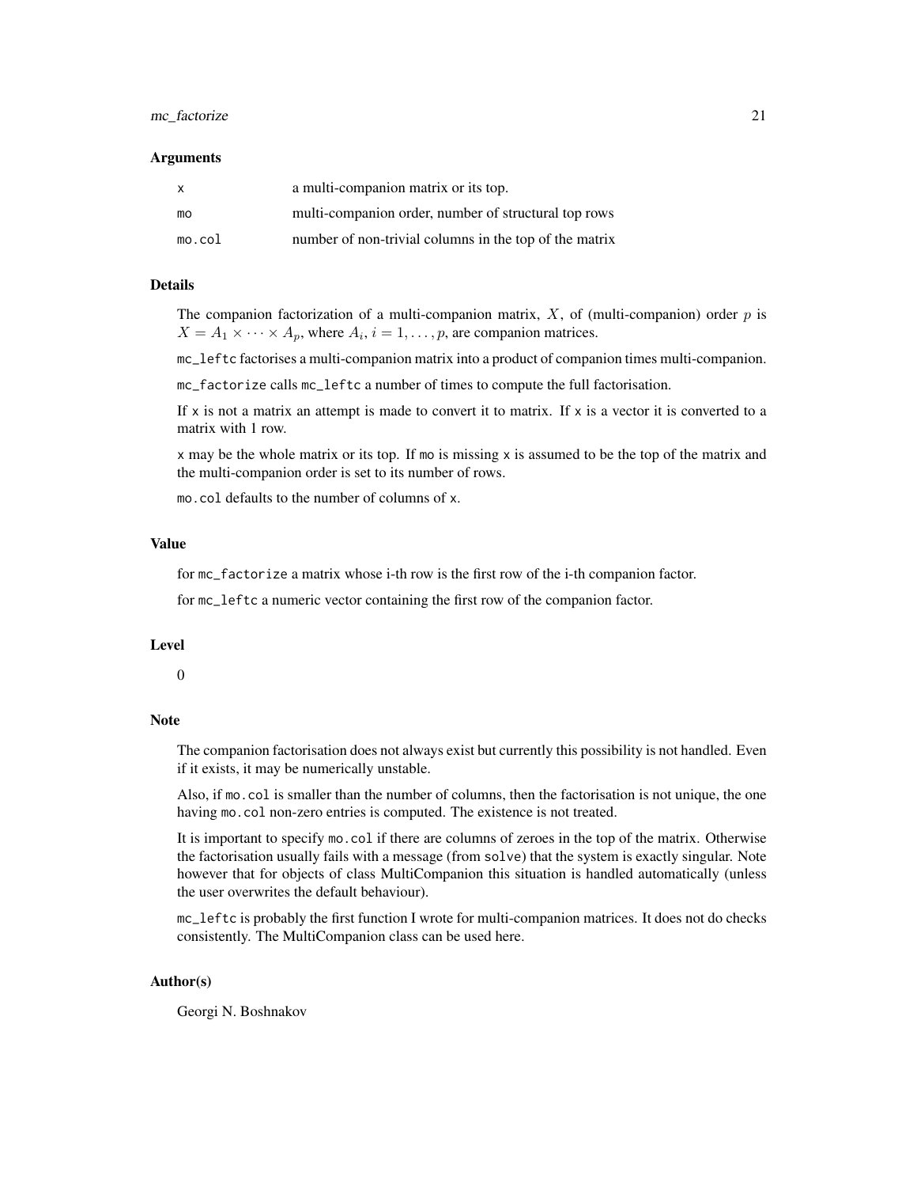### Arguments

| | |
|---|---|
| x | a multi-companion matrix or its top. |
| mo | multi-companion order, number of structural top rows |
| mo.col | number of non-trivial columns in the top of the matrix |

### Details

The companion factorization of a multi-companion matrix, $X$, of (multi-companion) order $p$ is $X = A_1 \times \cdots \times A_p$, where $A_i$, $i = 1, \ldots, p$, are companion matrices.

`mc_leftc` factorises a multi-companion matrix into a product of companion times multi-companion.

`mc_factorize` calls `mc_leftc` a number of times to compute the full factorisation.

If `x` is not a matrix an attempt is made to convert it to matrix. If `x` is a vector it is converted to a matrix with 1 row.

`x` may be the whole matrix or its top. If `mo` is missing `x` is assumed to be the top of the matrix and the multi-companion order is set to its number of rows.

`mo.col` defaults to the number of columns of `x`.

### Value

for `mc_factorize` a matrix whose i-th row is the first row of the i-th companion factor.

for `mc_leftc` a numeric vector containing the first row of the companion factor.

### Level

0

### Note

The companion factorisation does not always exist but currently this possibility is not handled. Even if it exists, it may be numerically unstable.

Also, if `mo.col` is smaller than the number of columns, then the factorisation is not unique, the one having `mo.col` non-zero entries is computed. The existence is not treated.

It is important to specify `mo.col` if there are columns of zeroes in the top of the matrix. Otherwise the factorisation usually fails with a message (from `solve`) that the system is exactly singular. Note however that for objects of class MultiCompanion this situation is handled automatically (unless the user overwrites the default behaviour).

`mc_leftc` is probably the first function I wrote for multi-companion matrices. It does not do checks consistently. The MultiCompanion class can be used here.

### Author(s)

Georgi N. Boshnakov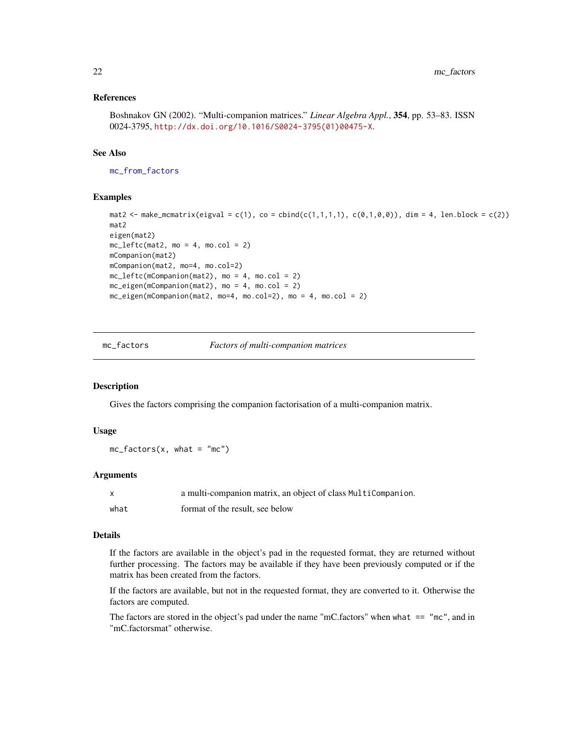### References

Boshnakov GN (2002). "Multi-companion matrices." *Linear Algebra Appl.*, **354**, pp. 53–83. ISSN 0024-3795, http://dx.doi.org/10.1016/S0024-3795(01)00475-X.

### See Also

mc_from_factors

### Examples

```
mat2 <- make_mcmatrix(eigval = c(1), co = cbind(c(1,1,1,1), c(0,1,0,0)), dim = 4, len.block = c(2))
mat2
eigen(mat2)
mc_leftc(mat2, mo = 4, mo.col = 2)
mCompanion(mat2)
mCompanion(mat2, mo=4, mo.col=2)
mc_leftc(mCompanion(mat2), mo = 4, mo.col = 2)
mc_eigen(mCompanion(mat2), mo = 4, mo.col = 2)
mc_eigen(mCompanion(mat2, mo=4, mo.col=2), mo = 4, mo.col = 2)
```

---

## mc_factors — *Factors of multi-companion matrices*

### Description

Gives the factors comprising the companion factorisation of a multi-companion matrix.

### Usage

```
mc_factors(x, what = "mc")
```

### Arguments

| | |
|---|---|
| x | a multi-companion matrix, an object of class `MultiCompanion`. |
| what | format of the result, see below |

### Details

If the factors are available in the object's pad in the requested format, they are returned without further processing. The factors may be available if they have been previously computed or if the matrix has been created from the factors.

If the factors are available, but not in the requested format, they are converted to it. Otherwise the factors are computed.

The factors are stored in the object's pad under the name "mC.factors" when `what == "mc"`, and in "mC.factorsmat" otherwise.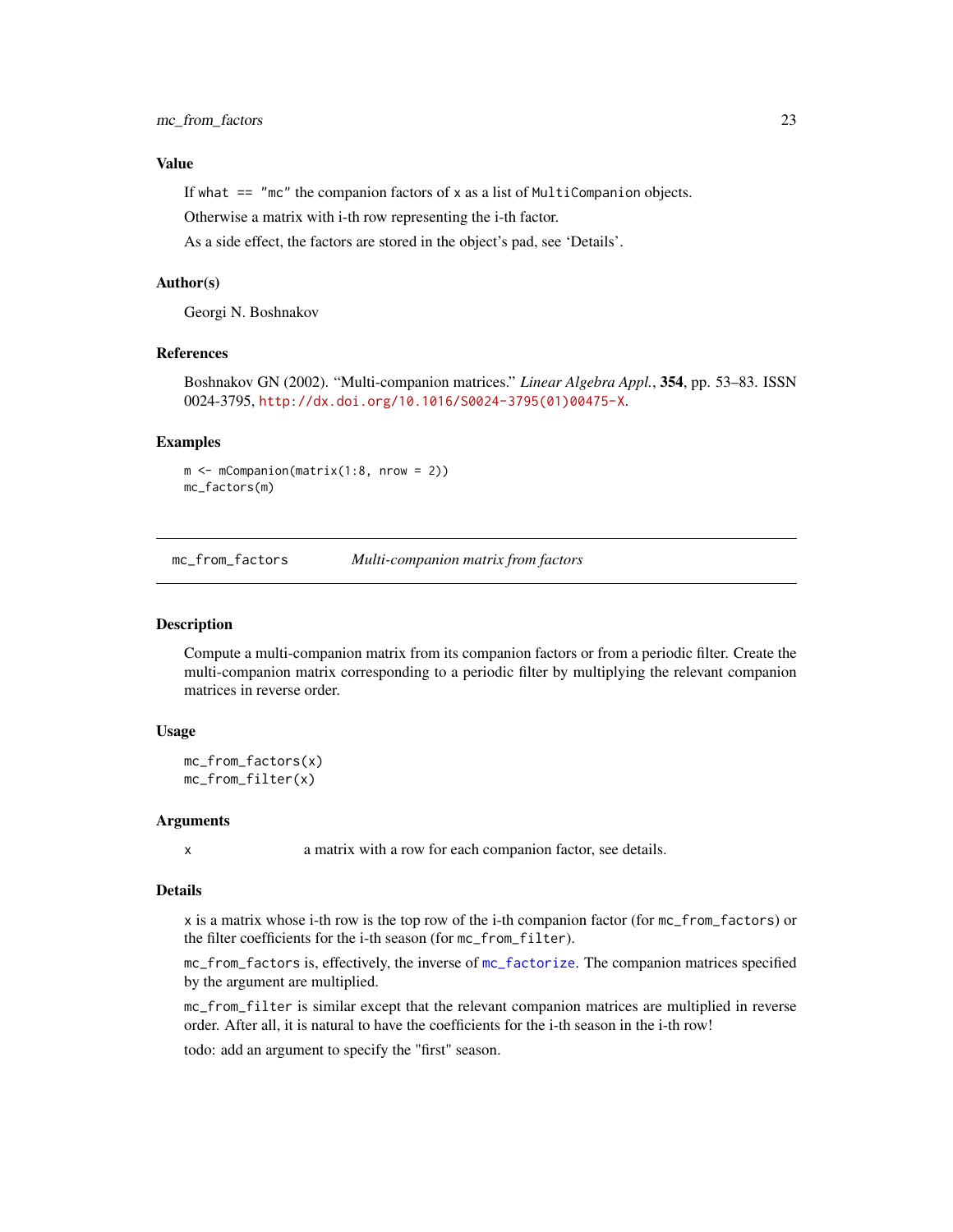### Value

If `what == "mc"` the companion factors of `x` as a list of `MultiCompanion` objects.

Otherwise a matrix with i-th row representing the i-th factor.

As a side effect, the factors are stored in the object's pad, see 'Details'.

### Author(s)

Georgi N. Boshnakov

### References

Boshnakov GN (2002). "Multi-companion matrices." *Linear Algebra Appl.*, **354**, pp. 53–83. ISSN 0024-3795, http://dx.doi.org/10.1016/S0024-3795(01)00475-X.

### Examples

```
m <- mCompanion(matrix(1:8, nrow = 2))
mc_factors(m)
```

---

## mc_from_factors — *Multi-companion matrix from factors*

### Description

Compute a multi-companion matrix from its companion factors or from a periodic filter. Create the multi-companion matrix corresponding to a periodic filter by multiplying the relevant companion matrices in reverse order.

### Usage

```
mc_from_factors(x)
mc_from_filter(x)
```

### Arguments

| | |
|---|---|
| x | a matrix with a row for each companion factor, see details. |

### Details

`x` is a matrix whose i-th row is the top row of the i-th companion factor (for `mc_from_factors`) or the filter coefficients for the i-th season (for `mc_from_filter`).

`mc_from_factors` is, effectively, the inverse of `mc_factorize`. The companion matrices specified by the argument are multiplied.

`mc_from_filter` is similar except that the relevant companion matrices are multiplied in reverse order. After all, it is natural to have the coefficients for the i-th season in the i-th row!

todo: add an argument to specify the "first" season.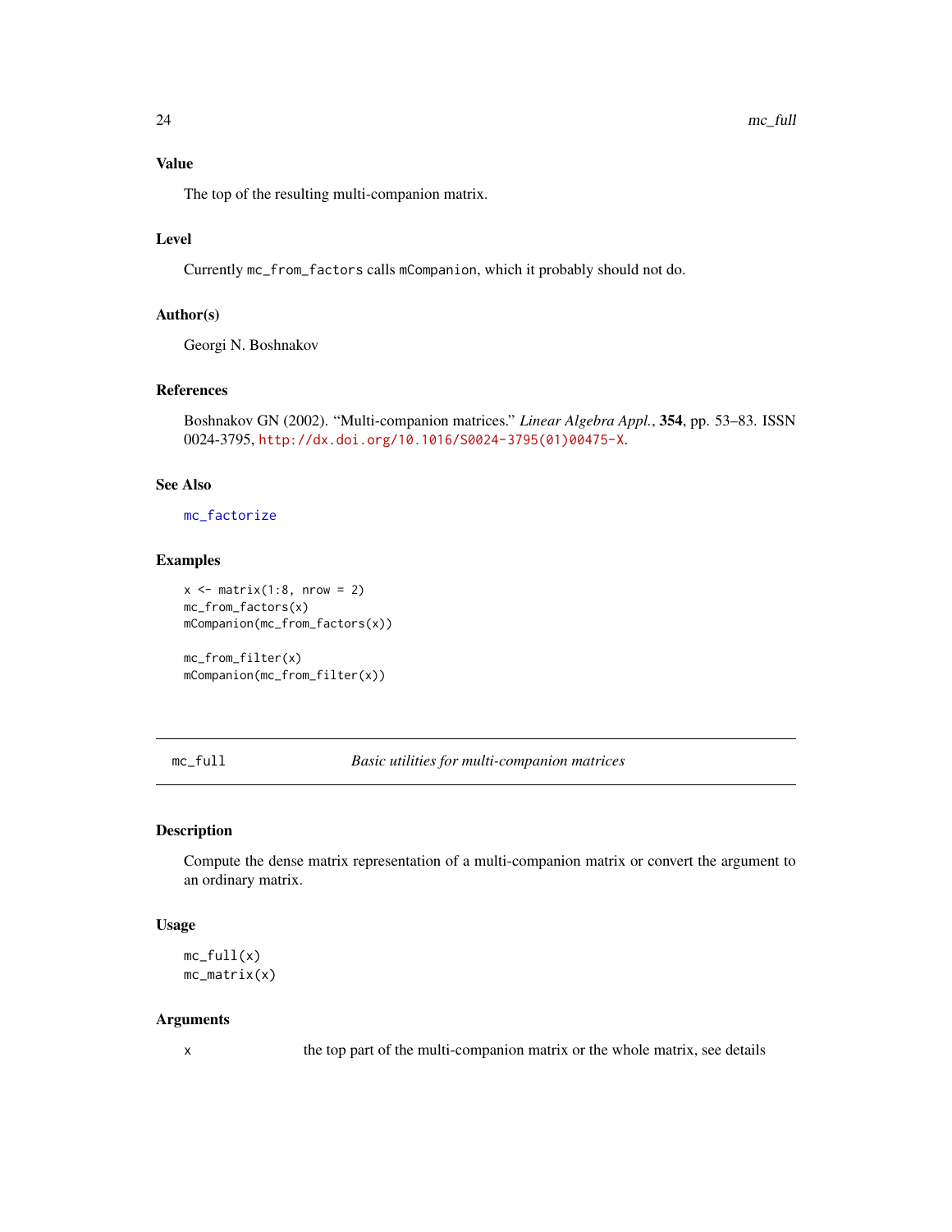## Value

The top of the resulting multi-companion matrix.

## Level

Currently `mc_from_factors` calls `mCompanion`, which it probably should not do.

## Author(s)

Georgi N. Boshnakov

## References

Boshnakov GN (2002). "Multi-companion matrices." *Linear Algebra Appl.*, **354**, pp. 53–83. ISSN 0024-3795, http://dx.doi.org/10.1016/S0024-3795(01)00475-X.

## See Also

mc_factorize

## Examples

```
x <- matrix(1:8, nrow = 2)
mc_from_factors(x)
mCompanion(mc_from_factors(x))

mc_from_filter(x)
mCompanion(mc_from_filter(x))
```

---

# mc_full — *Basic utilities for multi-companion matrices*

---

## Description

Compute the dense matrix representation of a multi-companion matrix or convert the argument to an ordinary matrix.

## Usage

```
mc_full(x)
mc_matrix(x)
```

## Arguments

| | |
|---|---|
| x | the top part of the multi-companion matrix or the whole matrix, see details |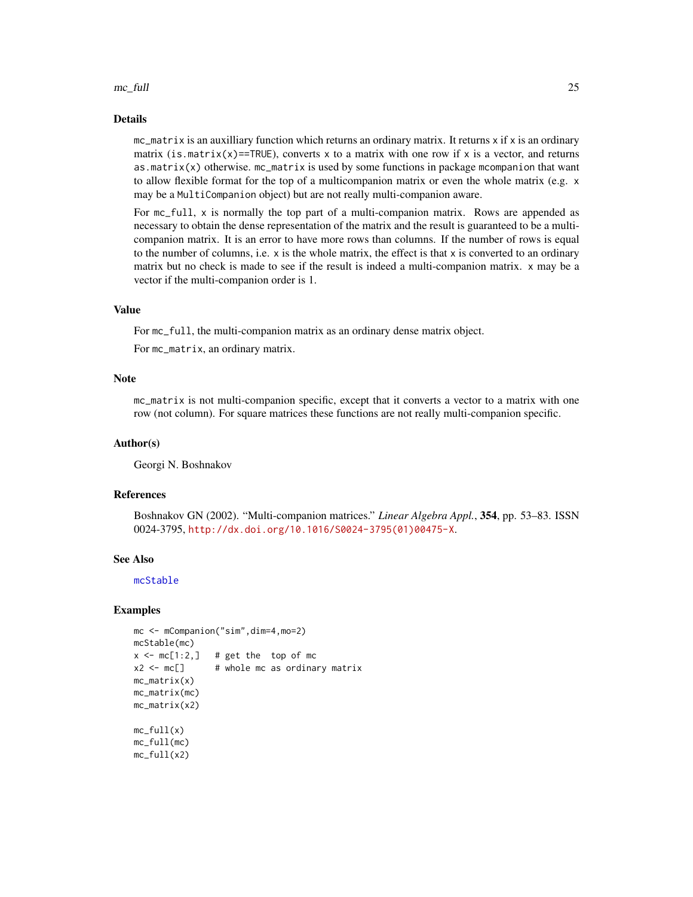## Details

mc_matrix is an auxilliary function which returns an ordinary matrix. It returns x if x is an ordinary matrix (is.matrix(x)==TRUE), converts x to a matrix with one row if x is a vector, and returns as.matrix(x) otherwise. mc_matrix is used by some functions in package mcompanion that want to allow flexible format for the top of a multicompanion matrix or even the whole matrix (e.g. x may be a MultiCompanion object) but are not really multi-companion aware.

For mc_full, x is normally the top part of a multi-companion matrix. Rows are appended as necessary to obtain the dense representation of the matrix and the result is guaranteed to be a multi-companion matrix. It is an error to have more rows than columns. If the number of rows is equal to the number of columns, i.e. x is the whole matrix, the effect is that x is converted to an ordinary matrix but no check is made to see if the result is indeed a multi-companion matrix. x may be a vector if the multi-companion order is 1.

## Value

For mc_full, the multi-companion matrix as an ordinary dense matrix object.

For mc_matrix, an ordinary matrix.

## Note

mc_matrix is not multi-companion specific, except that it converts a vector to a matrix with one row (not column). For square matrices these functions are not really multi-companion specific.

## Author(s)

Georgi N. Boshnakov

## References

Boshnakov GN (2002). "Multi-companion matrices." *Linear Algebra Appl.*, **354**, pp. 53–83. ISSN 0024-3795, http://dx.doi.org/10.1016/S0024-3795(01)00475-X.

## See Also

mcStable

## Examples

```
mc <- mCompanion("sim",dim=4,mo=2)
mcStable(mc)
x <- mc[1:2,]   # get the  top of mc
x2 <- mc[]      # whole mc as ordinary matrix
mc_matrix(x)
mc_matrix(mc)
mc_matrix(x2)

mc_full(x)
mc_full(mc)
mc_full(x2)
```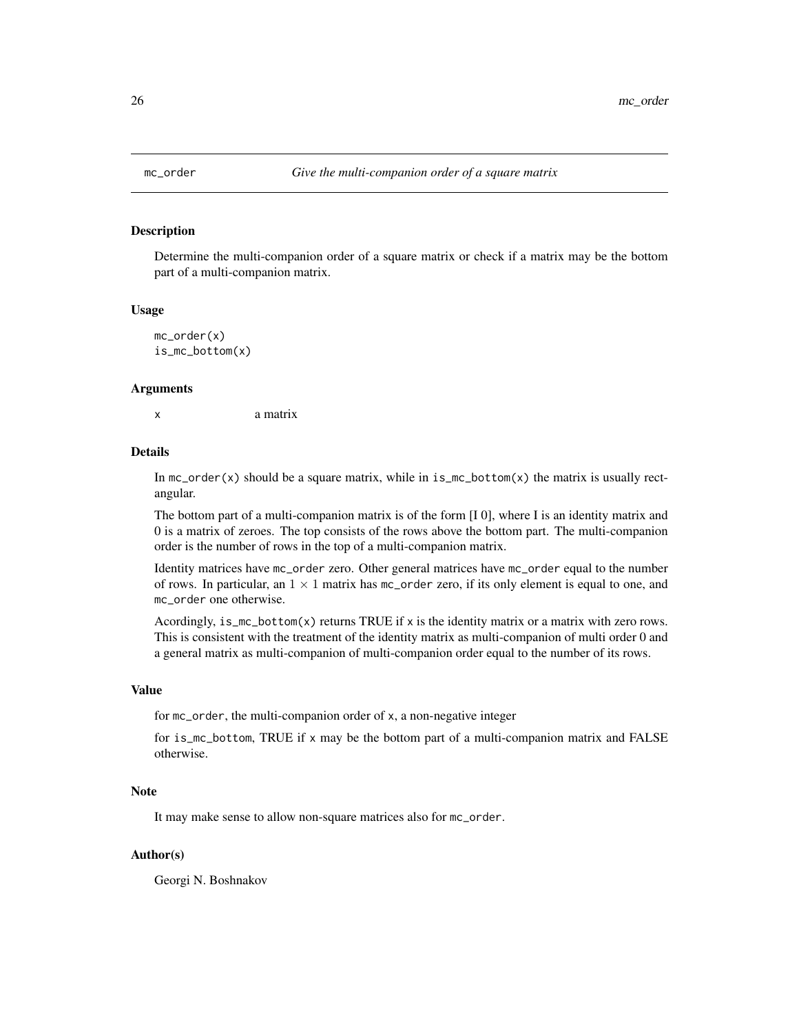mc_order *Give the multi-companion order of a square matrix*

## Description

Determine the multi-companion order of a square matrix or check if a matrix may be the bottom part of a multi-companion matrix.

## Usage

```
mc_order(x)
is_mc_bottom(x)
```

## Arguments

x a matrix

## Details

In mc_order(x) should be a square matrix, while in is_mc_bottom(x) the matrix is usually rectangular.

The bottom part of a multi-companion matrix is of the form [I 0], where I is an identity matrix and 0 is a matrix of zeroes. The top consists of the rows above the bottom part. The multi-companion order is the number of rows in the top of a multi-companion matrix.

Identity matrices have mc_order zero. Other general matrices have mc_order equal to the number of rows. In particular, an $1 \times 1$ matrix has mc_order zero, if its only element is equal to one, and mc_order one otherwise.

Acordingly, is_mc_bottom(x) returns TRUE if x is the identity matrix or a matrix with zero rows. This is consistent with the treatment of the identity matrix as multi-companion of multi order 0 and a general matrix as multi-companion of multi-companion order equal to the number of its rows.

## Value

for mc_order, the multi-companion order of x, a non-negative integer

for is_mc_bottom, TRUE if x may be the bottom part of a multi-companion matrix and FALSE otherwise.

## Note

It may make sense to allow non-square matrices also for mc_order.

## Author(s)

Georgi N. Boshnakov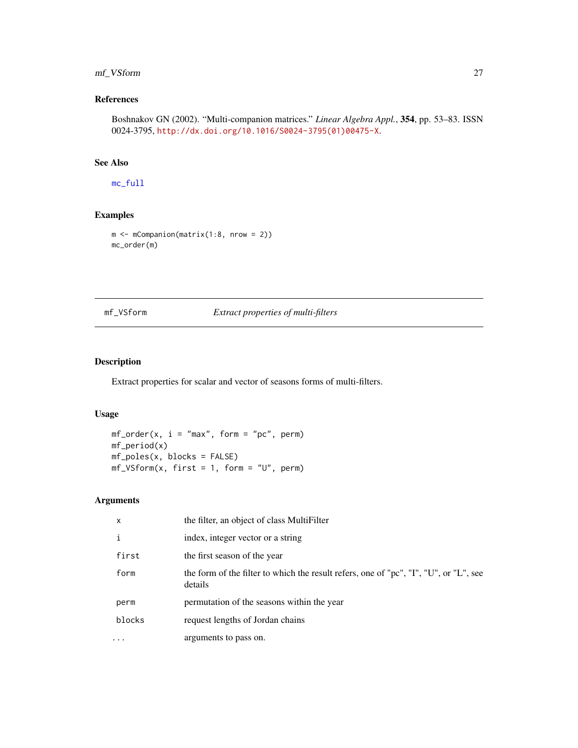### References

Boshnakov GN (2002). "Multi-companion matrices." *Linear Algebra Appl.*, **354**, pp. 53–83. ISSN 0024-3795, http://dx.doi.org/10.1016/S0024-3795(01)00475-X.

### See Also

mc_full

### Examples

```
m <- mCompanion(matrix(1:8, nrow = 2))
mc_order(m)
```

---

## mf_VSform — *Extract properties of multi-filters*

---

### Description

Extract properties for scalar and vector of seasons forms of multi-filters.

### Usage

```
mf_order(x, i = "max", form = "pc", perm)
mf_period(x)
mf_poles(x, blocks = FALSE)
mf_VSform(x, first = 1, form = "U", perm)
```

### Arguments

| | |
|---|---|
| x | the filter, an object of class MultiFilter |
| i | index, integer vector or a string |
| first | the first season of the year |
| form | the form of the filter to which the result refers, one of "pc", "I", "U", or "L", see details |
| perm | permutation of the seasons within the year |
| blocks | request lengths of Jordan chains |
| ... | arguments to pass on. |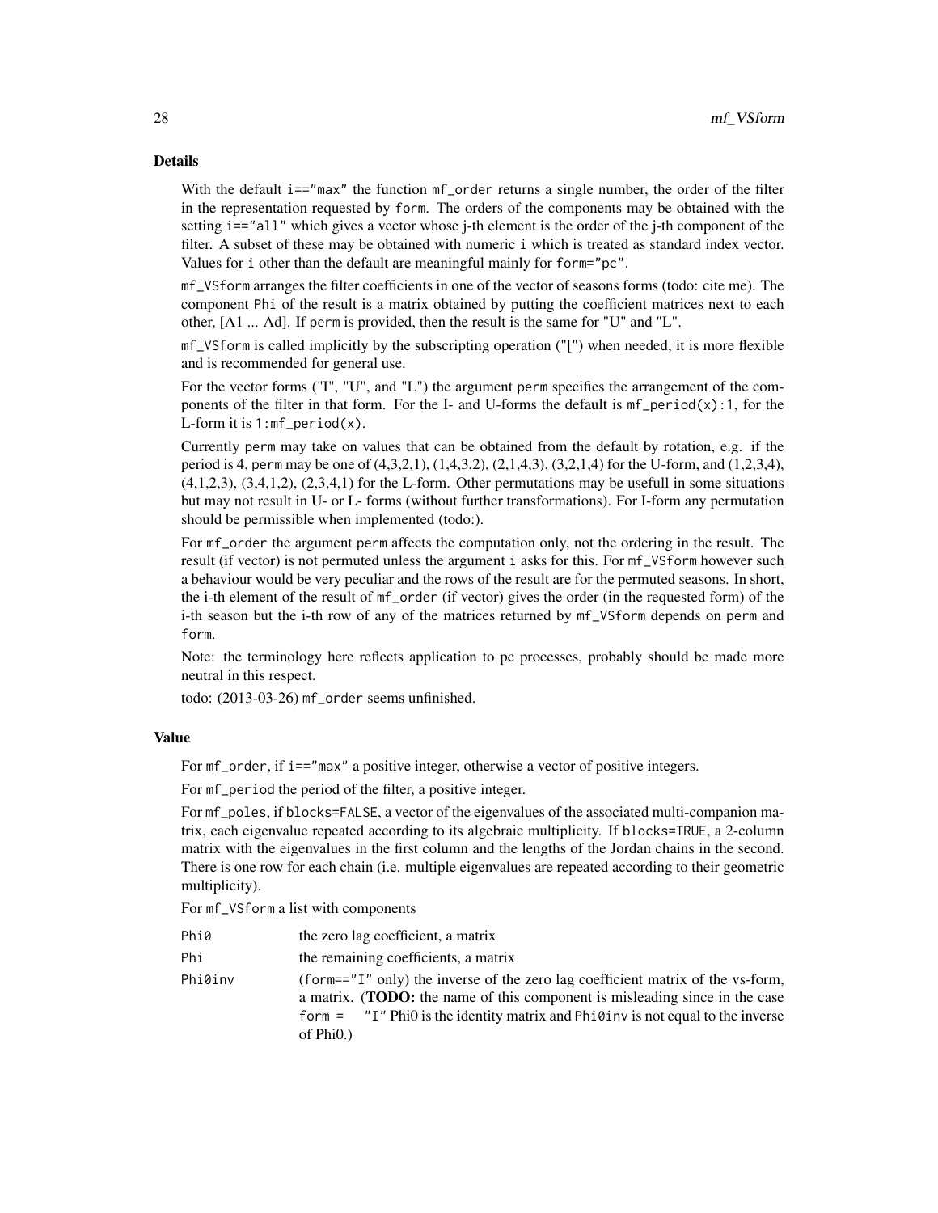## Details

With the default `i=="max"` the function `mf_order` returns a single number, the order of the filter in the representation requested by `form`. The orders of the components may be obtained with the setting `i=="all"` which gives a vector whose j-th element is the order of the j-th component of the filter. A subset of these may be obtained with numeric `i` which is treated as standard index vector. Values for `i` other than the default are meaningful mainly for `form="pc"`.

`mf_VSform` arranges the filter coefficients in one of the vector of seasons forms (todo: cite me). The component `Phi` of the result is a matrix obtained by putting the coefficient matrices next to each other, [A1 ... Ad]. If `perm` is provided, then the result is the same for "U" and "L".

`mf_VSform` is called implicitly by the subscripting operation ("[") when needed, it is more flexible and is recommended for general use.

For the vector forms ("I", "U", and "L") the argument `perm` specifies the arrangement of the components of the filter in that form. For the I- and U-forms the default is `mf_period(x):1`, for the L-form it is `1:mf_period(x)`.

Currently `perm` may take on values that can be obtained from the default by rotation, e.g. if the period is 4, `perm` may be one of (4,3,2,1), (1,4,3,2), (2,1,4,3), (3,2,1,4) for the U-form, and (1,2,3,4), (4,1,2,3), (3,4,1,2), (2,3,4,1) for the L-form. Other permutations may be usefull in some situations but may not result in U- or L- forms (without further transformations). For I-form any permutation should be permissible when implemented (todo:).

For `mf_order` the argument `perm` affects the computation only, not the ordering in the result. The result (if vector) is not permuted unless the argument `i` asks for this. For `mf_VSform` however such a behaviour would be very peculiar and the rows of the result are for the permuted seasons. In short, the i-th element of the result of `mf_order` (if vector) gives the order (in the requested form) of the i-th season but the i-th row of any of the matrices returned by `mf_VSform` depends on `perm` and `form`.

Note: the terminology here reflects application to pc processes, probably should be made more neutral in this respect.

todo: (2013-03-26) `mf_order` seems unfinished.

## Value

For `mf_order`, if `i=="max"` a positive integer, otherwise a vector of positive integers.

For `mf_period` the period of the filter, a positive integer.

For `mf_poles`, if `blocks=FALSE`, a vector of the eigenvalues of the associated multi-companion matrix, each eigenvalue repeated according to its algebraic multiplicity. If `blocks=TRUE`, a 2-column matrix with the eigenvalues in the first column and the lengths of the Jordan chains in the second. There is one row for each chain (i.e. multiple eigenvalues are repeated according to their geometric multiplicity).

For `mf_VSform` a list with components

| | |
|---|---|
| `Phi0` | the zero lag coefficient, a matrix |
| `Phi` | the remaining coefficients, a matrix |
| `Phi0inv` | (`form=="I"` only) the inverse of the zero lag coefficient matrix of the vs-form, a matrix. (**TODO:** the name of this component is misleading since in the case `form = "I"` Phi0 is the identity matrix and `Phi0inv` is not equal to the inverse of Phi0.) |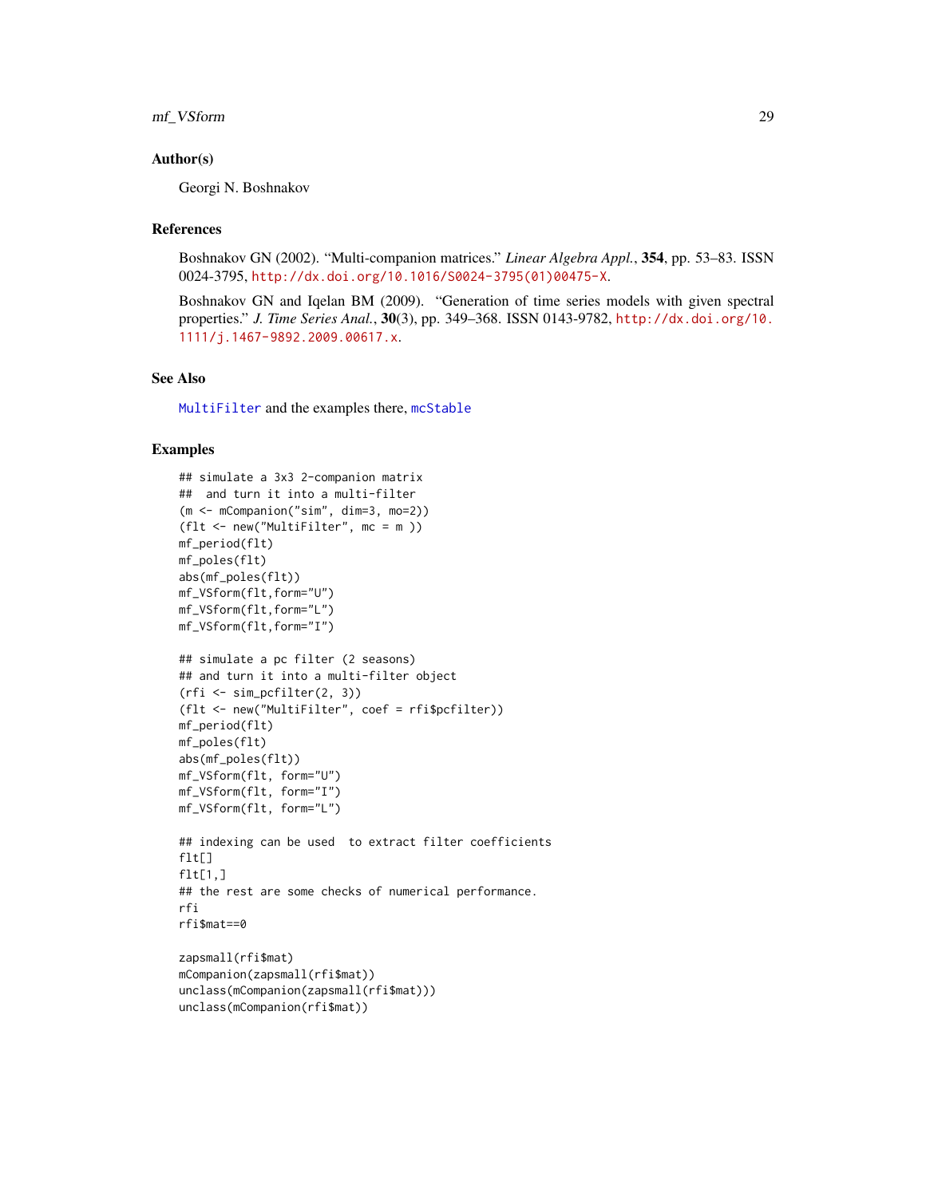### Author(s)

Georgi N. Boshnakov

### References

Boshnakov GN (2002). "Multi-companion matrices." *Linear Algebra Appl.*, **354**, pp. 53–83. ISSN 0024-3795, http://dx.doi.org/10.1016/S0024-3795(01)00475-X.

Boshnakov GN and Iqelan BM (2009). "Generation of time series models with given spectral properties." *J. Time Series Anal.*, **30**(3), pp. 349–368. ISSN 0143-9782, http://dx.doi.org/10.1111/j.1467-9892.2009.00617.x.

### See Also

MultiFilter and the examples there, mcStable

### Examples

```
## simulate a 3x3 2-companion matrix
##  and turn it into a multi-filter
(m <- mCompanion("sim", dim=3, mo=2))
(flt <- new("MultiFilter", mc = m ))
mf_period(flt)
mf_poles(flt)
abs(mf_poles(flt))
mf_VSform(flt,form="U")
mf_VSform(flt,form="L")
mf_VSform(flt,form="I")

## simulate a pc filter (2 seasons)
## and turn it into a multi-filter object
(rfi <- sim_pcfilter(2, 3))
(flt <- new("MultiFilter", coef = rfi$pcfilter))
mf_period(flt)
mf_poles(flt)
abs(mf_poles(flt))
mf_VSform(flt, form="U")
mf_VSform(flt, form="I")
mf_VSform(flt, form="L")

## indexing can be used  to extract filter coefficients
flt[]
flt[1,]
## the rest are some checks of numerical performance.
rfi
rfi$mat==0

zapsmall(rfi$mat)
mCompanion(zapsmall(rfi$mat))
unclass(mCompanion(zapsmall(rfi$mat)))
unclass(mCompanion(rfi$mat))
```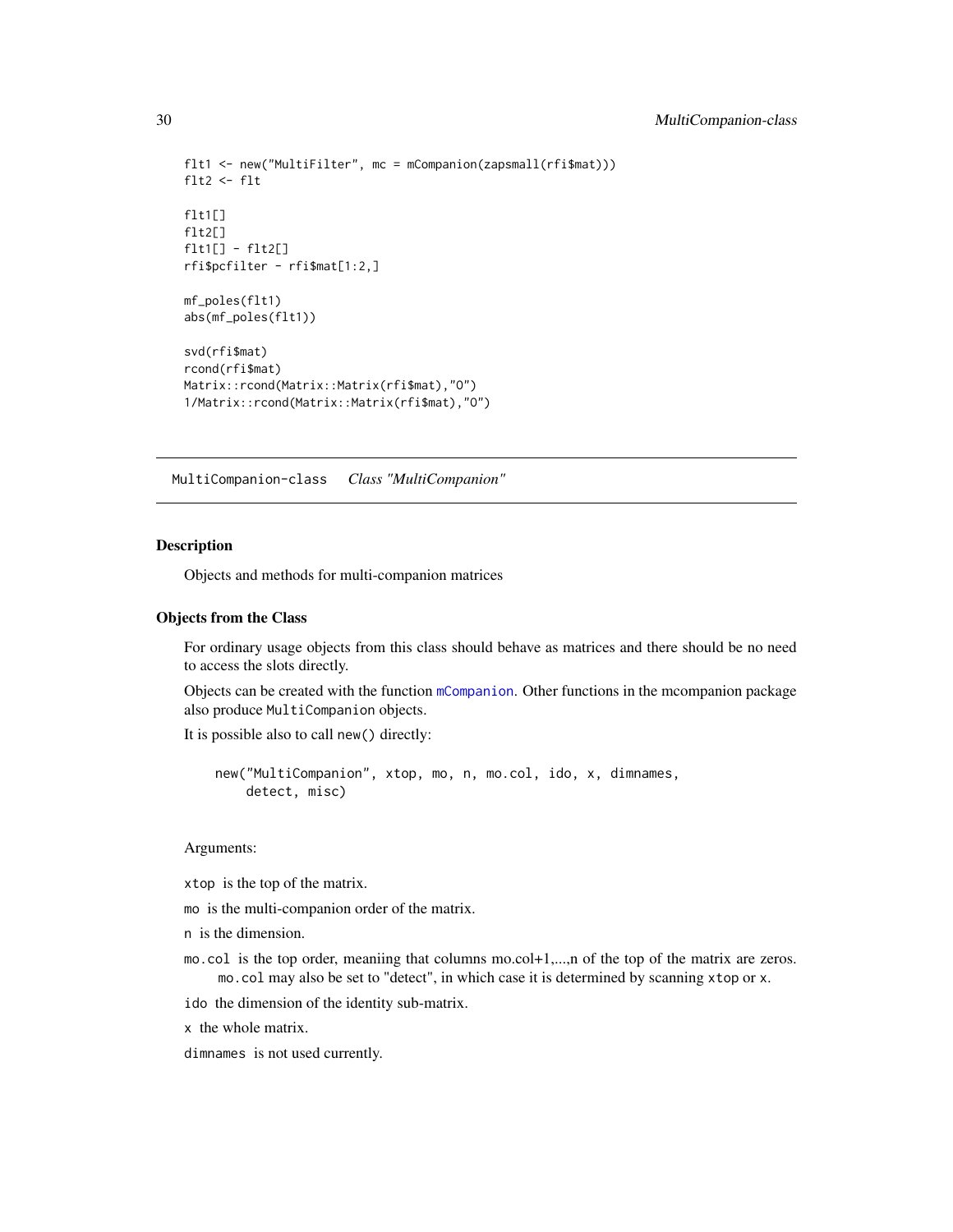```
flt1 <- new("MultiFilter", mc = mCompanion(zapsmall(rfi$mat)))
flt2 <- flt

flt1[]
flt2[]
flt1[] - flt2[]
rfi$pcfilter - rfi$mat[1:2,]

mf_poles(flt1)
abs(mf_poles(flt1))

svd(rfi$mat)
rcond(rfi$mat)
Matrix::rcond(Matrix::Matrix(rfi$mat),"O")
1/Matrix::rcond(Matrix::Matrix(rfi$mat),"O")
```

## MultiCompanion-class *Class "MultiCompanion"*

### Description

Objects and methods for multi-companion matrices

### Objects from the Class

For ordinary usage objects from this class should behave as matrices and there should be no need to access the slots directly.

Objects can be created with the function mCompanion. Other functions in the mcompanion package also produce MultiCompanion objects.

It is possible also to call new() directly:

```
new("MultiCompanion", xtop, mo, n, mo.col, ido, x, dimnames,
    detect, misc)
```

Arguments:

xtop is the top of the matrix.

mo is the multi-companion order of the matrix.

n is the dimension.

mo.col is the top order, meaniing that columns mo.col+1,...,n of the top of the matrix are zeros. mo.col may also be set to "detect", in which case it is determined by scanning xtop or x.

ido the dimension of the identity sub-matrix.

x the whole matrix.

dimnames is not used currently.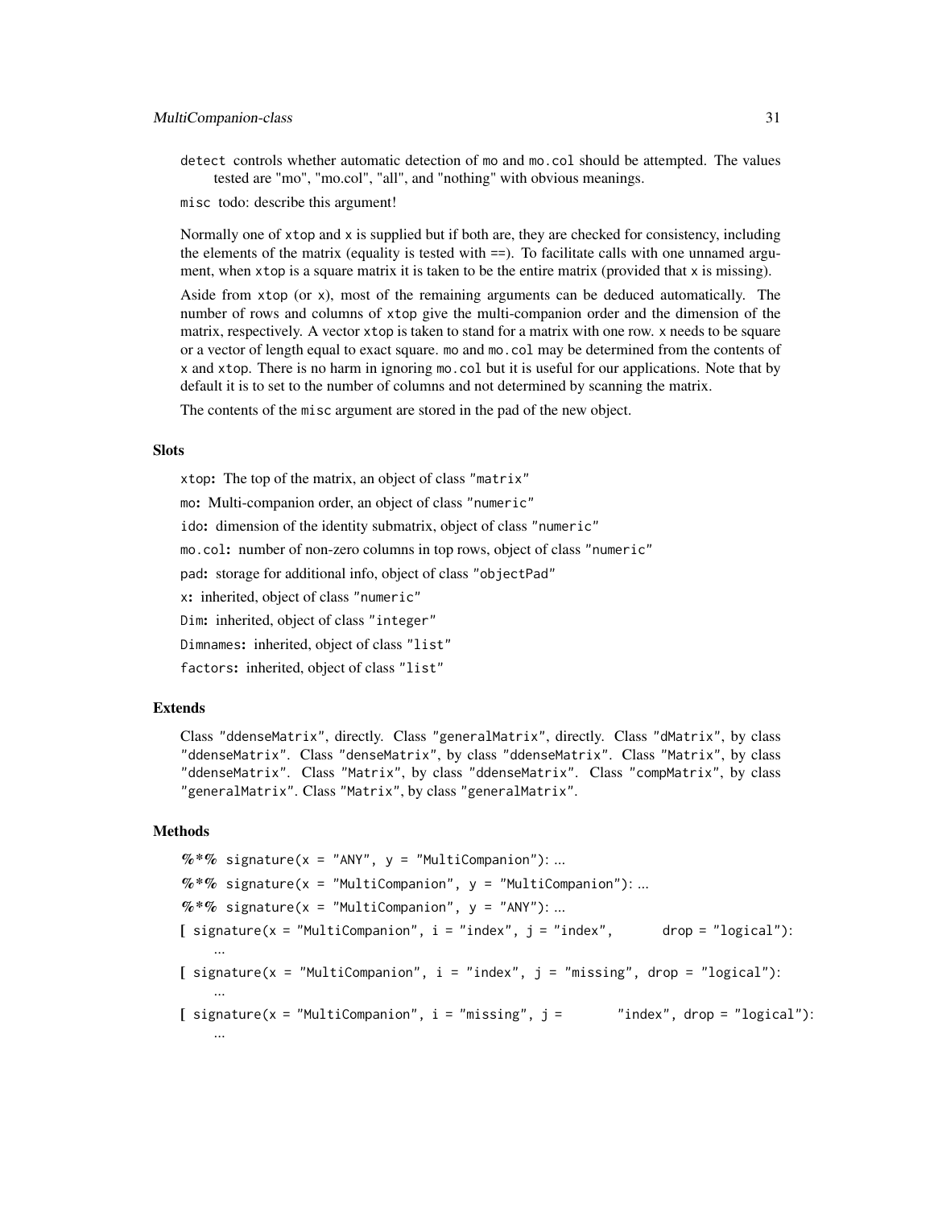detect controls whether automatic detection of mo and mo.col should be attempted. The values tested are "mo", "mo.col", "all", and "nothing" with obvious meanings.

misc todo: describle this argument!

Normally one of xtop and x is supplied but if both are, they are checked for consistency, including the elements of the matrix (equality is tested with ==). To facilitate calls with one unnamed argument, when xtop is a square matrix it is taken to be the entire matrix (provided that x is missing).

Aside from xtop (or x), most of the remaining arguments can be deduced automatically. The number of rows and columns of xtop give the multi-companion order and the dimension of the matrix, respectively. A vector xtop is taken to stand for a matrix with one row. x needs to be square or a vector of length equal to exact square. mo and mo.col may be determined from the contents of x and xtop. There is no harm in ignoring mo.col but it is useful for our applications. Note that by default it is to set to the number of columns and not determined by scanning the matrix.

The contents of the misc argument are stored in the pad of the new object.

### Slots

**xtop:** The top of the matrix, an object of class "matrix"

**mo:** Multi-companion order, an object of class "numeric"

**ido:** dimension of the identity submatrix, object of class "numeric"

**mo.col:** number of non-zero columns in top rows, object of class "numeric"

**pad:** storage for additional info, object of class "objectPad"

**x:** inherited, object of class "numeric"

**Dim:** inherited, object of class "integer"

**Dimnames:** inherited, object of class "list"

**factors:** inherited, object of class "list"

### Extends

Class "ddenseMatrix", directly. Class "generalMatrix", directly. Class "dMatrix", by class "ddenseMatrix". Class "denseMatrix", by class "ddenseMatrix". Class "Matrix", by class "ddenseMatrix". Class "Matrix", by class "ddenseMatrix". Class "compMatrix", by class "generalMatrix". Class "Matrix", by class "generalMatrix".

### Methods

**%*%** signature(x = "ANY", y = "MultiCompanion"): ...

**%*%** signature(x = "MultiCompanion", y = "MultiCompanion"): ...

**%*%** signature(x = "MultiCompanion", y = "ANY"): ...

**[** signature(x = "MultiCompanion", i = "index", j = "index", drop = "logical"): ...

**[** signature(x = "MultiCompanion", i = "index", j = "missing", drop = "logical"): ...

**[** signature(x = "MultiCompanion", i = "missing", j = "index", drop = "logical"): ...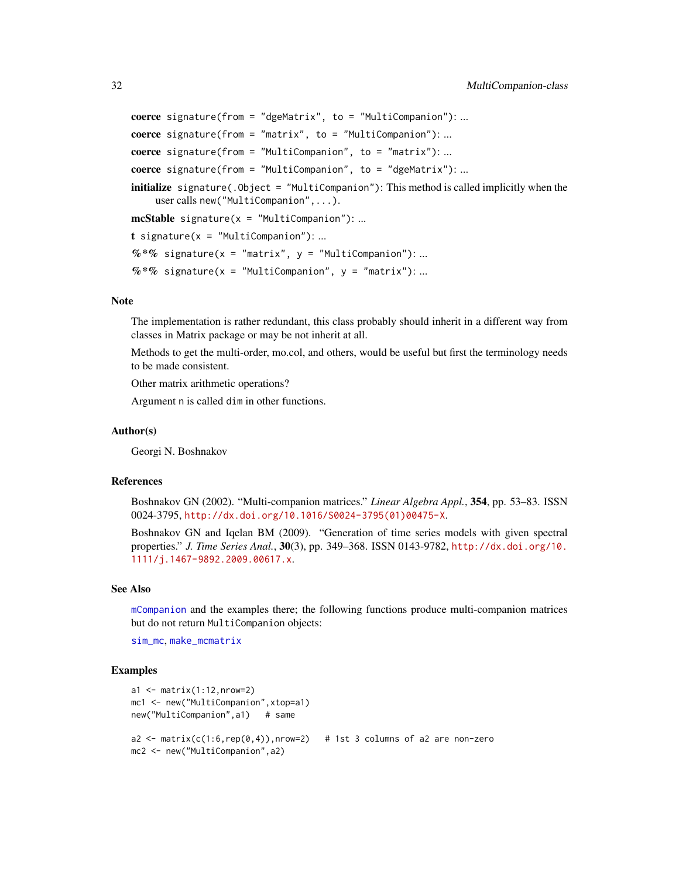**coerce** `signature(from = "dgeMatrix", to = "MultiCompanion")`: ...

**coerce** `signature(from = "matrix", to = "MultiCompanion")`: ...

**coerce** `signature(from = "MultiCompanion", to = "matrix")`: ...

**coerce** `signature(from = "MultiCompanion", to = "dgeMatrix")`: ...

**initialize** `signature(.Object = "MultiCompanion")`: This method is called implicitly when the user calls `new("MultiCompanion",...)`.

**mcStable** `signature(x = "MultiCompanion")`: ...

**t** `signature(x = "MultiCompanion")`: ...

**%*%** `signature(x = "matrix", y = "MultiCompanion")`: ...

**%*%** `signature(x = "MultiCompanion", y = "matrix")`: ...

## Note

The implementation is rather redundant, this class probably should inherit in a different way from classes in Matrix package or may be not inherit at all.

Methods to get the multi-order, mo.col, and others, would be useful but first the terminology needs to be made consistent.

Other matrix arithmetic operations?

Argument `n` is called `dim` in other functions.

## Author(s)

Georgi N. Boshnakov

## References

Boshnakov GN (2002). "Multi-companion matrices." *Linear Algebra Appl.*, **354**, pp. 53–83. ISSN 0024-3795, http://dx.doi.org/10.1016/S0024-3795(01)00475-X.

Boshnakov GN and Iqelan BM (2009). "Generation of time series models with given spectral properties." *J. Time Series Anal.*, **30**(3), pp. 349–368. ISSN 0143-9782, http://dx.doi.org/10.1111/j.1467-9892.2009.00617.x.

## See Also

mCompanion and the examples there; the following functions produce multi-companion matrices but do not return `MultiCompanion` objects:

sim_mc, make_mcmatrix

## Examples

```
a1 <- matrix(1:12,nrow=2)
mc1 <- new("MultiCompanion",xtop=a1)
new("MultiCompanion",a1)   # same

a2 <- matrix(c(1:6,rep(0,4)),nrow=2)   # 1st 3 columns of a2 are non-zero
mc2 <- new("MultiCompanion",a2)
```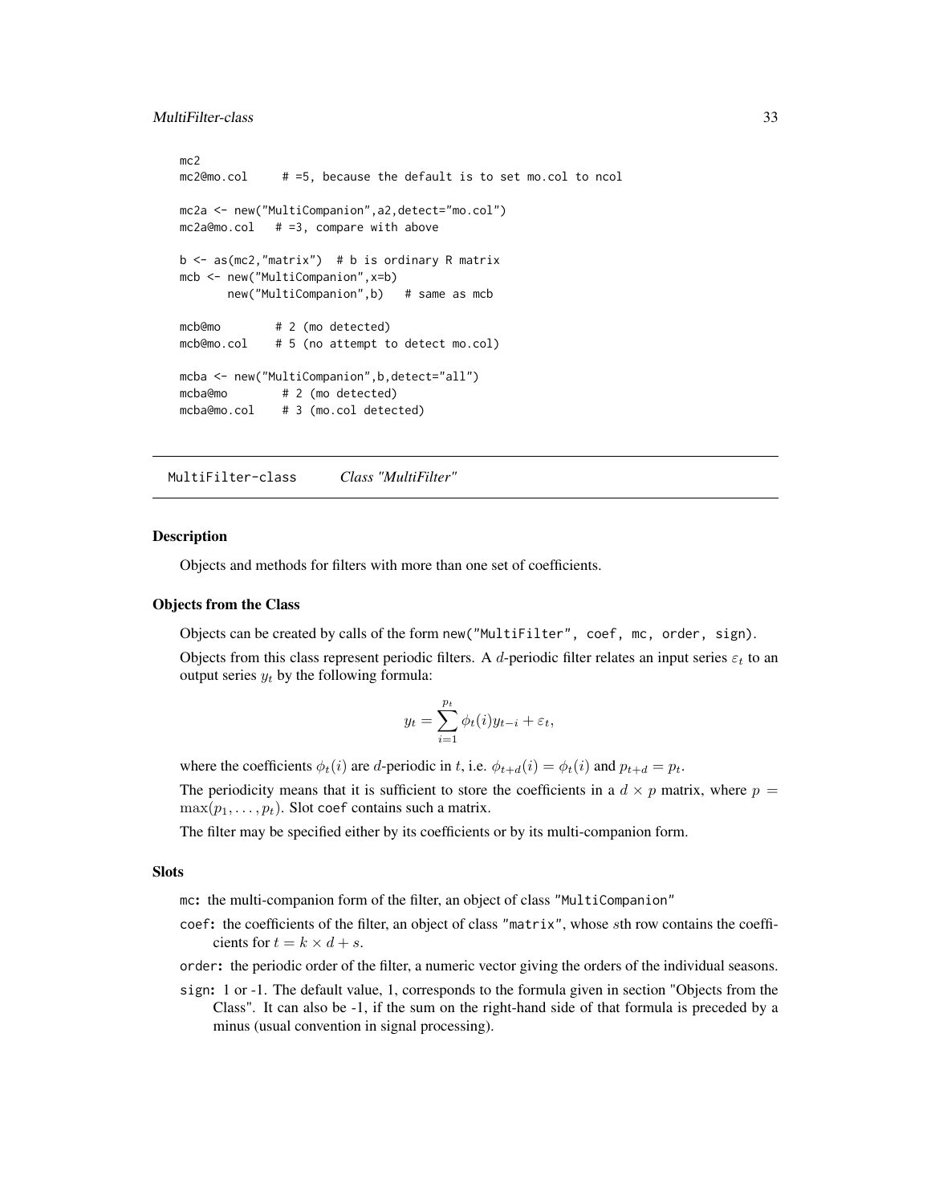```
mc2
mc2@mo.col     # =5, because the default is to set mo.col to ncol

mc2a <- new("MultiCompanion",a2,detect="mo.col")
mc2a@mo.col   # =3, compare with above

b <- as(mc2,"matrix")  # b is ordinary R matrix
mcb <- new("MultiCompanion",x=b)
       new("MultiCompanion",b)   # same as mcb

mcb@mo        # 2 (mo detected)
mcb@mo.col    # 5 (no attempt to detect mo.col)

mcba <- new("MultiCompanion",b,detect="all")
mcba@mo        # 2 (mo detected)
mcba@mo.col    # 3 (mo.col detected)
```

## MultiFilter-class &nbsp;&nbsp;&nbsp; *Class "MultiFilter"*

### Description

Objects and methods for filters with more than one set of coefficients.

### Objects from the Class

Objects can be created by calls of the form `new("MultiFilter", coef, mc, order, sign)`.

Objects from this class represent periodic filters. A $d$-periodic filter relates an input series $\varepsilon_t$ to an output series $y_t$ by the following formula:

$$y_t = \sum_{i=1}^{p_t} \phi_t(i) y_{t-i} + \varepsilon_t,$$

where the coefficients $\phi_t(i)$ are $d$-periodic in $t$, i.e. $\phi_{t+d}(i) = \phi_t(i)$ and $p_{t+d} = p_t$.

The periodicity means that it is sufficient to store the coefficients in a $d \times p$ matrix, where $p = \max(p_1, \ldots, p_t)$. Slot `coef` contains such a matrix.

The filter may be specified either by its coefficients or by its multi-companion form.

### Slots

- `mc`: the multi-companion form of the filter, an object of class `"MultiCompanion"`
- `coef`: the coefficients of the filter, an object of class `"matrix"`, whose $s$th row contains the coefficients for $t = k \times d + s$.
- `order`: the periodic order of the filter, a numeric vector giving the orders of the individual seasons.
- `sign`: 1 or -1. The default value, 1, corresponds to the formula given in section "Objects from the Class". It can also be -1, if the sum on the right-hand side of that formula is preceded by a minus (usual convention in signal processing).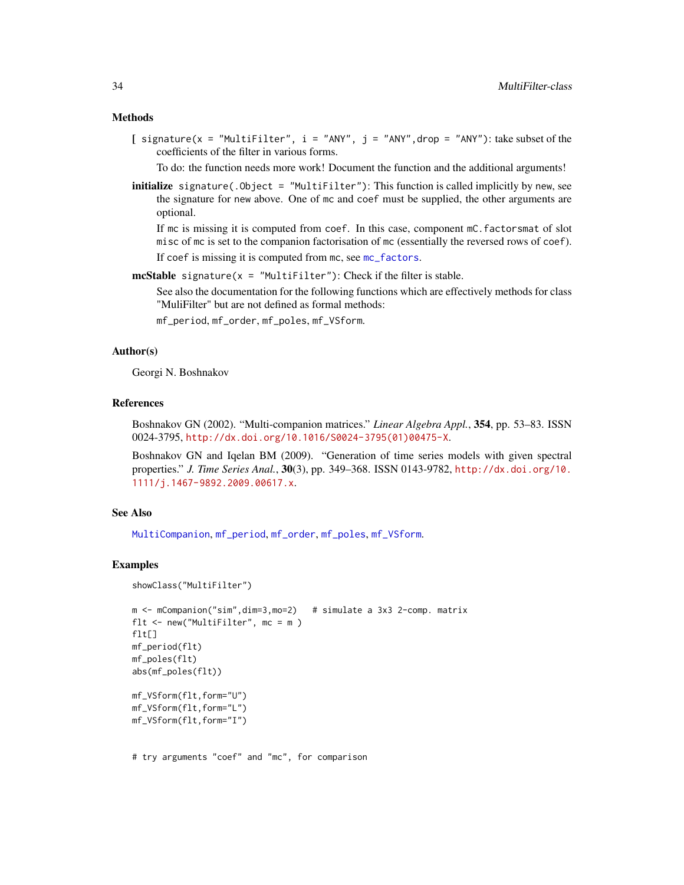### Methods

**[** `signature(x = "MultiFilter", i = "ANY", j = "ANY",drop = "ANY")`: take subset of the coefficients of the filter in various forms.

To do: the function needs more work! Document the function and the additional arguments!

**initialize** `signature(.Object = "MultiFilter")`: This function is called implicitly by `new`, see the signature for `new` above. One of `mc` and `coef` must be supplied, the other arguments are optional.

If `mc` is missing it is computed from `coef`. In this case, component `mC.factorsmat` of slot `misc` of `mc` is set to the companion factorisation of `mc` (essentially the reversed rows of `coef`).

If `coef` is missing it is computed from `mc`, see `mc_factors`.

**mcStable** `signature(x = "MultiFilter")`: Check if the filter is stable.

See also the documentation for the following functions which are effectively methods for class "MuliFilter" but are not defined as formal methods:

`mf_period`, `mf_order`, `mf_poles`, `mf_VSform`.

### Author(s)

Georgi N. Boshnakov

### References

Boshnakov GN (2002). "Multi-companion matrices." *Linear Algebra Appl.*, **354**, pp. 53–83. ISSN 0024-3795, http://dx.doi.org/10.1016/S0024-3795(01)00475-X.

Boshnakov GN and Iqelan BM (2009). "Generation of time series models with given spectral properties." *J. Time Series Anal.*, **30**(3), pp. 349–368. ISSN 0143-9782, http://dx.doi.org/10.1111/j.1467-9892.2009.00617.x.

### See Also

`MultiCompanion`, `mf_period`, `mf_order`, `mf_poles`, `mf_VSform`.

### Examples

```
showClass("MultiFilter")

m <- mCompanion("sim",dim=3,mo=2)   # simulate a 3x3 2-comp. matrix
flt <- new("MultiFilter", mc = m )
flt[]
mf_period(flt)
mf_poles(flt)
abs(mf_poles(flt))

mf_VSform(flt,form="U")
mf_VSform(flt,form="L")
mf_VSform(flt,form="I")


# try arguments "coef" and "mc", for comparison
```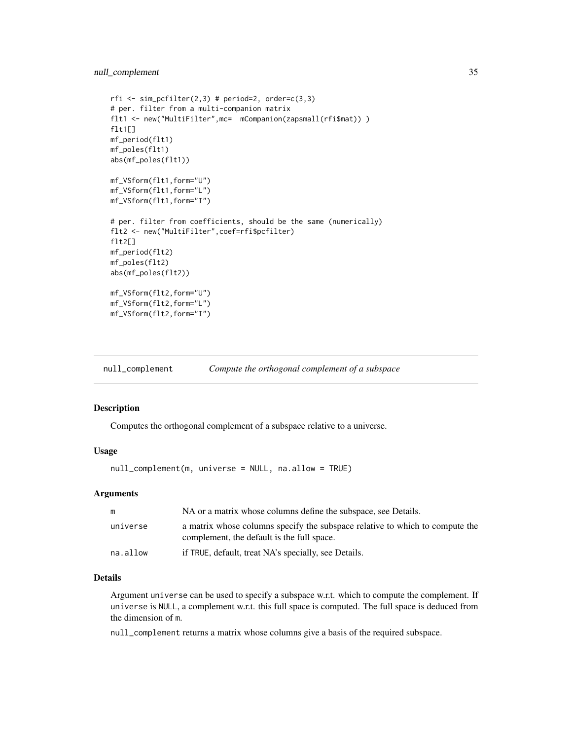```
rfi <- sim_pcfilter(2,3) # period=2, order=c(3,3)
# per. filter from a multi-companion matrix
flt1 <- new("MultiFilter",mc=  mCompanion(zapsmall(rfi$mat)) )
flt1[]
mf_period(flt1)
mf_poles(flt1)
abs(mf_poles(flt1))

mf_VSform(flt1,form="U")
mf_VSform(flt1,form="L")
mf_VSform(flt1,form="I")

# per. filter from coefficients, should be the same (numerically)
flt2 <- new("MultiFilter",coef=rfi$pcfilter)
flt2[]
mf_period(flt2)
mf_poles(flt2)
abs(mf_poles(flt2))

mf_VSform(flt2,form="U")
mf_VSform(flt2,form="L")
mf_VSform(flt2,form="I")
```

## null_complement    *Compute the orthogonal complement of a subspace*

### Description

Computes the orthogonal complement of a subspace relative to a universe.

### Usage

```
null_complement(m, universe = NULL, na.allow = TRUE)
```

### Arguments

| | |
|---|---|
| m | NA or a matrix whose columns define the subspace, see Details. |
| universe | a matrix whose columns specify the subspace relative to which to compute the complement, the default is the full space. |
| na.allow | if TRUE, default, treat NA's specially, see Details. |

### Details

Argument universe can be used to specify a subspace w.r.t. which to compute the complement. If universe is NULL, a complement w.r.t. this full space is computed. The full space is deduced from the dimension of m.

null_complement returns a matrix whose columns give a basis of the required subspace.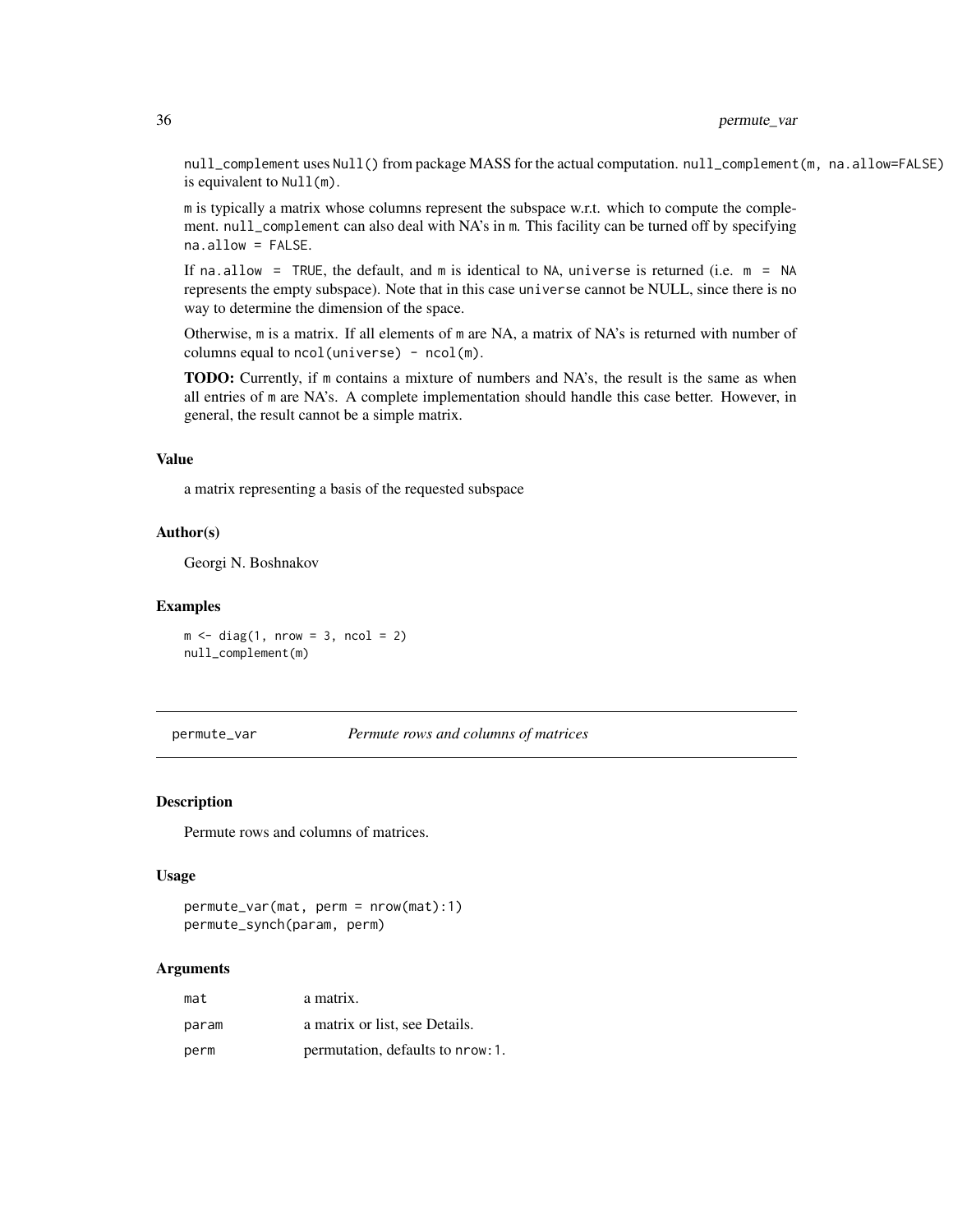null_complement uses Null() from package MASS for the actual computation. null_complement(m, na.allow=FALSE) is equivalent to Null(m).

m is typically a matrix whose columns represent the subspace w.r.t. which to compute the complement. null_complement can also deal with NA's in m. This facility can be turned off by specifying na.allow = FALSE.

If na.allow = TRUE, the default, and m is identical to NA, universe is returned (i.e. m = NA represents the empty subspace). Note that in this case universe cannot be NULL, since there is no way to determine the dimension of the space.

Otherwise, m is a matrix. If all elements of m are NA, a matrix of NA's is returned with number of columns equal to ncol(universe) - ncol(m).

**TODO:** Currently, if m contains a mixture of numbers and NA's, the result is the same as when all entries of m are NA's. A complete implementation should handle this case better. However, in general, the result cannot be a simple matrix.

### Value

a matrix representing a basis of the requested subspace

### Author(s)

Georgi N. Boshnakov

### Examples

```
m <- diag(1, nrow = 3, ncol = 2)
null_complement(m)
```

---

## permute_var *Permute rows and columns of matrices*

---

### Description

Permute rows and columns of matrices.

### Usage

```
permute_var(mat, perm = nrow(mat):1)
permute_synch(param, perm)
```

### Arguments

| | |
|---|---|
| mat | a matrix. |
| param | a matrix or list, see Details. |
| perm | permutation, defaults to nrow:1. |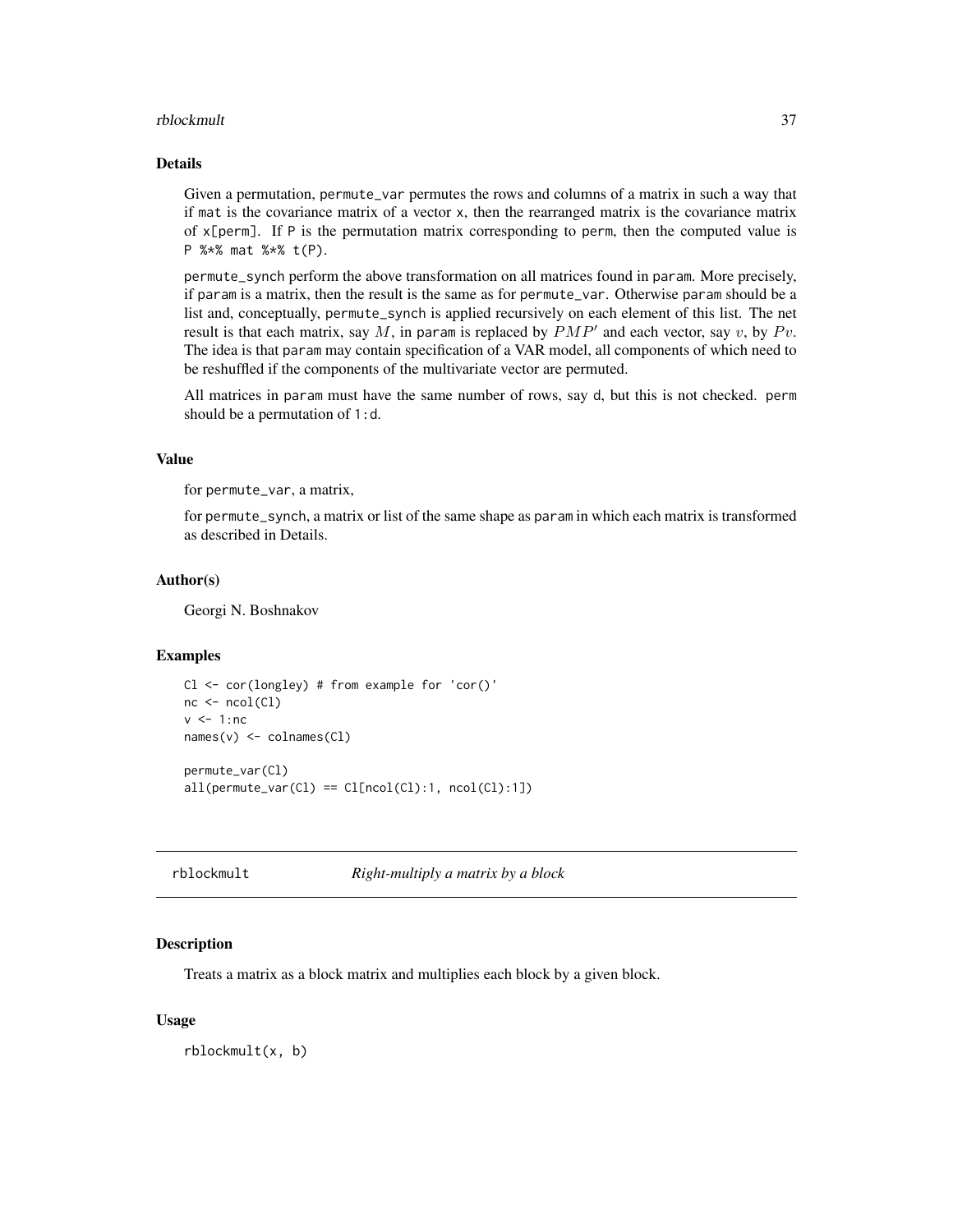### Details

Given a permutation, permute_var permutes the rows and columns of a matrix in such a way that if mat is the covariance matrix of a vector x, then the rearranged matrix is the covariance matrix of x[perm]. If P is the permutation matrix corresponding to perm, then the computed value is P %*% mat %*% t(P).

permute_synch perform the above transformation on all matrices found in param. More precisely, if param is a matrix, then the result is the same as for permute_var. Otherwise param should be a list and, conceptually, permute_synch is applied recursively on each element of this list. The net result is that each matrix, say $M$, in param is replaced by $PMP'$ and each vector, say $v$, by $Pv$. The idea is that param may contain specification of a VAR model, all components of which need to be reshuffled if the components of the multivariate vector are permuted.

All matrices in param must have the same number of rows, say d, but this is not checked. perm should be a permutation of 1:d.

### Value

for permute_var, a matrix,

for permute_synch, a matrix or list of the same shape as param in which each matrix is transformed as described in Details.

### Author(s)

Georgi N. Boshnakov

### Examples

```
Cl <- cor(longley) # from example for 'cor()'
nc <- ncol(Cl)
v <- 1:nc
names(v) <- colnames(Cl)

permute_var(Cl)
all(permute_var(Cl) == Cl[ncol(Cl):1, ncol(Cl):1])
```

---

## rblockmult *Right-multiply a matrix by a block*

### Description

Treats a matrix as a block matrix and multiplies each block by a given block.

### Usage

```
rblockmult(x, b)
```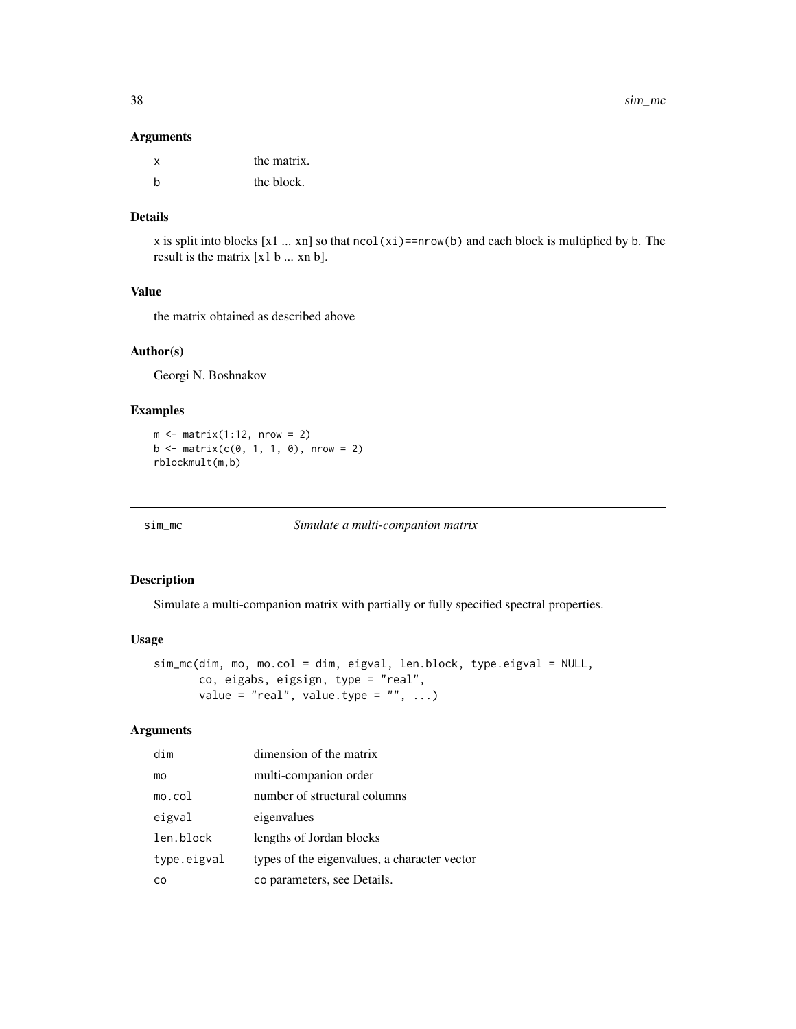### Arguments

| | |
|---|---|
| x | the matrix. |
| b | the block. |

### Details

x is split into blocks [x1 ... xn] so that ncol(xi)==nrow(b) and each block is multiplied by b. The result is the matrix [x1 b ... xn b].

### Value

the matrix obtained as described above

### Author(s)

Georgi N. Boshnakov

### Examples

```
m <- matrix(1:12, nrow = 2)
b <- matrix(c(0, 1, 1, 0), nrow = 2)
rblockmult(m,b)
```

---

## sim_mc *Simulate a multi-companion matrix*

---

### Description

Simulate a multi-companion matrix with partially or fully specified spectral properties.

### Usage

```
sim_mc(dim, mo, mo.col = dim, eigval, len.block, type.eigval = NULL,
       co, eigabs, eigsign, type = "real",
       value = "real", value.type = "", ...)
```

### Arguments

| | |
|---|---|
| dim | dimension of the matrix |
| mo | multi-companion order |
| mo.col | number of structural columns |
| eigval | eigenvalues |
| len.block | lengths of Jordan blocks |
| type.eigval | types of the eigenvalues, a character vector |
| co | co parameters, see Details. |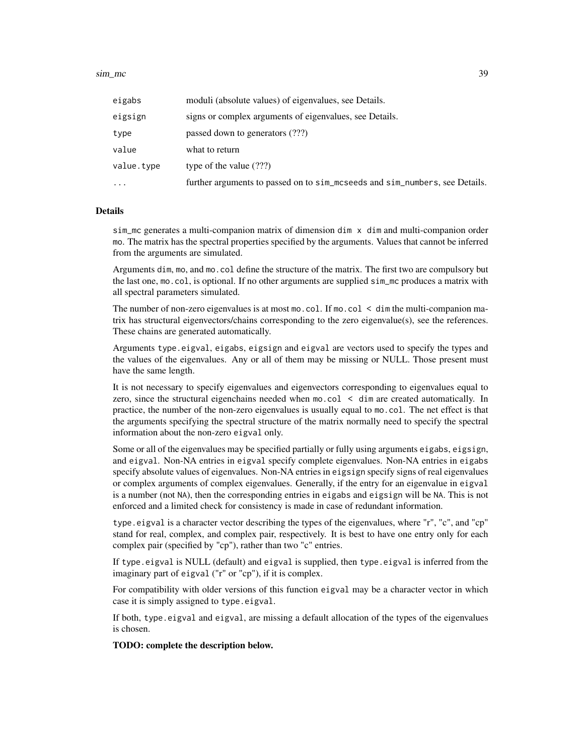| | |
|---|---|
| eigabs | moduli (absolute values) of eigenvalues, see Details. |
| eigsign | signs or complex arguments of eigenvalues, see Details. |
| type | passed down to generators (???) |
| value | what to return |
| value.type | type of the value (???) |
| ... | further arguments to passed on to sim_mcseeds and sim_numbers, see Details. |

## Details

sim_mc generates a multi-companion matrix of dimension dim x dim and multi-companion order mo. The matrix has the spectral properties specified by the arguments. Values that cannot be inferred from the arguments are simulated.

Arguments dim, mo, and mo.col define the structure of the matrix. The first two are compulsory but the last one, mo.col, is optional. If no other arguments are supplied sim_mc produces a matrix with all spectral parameters simulated.

The number of non-zero eigenvalues is at most mo.col. If mo.col < dim the multi-companion matrix has structural eigenvectors/chains corresponding to the zero eigenvalue(s), see the references. These chains are generated automatically.

Arguments type.eigval, eigabs, eigsign and eigval are vectors used to specify the types and the values of the eigenvalues. Any or all of them may be missing or NULL. Those present must have the same length.

It is not necessary to specify eigenvalues and eigenvectors corresponding to eigenvalues equal to zero, since the structural eigenchains needed when mo.col < dim are created automatically. In practice, the number of the non-zero eigenvalues is usually equal to mo.col. The net effect is that the arguments specifying the spectral structure of the matrix normally need to specify the spectral information about the non-zero eigval only.

Some or all of the eigenvalues may be specified partially or fully using arguments eigabs, eigsign, and eigval. Non-NA entries in eigval specify complete eigenvalues. Non-NA entries in eigabs specify absolute values of eigenvalues. Non-NA entries in eigsign specify signs of real eigenvalues or complex arguments of complex eigenvalues. Generally, if the entry for an eigenvalue in eigval is a number (not NA), then the corresponding entries in eigabs and eigsign will be NA. This is not enforced and a limited check for consistency is made in case of redundant information.

type.eigval is a character vector describing the types of the eigenvalues, where "r", "c", and "cp" stand for real, complex, and complex pair, respectively. It is best to have one entry only for each complex pair (specified by "cp"), rather than two "c" entries.

If type.eigval is NULL (default) and eigval is supplied, then type.eigval is inferred from the imaginary part of eigval ("r" or "cp"), if it is complex.

For compatibility with older versions of this function eigval may be a character vector in which case it is simply assigned to type.eigval.

If both, type.eigval and eigval, are missing a default allocation of the types of the eigenvalues is chosen.

**TODO: complete the description below.**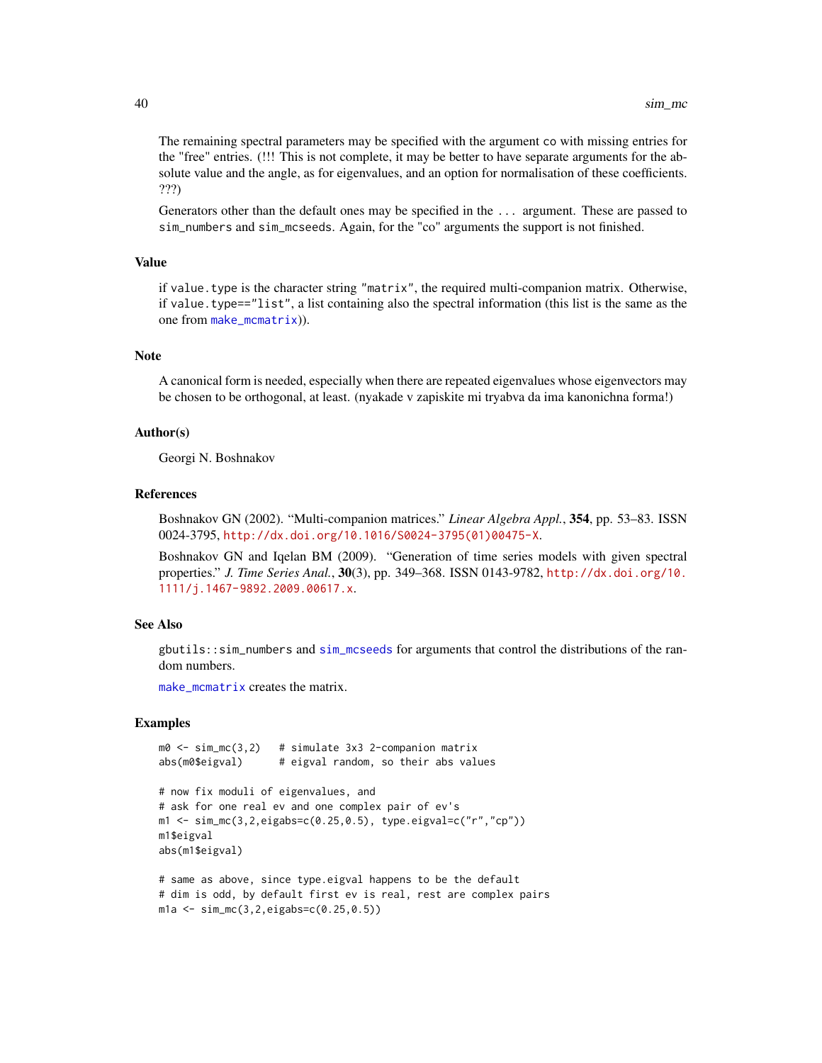The remaining spectral parameters may be specified with the argument co with missing entries for the "free" entries. (!!! This is not complete, it may be better to have separate arguments for the absolute value and the angle, as for eigenvalues, and an option for normalisation of these coefficients. ???)

Generators other than the default ones may be specified in the ... argument. These are passed to sim_numbers and sim_mcseeds. Again, for the "co" arguments the support is not finished.

### Value

if value.type is the character string "matrix", the required multi-companion matrix. Otherwise, if value.type=="list", a list containing also the spectral information (this list is the same as the one from make_mcmatrix)).

### Note

A canonical form is needed, especially when there are repeated eigenvalues whose eigenvectors may be chosen to be orthogonal, at least. (nyakade v zapiskite mi tryabva da ima kanonichna forma!)

### Author(s)

Georgi N. Boshnakov

### References

Boshnakov GN (2002). "Multi-companion matrices." *Linear Algebra Appl.*, **354**, pp. 53–83. ISSN 0024-3795, http://dx.doi.org/10.1016/S0024-3795(01)00475-X.

Boshnakov GN and Iqelan BM (2009). "Generation of time series models with given spectral properties." *J. Time Series Anal.*, **30**(3), pp. 349–368. ISSN 0143-9782, http://dx.doi.org/10.1111/j.1467-9892.2009.00617.x.

### See Also

gbutils::sim_numbers and sim_mcseeds for arguments that control the distributions of the random numbers.

make_mcmatrix creates the matrix.

### Examples

```
m0 <- sim_mc(3,2)   # simulate 3x3 2-companion matrix
abs(m0$eigval)      # eigval random, so their abs values

# now fix moduli of eigenvalues, and
# ask for one real ev and one complex pair of ev's
m1 <- sim_mc(3,2,eigabs=c(0.25,0.5), type.eigval=c("r","cp"))
m1$eigval
abs(m1$eigval)

# same as above, since type.eigval happens to be the default
# dim is odd, by default first ev is real, rest are complex pairs
m1a <- sim_mc(3,2,eigabs=c(0.25,0.5))
```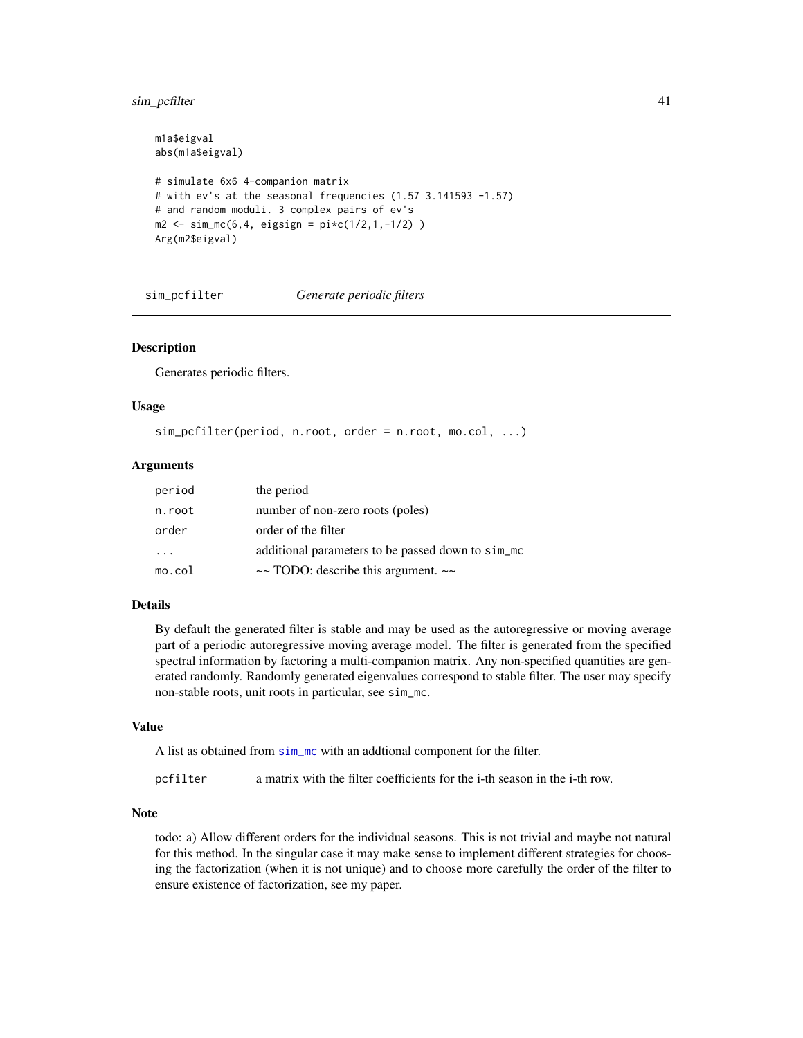```
m1a$eigval
abs(m1a$eigval)

# simulate 6x6 4-companion matrix
# with ev's at the seasonal frequencies (1.57 3.141593 -1.57)
# and random moduli. 3 complex pairs of ev's
m2 <- sim_mc(6,4, eigsign = pi*c(1/2,1,-1/2) )
Arg(m2$eigval)
```

## sim_pcfilter    *Generate periodic filters*

### Description

Generates periodic filters.

### Usage

```
sim_pcfilter(period, n.root, order = n.root, mo.col, ...)
```

### Arguments

| | |
|---|---|
| period | the period |
| n.root | number of non-zero roots (poles) |
| order | order of the filter |
| ... | additional parameters to be passed down to sim_mc |
| mo.col | ~~ TODO: describe this argument. ~~ |

### Details

By default the generated filter is stable and may be used as the autoregressive or moving average part of a periodic autoregressive moving average model. The filter is generated from the specified spectral information by factoring a multi-companion matrix. Any non-specified quantities are generated randomly. Randomly generated eigenvalues correspond to stable filter. The user may specify non-stable roots, unit roots in particular, see sim_mc.

### Value

A list as obtained from sim_mc with an addtional component for the filter.

| | |
|---|---|
| pcfilter | a matrix with the filter coefficients for the i-th season in the i-th row. |

### Note

todo: a) Allow different orders for the individual seasons. This is not trivial and maybe not natural for this method. In the singular case it may make sense to implement different strategies for choosing the factorization (when it is not unique) and to choose more carefully the order of the filter to ensure existence of factorization, see my paper.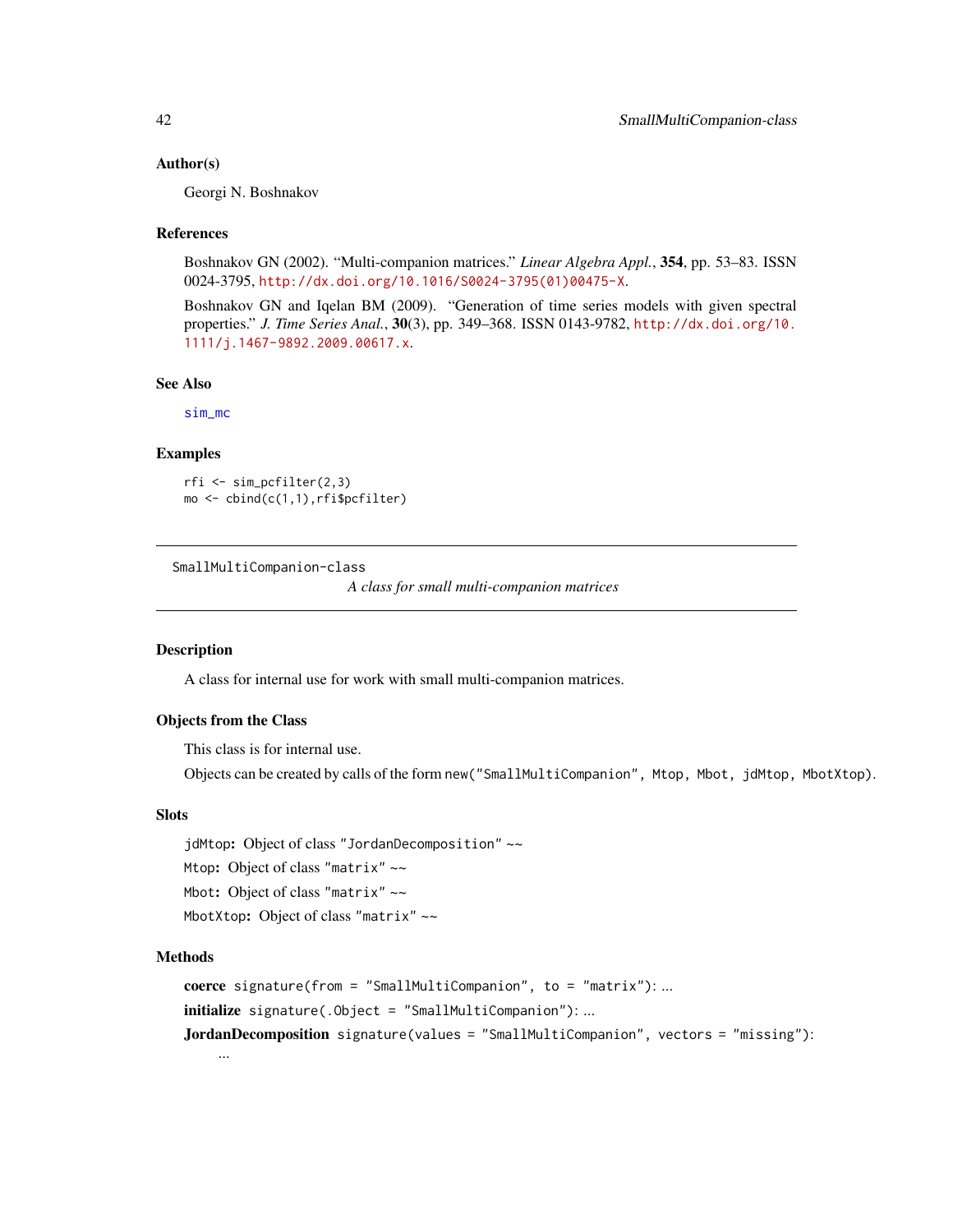### Author(s)

Georgi N. Boshnakov

### References

Boshnakov GN (2002). "Multi-companion matrices." *Linear Algebra Appl.*, **354**, pp. 53–83. ISSN 0024-3795, http://dx.doi.org/10.1016/S0024-3795(01)00475-X.

Boshnakov GN and Iqelan BM (2009). "Generation of time series models with given spectral properties." *J. Time Series Anal.*, **30**(3), pp. 349–368. ISSN 0143-9782, http://dx.doi.org/10.1111/j.1467-9892.2009.00617.x.

### See Also

sim_mc

### Examples

```
rfi <- sim_pcfilter(2,3)
mo <- cbind(c(1,1),rfi$pcfilter)
```

---

## SmallMultiCompanion-class — *A class for small multi-companion matrices*

---

### Description

A class for internal use for work with small multi-companion matrices.

### Objects from the Class

This class is for internal use.

Objects can be created by calls of the form `new("SmallMultiCompanion", Mtop, Mbot, jdMtop, MbotXtop)`.

### Slots

`jdMtop`**:** Object of class `"JordanDecomposition"` ~~

`Mtop`**:** Object of class `"matrix"` ~~

`Mbot`**:** Object of class `"matrix"` ~~

`MbotXtop`**:** Object of class `"matrix"` ~~

### Methods

**coerce** `signature(from = "SmallMultiCompanion", to = "matrix")`: ...

**initialize** `signature(.Object = "SmallMultiCompanion")`: ...

**JordanDecomposition** `signature(values = "SmallMultiCompanion", vectors = "missing")`: ...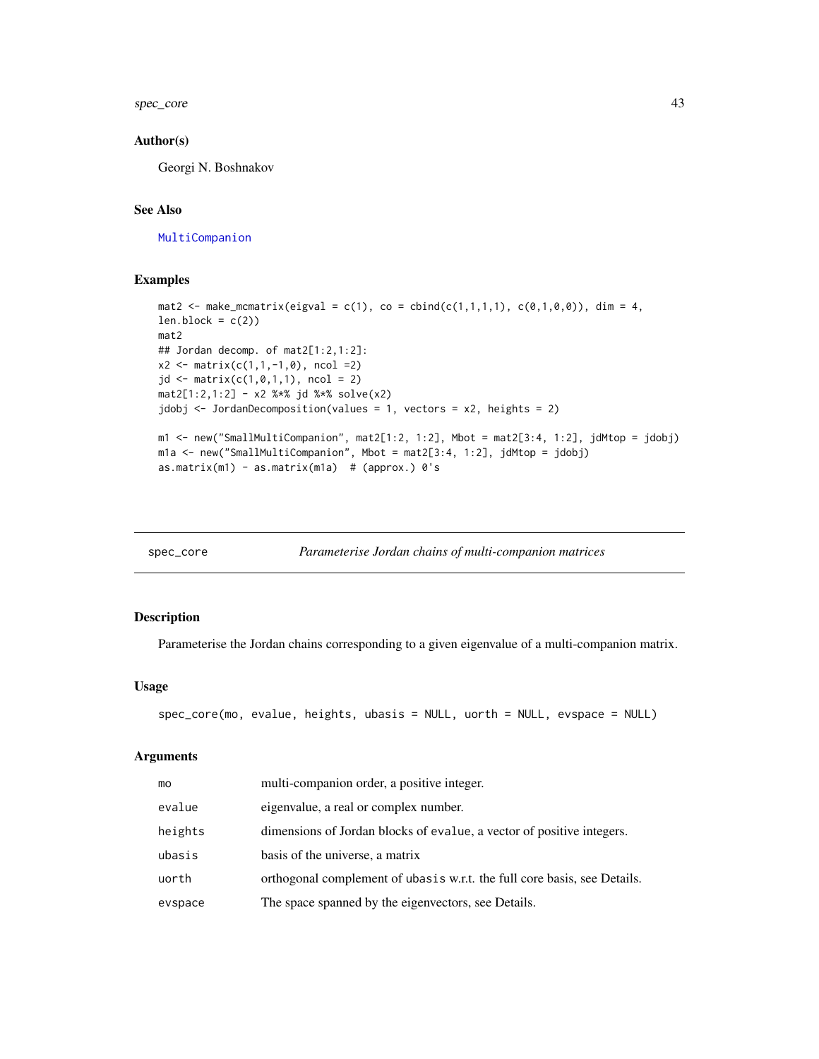## Author(s)

Georgi N. Boshnakov

## See Also

MultiCompanion

## Examples

```
mat2 <- make_mcmatrix(eigval = c(1), co = cbind(c(1,1,1,1), c(0,1,0,0)), dim = 4,
len.block = c(2))
mat2
## Jordan decomp. of mat2[1:2,1:2]:
x2 <- matrix(c(1,1,-1,0), ncol =2)
jd <- matrix(c(1,0,1,1), ncol = 2)
mat2[1:2,1:2] - x2 %*% jd %*% solve(x2)
jdobj <- JordanDecomposition(values = 1, vectors = x2, heights = 2)

m1 <- new("SmallMultiCompanion", mat2[1:2, 1:2], Mbot = mat2[3:4, 1:2], jdMtop = jdobj)
m1a <- new("SmallMultiCompanion", Mbot = mat2[3:4, 1:2], jdMtop = jdobj)
as.matrix(m1) - as.matrix(m1a)  # (approx.) 0's
```

---

# spec_core    *Parameterise Jordan chains of multi-companion matrices*

## Description

Parameterise the Jordan chains corresponding to a given eigenvalue of a multi-companion matrix.

## Usage

```
spec_core(mo, evalue, heights, ubasis = NULL, uorth = NULL, evspace = NULL)
```

## Arguments

| | |
|---|---|
| mo | multi-companion order, a positive integer. |
| evalue | eigenvalue, a real or complex number. |
| heights | dimensions of Jordan blocks of evalue, a vector of positive integers. |
| ubasis | basis of the universe, a matrix |
| uorth | orthogonal complement of ubasis w.r.t. the full core basis, see Details. |
| evspace | The space spanned by the eigenvectors, see Details. |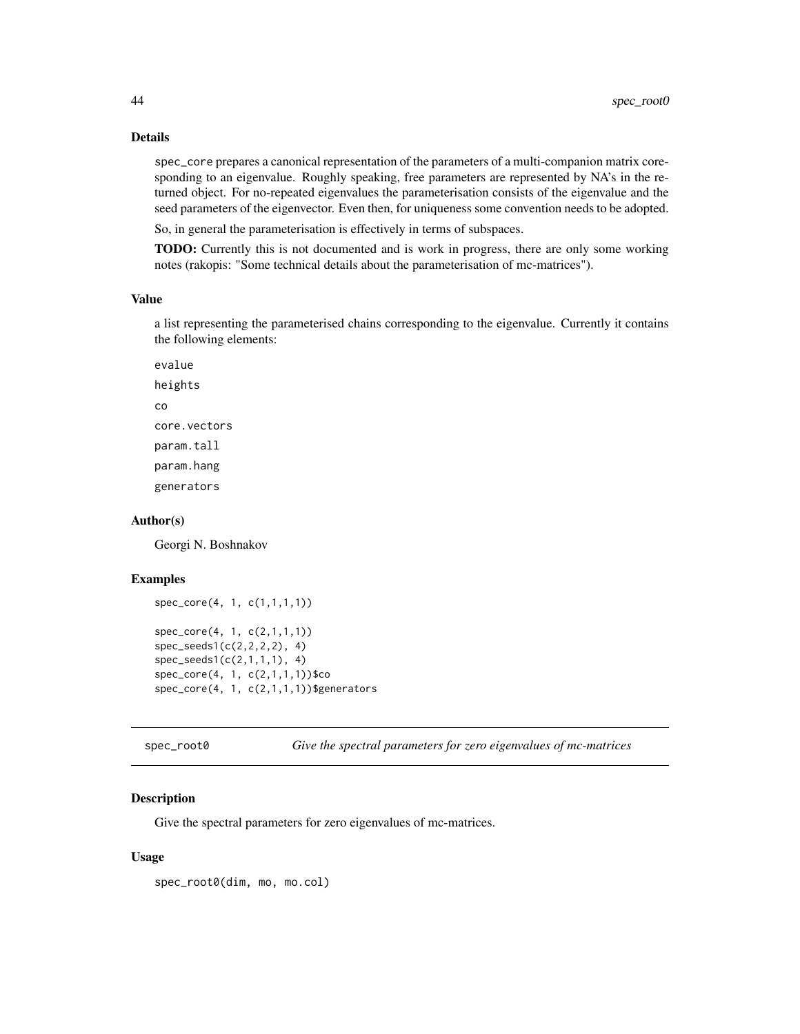## Details

spec_core prepares a canonical representation of the parameters of a multi-companion matrix coresponding to an eigenvalue. Roughly speaking, free parameters are represented by NA's in the returned object. For no-repeated eigenvalues the parameterisation consists of the eigenvalue and the seed parameters of the eigenvector. Even then, for uniqueness some convention needs to be adopted.

So, in general the parameterisation is effectively in terms of subspaces.

**TODO:** Currently this is not documented and is work in progress, there are only some working notes (rakopis: "Some technical details about the parameterisation of mc-matrices").

## Value

a list representing the parameterised chains corresponding to the eigenvalue. Currently it contains the following elements:

evalue

heights

co

core.vectors

param.tall

param.hang

generators

## Author(s)

Georgi N. Boshnakov

## Examples

```
spec_core(4, 1, c(1,1,1,1))

spec_core(4, 1, c(2,1,1,1))
spec_seeds1(c(2,2,2,2), 4)
spec_seeds1(c(2,1,1,1), 4)
spec_core(4, 1, c(2,1,1,1))$co
spec_core(4, 1, c(2,1,1,1))$generators
```

---

# spec_root0 — *Give the spectral parameters for zero eigenvalues of mc-matrices*

## Description

Give the spectral parameters for zero eigenvalues of mc-matrices.

## Usage

```
spec_root0(dim, mo, mo.col)
```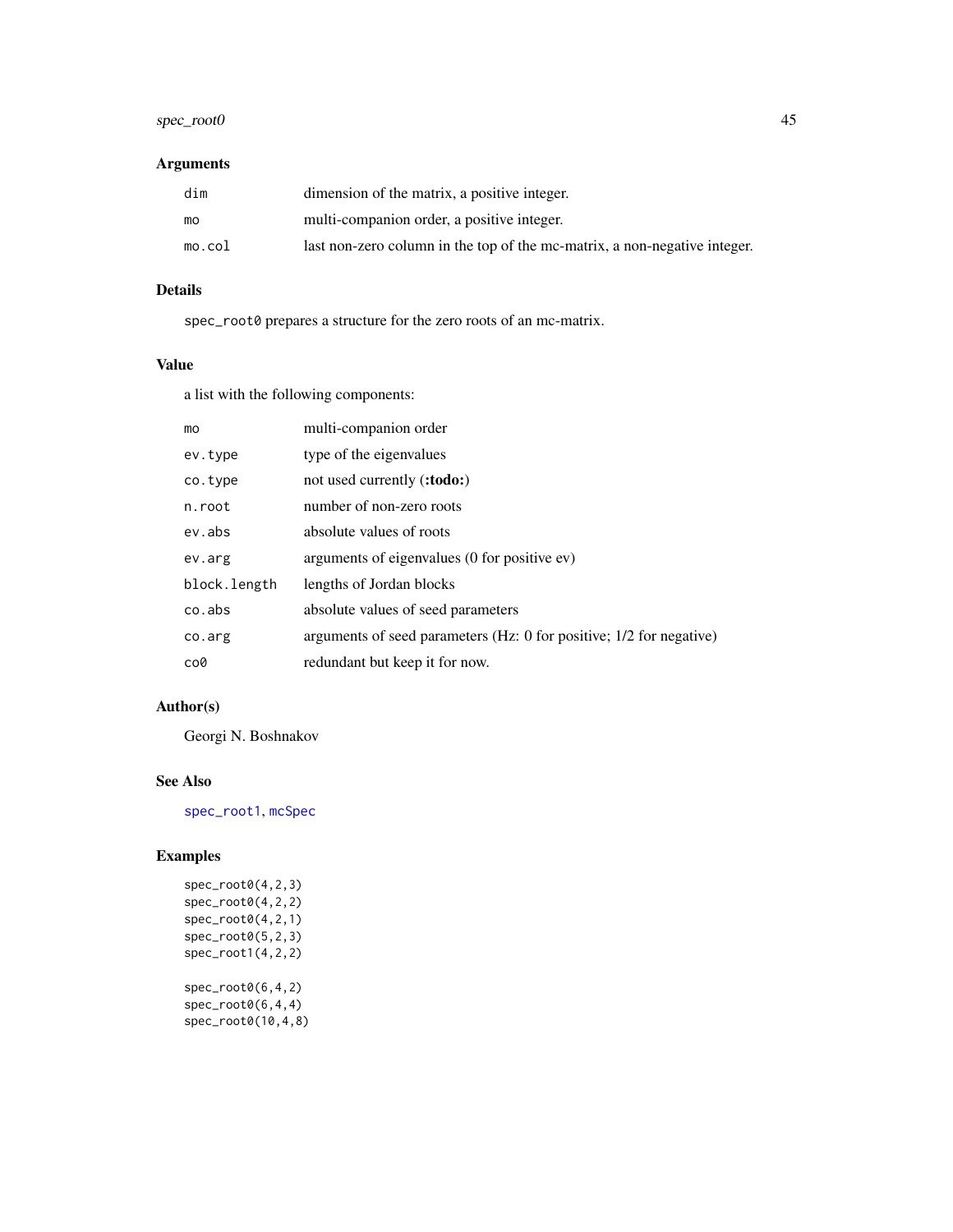## Arguments

| | |
|---|---|
| dim | dimension of the matrix, a positive integer. |
| mo | multi-companion order, a positive integer. |
| mo.col | last non-zero column in the top of the mc-matrix, a non-negative integer. |

## Details

spec_root0 prepares a structure for the zero roots of an mc-matrix.

## Value

a list with the following components:

| | |
|---|---|
| mo | multi-companion order |
| ev.type | type of the eigenvalues |
| co.type | not used currently (**:todo:**) |
| n.root | number of non-zero roots |
| ev.abs | absolute values of roots |
| ev.arg | arguments of eigenvalues (0 for positive ev) |
| block.length | lengths of Jordan blocks |
| co.abs | absolute values of seed parameters |
| co.arg | arguments of seed parameters (Hz: 0 for positive; 1/2 for negative) |
| co0 | redundant but keep it for now. |

## Author(s)

Georgi N. Boshnakov

## See Also

spec_root1, mcSpec

## Examples

```
spec_root0(4,2,3)
spec_root0(4,2,2)
spec_root0(4,2,1)
spec_root0(5,2,3)
spec_root1(4,2,2)

spec_root0(6,4,2)
spec_root0(6,4,4)
spec_root0(10,4,8)
```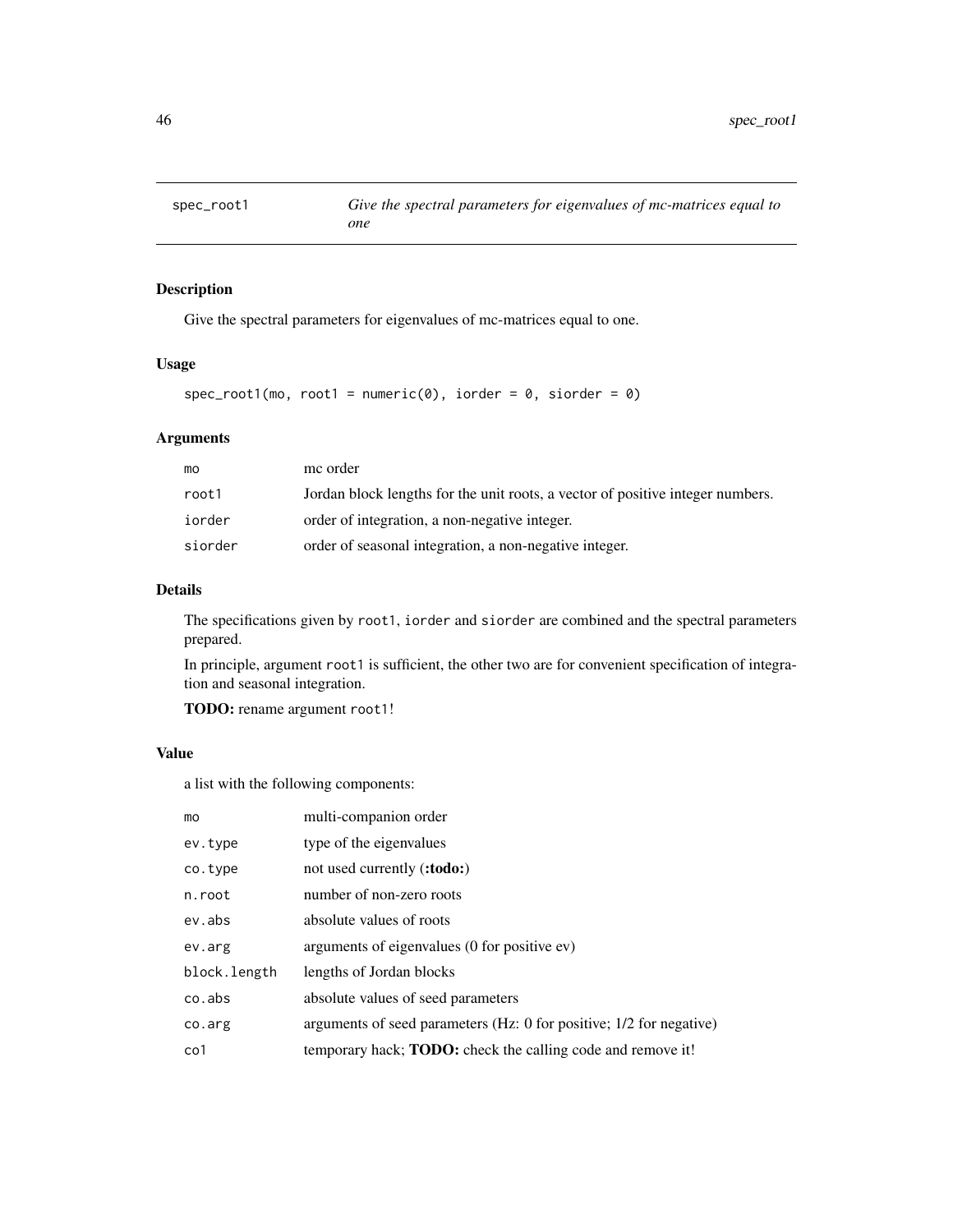## spec_root1 — *Give the spectral parameters for eigenvalues of mc-matrices equal to one*

### Description

Give the spectral parameters for eigenvalues of mc-matrices equal to one.

### Usage

```
spec_root1(mo, root1 = numeric(0), iorder = 0, siorder = 0)
```

### Arguments

| | |
|---|---|
| mo | mc order |
| root1 | Jordan block lengths for the unit roots, a vector of positive integer numbers. |
| iorder | order of integration, a non-negative integer. |
| siorder | order of seasonal integration, a non-negative integer. |

### Details

The specifications given by root1, iorder and siorder are combined and the spectral parameters prepared.

In principle, argument root1 is sufficient, the other two are for convenient specification of integration and seasonal integration.

**TODO:** rename argument root1!

### Value

a list with the following components:

| | |
|---|---|
| mo | multi-companion order |
| ev.type | type of the eigenvalues |
| co.type | not used currently (**:todo:**) |
| n.root | number of non-zero roots |
| ev.abs | absolute values of roots |
| ev.arg | arguments of eigenvalues (0 for positive ev) |
| block.length | lengths of Jordan blocks |
| co.abs | absolute values of seed parameters |
| co.arg | arguments of seed parameters (Hz: 0 for positive; 1/2 for negative) |
| co1 | temporary hack; **TODO:** check the calling code and remove it! |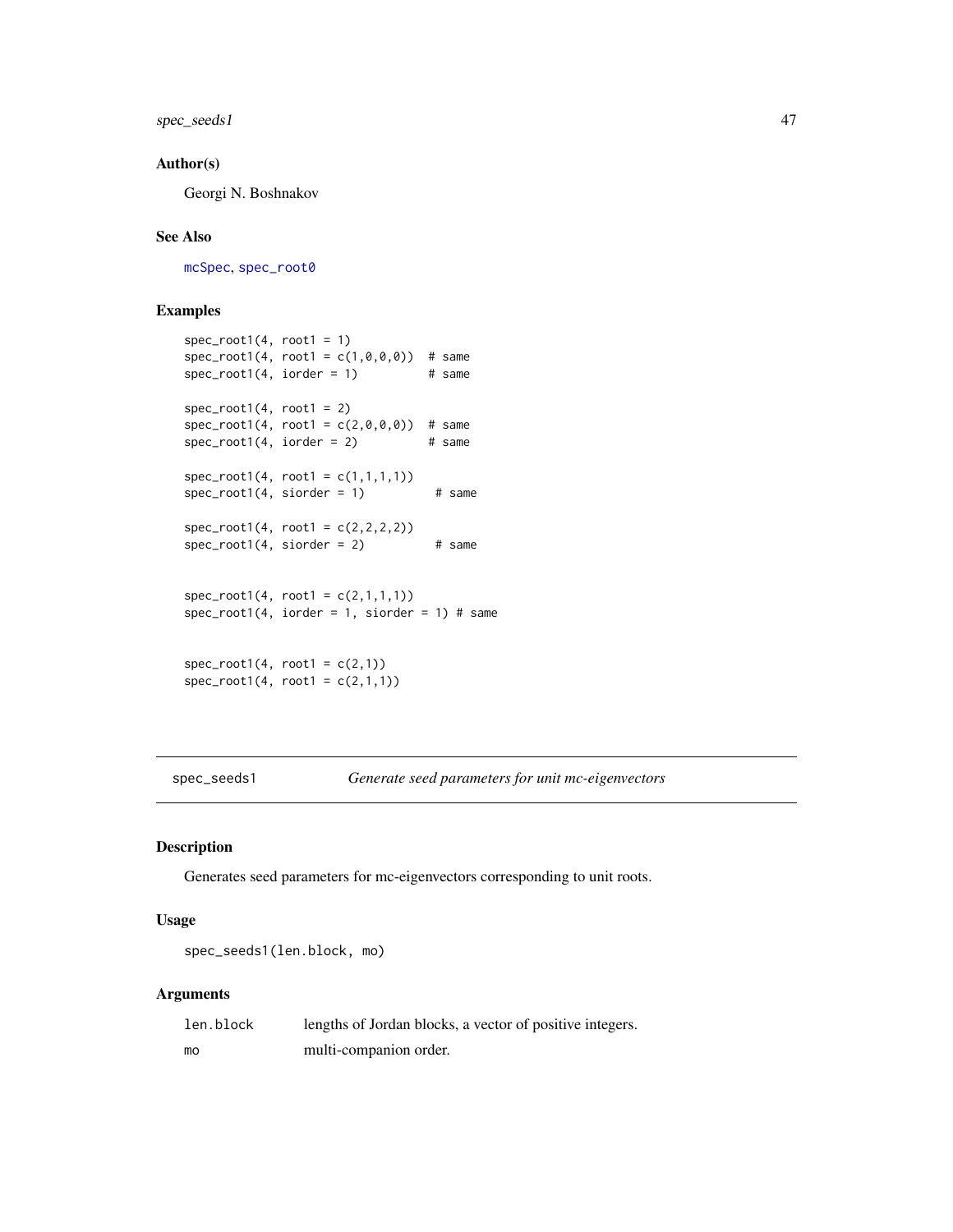### Author(s)

Georgi N. Boshnakov

### See Also

mcSpec, spec_root0

### Examples

```
spec_root1(4, root1 = 1)
spec_root1(4, root1 = c(1,0,0,0))  # same
spec_root1(4, iorder = 1)          # same

spec_root1(4, root1 = 2)
spec_root1(4, root1 = c(2,0,0,0))  # same
spec_root1(4, iorder = 2)          # same

spec_root1(4, root1 = c(1,1,1,1))
spec_root1(4, siorder = 1)          # same

spec_root1(4, root1 = c(2,2,2,2))
spec_root1(4, siorder = 2)          # same


spec_root1(4, root1 = c(2,1,1,1))
spec_root1(4, iorder = 1, siorder = 1) # same


spec_root1(4, root1 = c(2,1))
spec_root1(4, root1 = c(2,1,1))
```

---

## spec_seeds1 — *Generate seed parameters for unit mc-eigenvectors*

### Description

Generates seed parameters for mc-eigenvectors corresponding to unit roots.

### Usage

```
spec_seeds1(len.block, mo)
```

### Arguments

| | |
|---|---|
| len.block | lengths of Jordan blocks, a vector of positive integers. |
| mo | multi-companion order. |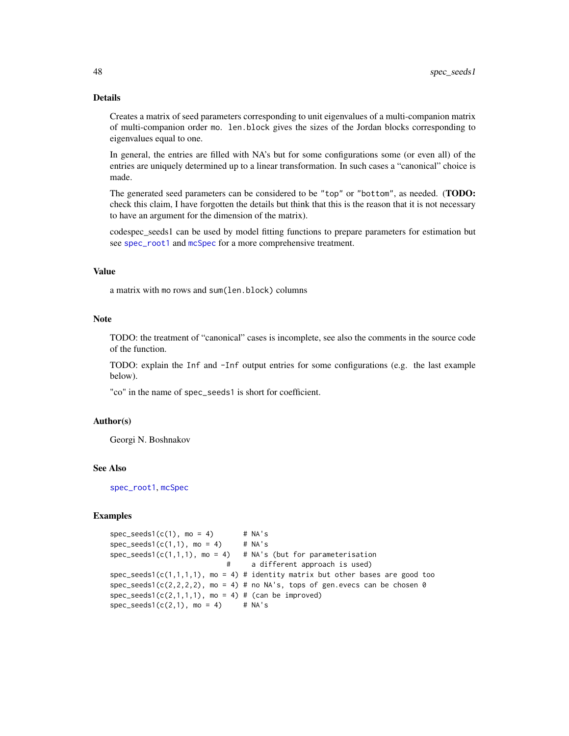## Details

Creates a matrix of seed parameters corresponding to unit eigenvalues of a multi-companion matrix of multi-companion order `mo`. `len.block` gives the sizes of the Jordan blocks corresponding to eigenvalues equal to one.

In general, the entries are filled with NA's but for some configurations some (or even all) of the entries are uniquely determined up to a linear transformation. In such cases a "canonical" choice is made.

The generated seed parameters can be considered to be `"top"` or `"bottom"`, as needed. (**TODO:** check this claim, I have forgotten the details but think that this is the reason that it is not necessary to have an argument for the dimension of the matrix).

codespec_seeds1 can be used by model fitting functions to prepare parameters for estimation but see `spec_root1` and `mcSpec` for a more comprehensive treatment.

## Value

a matrix with `mo` rows and `sum(len.block)` columns

## Note

TODO: the treatment of "canonical" cases is incomplete, see also the comments in the source code of the function.

TODO: explain the `Inf` and `-Inf` output entries for some configurations (e.g. the last example below).

"co" in the name of `spec_seeds1` is short for coefficient.

## Author(s)

Georgi N. Boshnakov

## See Also

`spec_root1`, `mcSpec`

## Examples

```
spec_seeds1(c(1), mo = 4)       # NA's
spec_seeds1(c(1,1), mo = 4)     # NA's
spec_seeds1(c(1,1,1), mo = 4)   # NA's (but for parameterisation
                              #    a different approach is used)
spec_seeds1(c(1,1,1,1), mo = 4) # identity matrix but other bases are good too
spec_seeds1(c(2,2,2,2), mo = 4) # no NA's, tops of gen.evecs can be chosen 0
spec_seeds1(c(2,1,1,1), mo = 4) # (can be improved)
spec_seeds1(c(2,1), mo = 4)     # NA's
```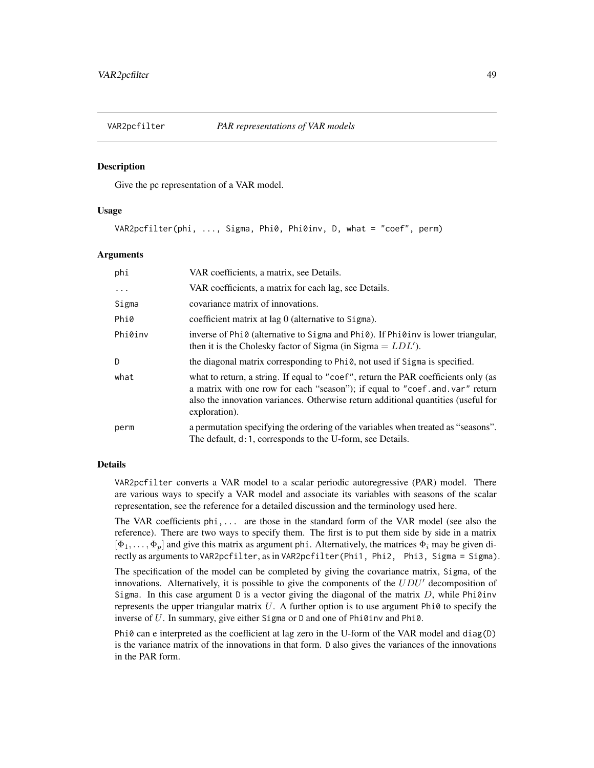VAR2pcfilter *PAR representations of VAR models*

## Description

Give the pc representation of a VAR model.

## Usage

```
VAR2pcfilter(phi, ..., Sigma, Phi0, Phi0inv, D, what = "coef", perm)
```

## Arguments

| | |
|---|---|
| phi | VAR coefficients, a matrix, see Details. |
| ... | VAR coefficients, a matrix for each lag, see Details. |
| Sigma | covariance matrix of innovations. |
| Phi0 | coefficient matrix at lag 0 (alternative to Sigma). |
| Phi0inv | inverse of Phi0 (alternative to Sigma and Phi0). If Phi0inv is lower triangular, then it is the Cholesky factor of Sigma (in Sigma $= LDL'$). |
| D | the diagonal matrix corresponding to Phi0, not used if Sigma is specified. |
| what | what to return, a string. If equal to "coef", return the PAR coefficients only (as a matrix with one row for each "season"); if equal to "coef.and.var" return also the innovation variances. Otherwise return additional quantities (useful for exploration). |
| perm | a permutation specifying the ordering of the variables when treated as "seasons". The default, d:1, corresponds to the U-form, see Details. |

## Details

VAR2pcfilter converts a VAR model to a scalar periodic autoregressive (PAR) model. There are various ways to specify a VAR model and associate its variables with seasons of the scalar representation, see the reference for a detailed discussion and the terminology used here.

The VAR coefficients phi,... are those in the standard form of the VAR model (see also the reference). There are two ways to specify them. The first is to put them side by side in a matrix $[\Phi_1, \ldots, \Phi_p]$ and give this matrix as argument phi. Alternatively, the matrices $\Phi_i$ may be given directly as arguments to VAR2pcfilter, as in VAR2pcfilter(Phi1, Phi2, Phi3, Sigma = Sigma).

The specification of the model can be completed by giving the covariance matrix, Sigma, of the innovations. Alternatively, it is possible to give the components of the $UDU'$ decomposition of Sigma. In this case argument D is a vector giving the diagonal of the matrix $D$, while Phi0inv represents the upper triangular matrix $U$. A further option is to use argument Phi0 to specify the inverse of $U$. In summary, give either Sigma or D and one of Phi0inv and Phi0.

Phi0 can e interpreted as the coefficient at lag zero in the U-form of the VAR model and diag(D) is the variance matrix of the innovations in that form. D also gives the variances of the innovations in the PAR form.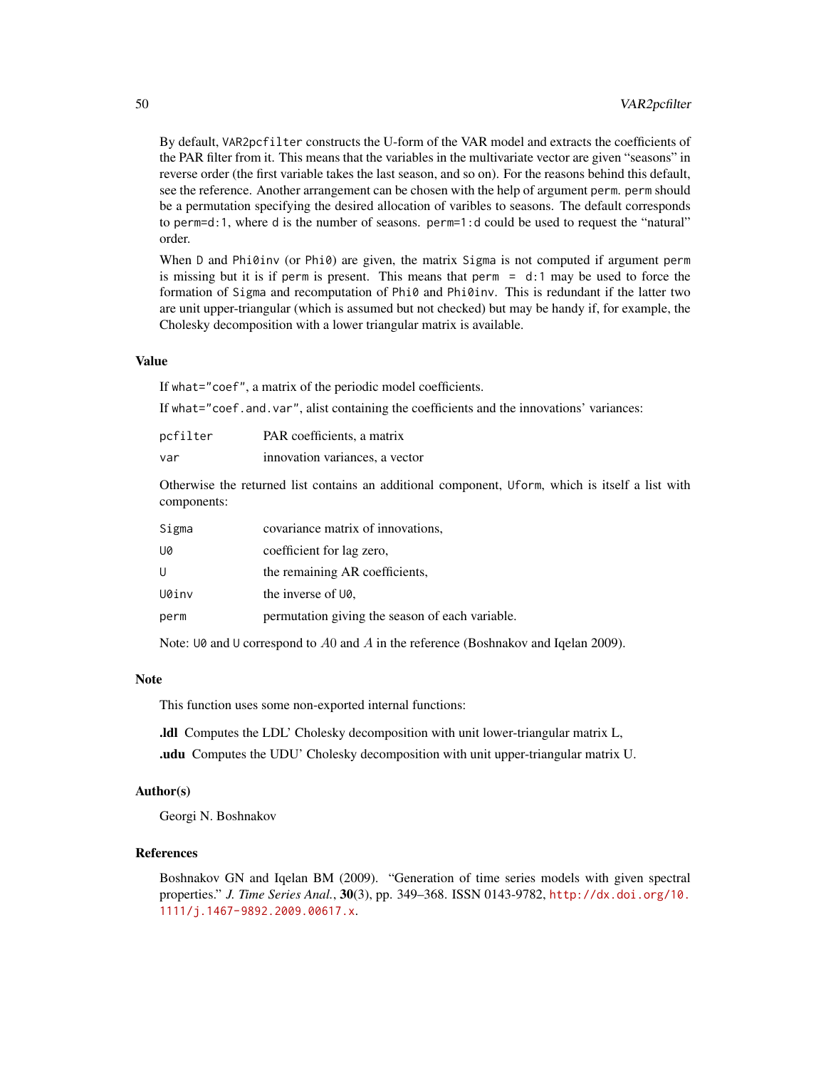By default, `VAR2pcfilter` constructs the U-form of the VAR model and extracts the coefficients of the PAR filter from it. This means that the variables in the multivariate vector are given "seasons" in reverse order (the first variable takes the last season, and so on). For the reasons behind this default, see the reference. Another arrangement can be chosen with the help of argument `perm`. `perm` should be a permutation specifying the desired allocation of varibles to seasons. The default corresponds to `perm=d:1`, where `d` is the number of seasons. `perm=1:d` could be used to request the "natural" order.

When `D` and `Phi0inv` (or `Phi0`) are given, the matrix `Sigma` is not computed if argument `perm` is missing but it is if `perm` is present. This means that `perm = d:1` may be used to force the formation of `Sigma` and recomputation of `Phi0` and `Phi0inv`. This is redundant if the latter two are unit upper-triangular (which is assumed but not checked) but may be handy if, for example, the Cholesky decomposition with a lower triangular matrix is available.

## Value

If `what="coef"`, a matrix of the periodic model coefficients.

If `what="coef.and.var"`, alist containing the coefficients and the innovations' variances:

| | |
|---|---|
| `pcfilter` | PAR coefficients, a matrix |
| `var` | innovation variances, a vector |

Otherwise the returned list contains an additional component, `Uform`, which is itself a list with components:

| | |
|---|---|
| `Sigma` | covariance matrix of innovations, |
| `U0` | coefficient for lag zero, |
| `U` | the remaining AR coefficients, |
| `U0inv` | the inverse of `U0`, |
| `perm` | permutation giving the season of each variable. |

Note: `U0` and `U` correspond to $A0$ and $A$ in the reference (Boshnakov and Iqelan 2009).

## Note

This function uses some non-exported internal functions:

**.ldl** Computes the LDL' Cholesky decomposition with unit lower-triangular matrix L,

**.udu** Computes the UDU' Cholesky decomposition with unit upper-triangular matrix U.

## Author(s)

Georgi N. Boshnakov

## References

Boshnakov GN and Iqelan BM (2009). "Generation of time series models with given spectral properties." *J. Time Series Anal.*, **30**(3), pp. 349–368. ISSN 0143-9782, http://dx.doi.org/10.1111/j.1467-9892.2009.00617.x.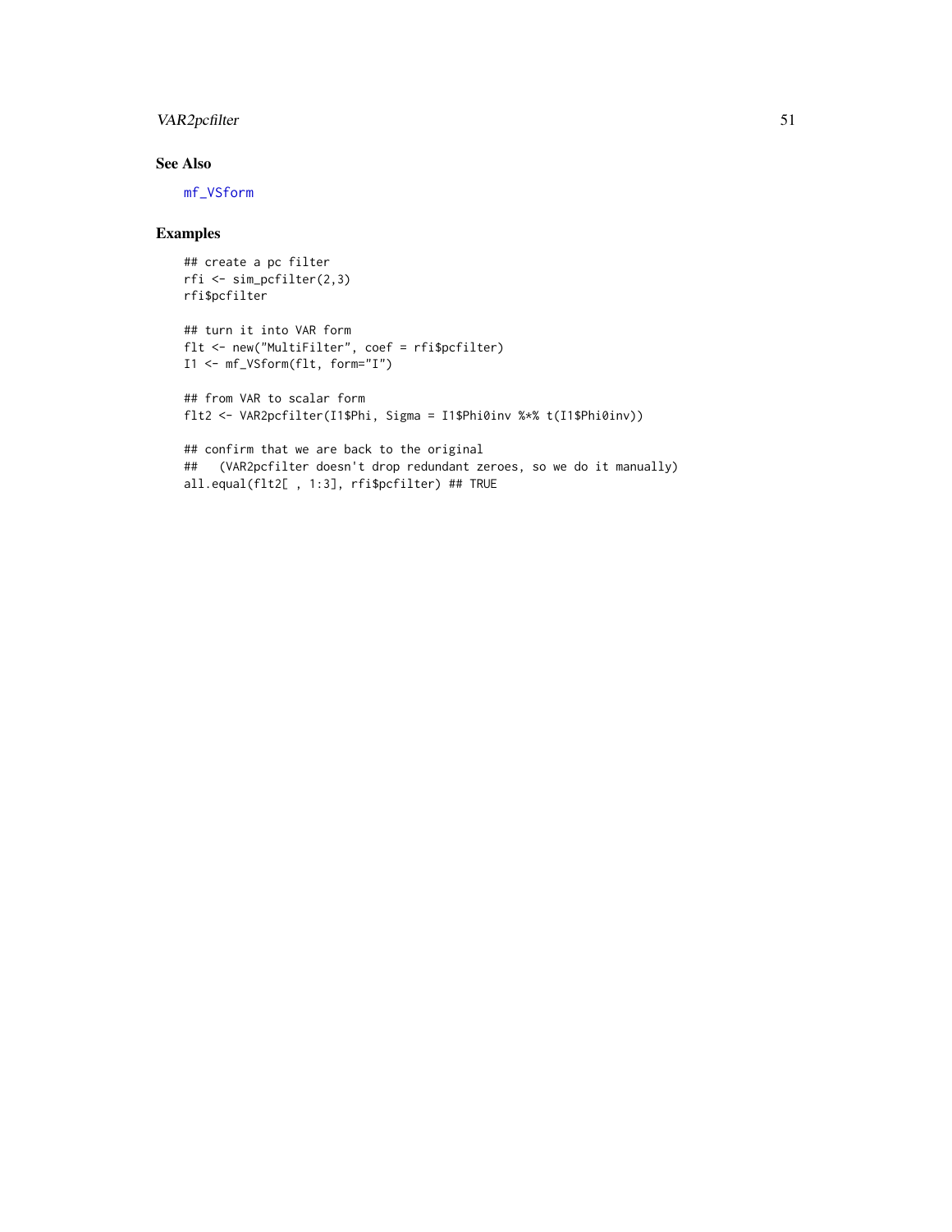## See Also

mf_VSform

## Examples

```
## create a pc filter
rfi <- sim_pcfilter(2,3)
rfi$pcfilter

## turn it into VAR form
flt <- new("MultiFilter", coef = rfi$pcfilter)
I1 <- mf_VSform(flt, form="I")

## from VAR to scalar form
flt2 <- VAR2pcfilter(I1$Phi, Sigma = I1$Phi0inv %*% t(I1$Phi0inv))

## confirm that we are back to the original
##   (VAR2pcfilter doesn't drop redundant zeroes, so we do it manually)
all.equal(flt2[ , 1:3], rfi$pcfilter) ## TRUE
```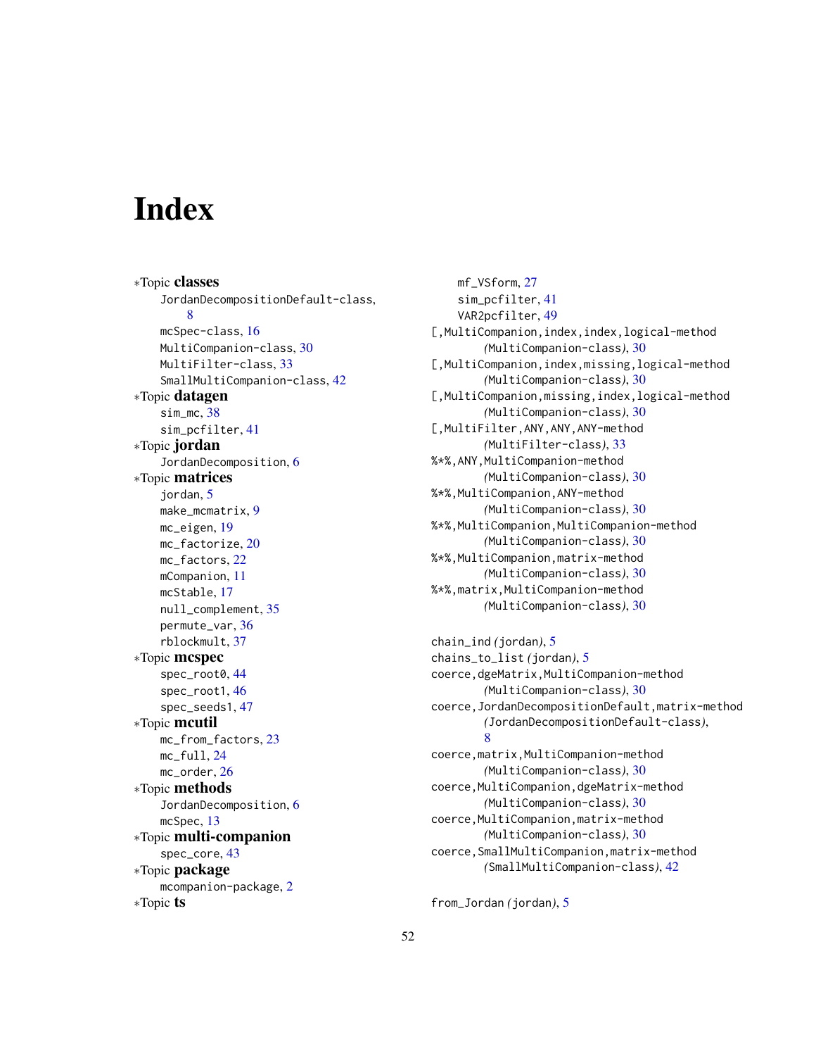# Index

∗Topic **classes**
  JordanDecompositionDefault-class, 8
  mcSpec-class, 16
  MultiCompanion-class, 30
  MultiFilter-class, 33
  SmallMultiCompanion-class, 42
∗Topic **datagen**
  sim_mc, 38
  sim_pcfilter, 41
∗Topic **jordan**
  JordanDecomposition, 6
∗Topic **matrices**
  jordan, 5
  make_mcmatrix, 9
  mc_eigen, 19
  mc_factorize, 20
  mc_factors, 22
  mCompanion, 11
  mcStable, 17
  null_complement, 35
  permute_var, 36
  rblockmult, 37
∗Topic **mcspec**
  spec_root0, 44
  spec_root1, 46
  spec_seeds1, 47
∗Topic **mcutil**
  mc_from_factors, 23
  mc_full, 24
  mc_order, 26
∗Topic **methods**
  JordanDecomposition, 6
  mcSpec, 13
∗Topic **multi-companion**
  spec_core, 43
∗Topic **package**
  mcompanion-package, 2
∗Topic **ts**
  mf_VSform, 27
  sim_pcfilter, 41
  VAR2pcfilter, 49
[,MultiCompanion,index,index,logical-method *(MultiCompanion-class)*, 30
[,MultiCompanion,index,missing,logical-method *(MultiCompanion-class)*, 30
[,MultiCompanion,missing,index,logical-method *(MultiCompanion-class)*, 30
[,MultiFilter,ANY,ANY,ANY-method *(MultiFilter-class)*, 33
%*%,ANY,MultiCompanion-method *(MultiCompanion-class)*, 30
%*%,MultiCompanion,ANY-method *(MultiCompanion-class)*, 30
%*%,MultiCompanion,MultiCompanion-method *(MultiCompanion-class)*, 30
%*%,MultiCompanion,matrix-method *(MultiCompanion-class)*, 30
%*%,matrix,MultiCompanion-method *(MultiCompanion-class)*, 30

chain_ind *(jordan)*, 5
chains_to_list *(jordan)*, 5
coerce,dgeMatrix,MultiCompanion-method *(MultiCompanion-class)*, 30
coerce,JordanDecompositionDefault,matrix-method *(JordanDecompositionDefault-class)*, 8
coerce,matrix,MultiCompanion-method *(MultiCompanion-class)*, 30
coerce,MultiCompanion,dgeMatrix-method *(MultiCompanion-class)*, 30
coerce,MultiCompanion,matrix-method *(MultiCompanion-class)*, 30
coerce,SmallMultiCompanion,matrix-method *(SmallMultiCompanion-class)*, 42

from_Jordan *(jordan)*, 5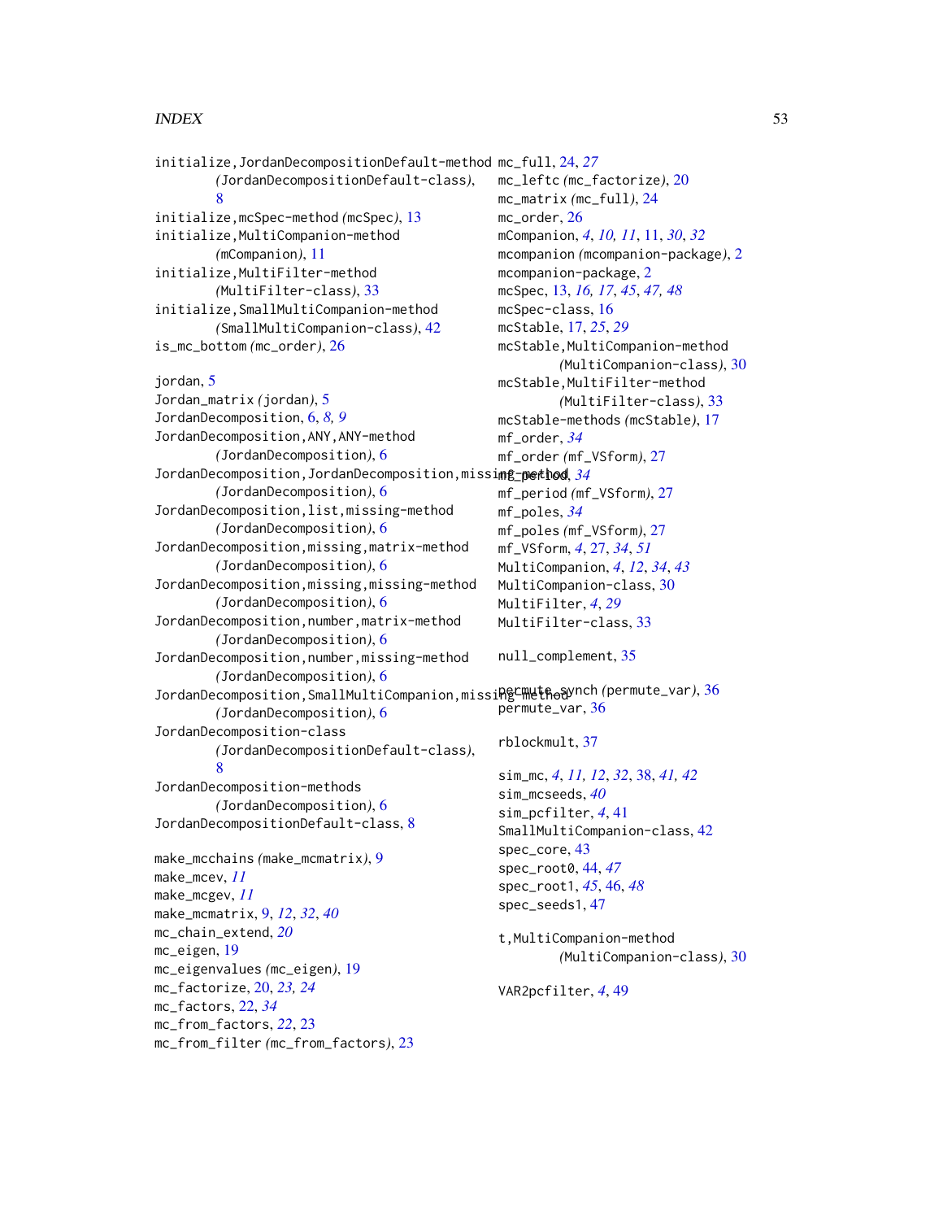initialize,JordanDecompositionDefault-method (JordanDecompositionDefault-class), 8
initialize,mcSpec-method (mcSpec), 13
initialize,MultiCompanion-method (mCompanion), 11
initialize,MultiFilter-method (MultiFilter-class), 33
initialize,SmallMultiCompanion-method (SmallMultiCompanion-class), 42
is_mc_bottom (mc_order), 26

jordan, 5
Jordan_matrix (jordan), 5
JordanDecomposition, 6, *8, 9*
JordanDecomposition,ANY,ANY-method (JordanDecomposition), 6
JordanDecomposition,JordanDecomposition,missing-method (JordanDecomposition), 6
JordanDecomposition,list,missing-method (JordanDecomposition), 6
JordanDecomposition,missing,matrix-method (JordanDecomposition), 6
JordanDecomposition,missing,missing-method (JordanDecomposition), 6
JordanDecomposition,number,matrix-method (JordanDecomposition), 6
JordanDecomposition,number,missing-method (JordanDecomposition), 6
JordanDecomposition,SmallMultiCompanion,missing-method (JordanDecomposition), 6
JordanDecomposition-class (JordanDecompositionDefault-class), 8
JordanDecomposition-methods (JordanDecomposition), 6
JordanDecompositionDefault-class, 8

make_mcchains (make_mcmatrix), 9
make_mcev, *11*
make_mcgev, *11*
make_mcmatrix, 9, *12*, *32*, *40*
mc_chain_extend, *20*
mc_eigen, 19
mc_eigenvalues (mc_eigen), 19
mc_factorize, 20, *23, 24*
mc_factors, 22, *34*
mc_from_factors, *22*, 23
mc_from_filter (mc_from_factors), 23
mc_full, 24, *27*
mc_leftc (mc_factorize), 20
mc_matrix (mc_full), 24
mc_order, 26
mCompanion, *4*, *10, 11*, 11, *30*, *32*
mcompanion (mcompanion-package), 2
mcompanion-package, 2
mcSpec, 13, *16, 17*, *45*, *47, 48*
mcSpec-class, 16
mcStable, 17, *25*, *29*
mcStable,MultiCompanion-method (MultiCompanion-class), 30
mcStable,MultiFilter-method (MultiFilter-class), 33
mcStable-methods (mcStable), 17
mf_order, *34*
mf_order (mf_VSform), 27
mf_period, *34*
mf_period (mf_VSform), 27
mf_poles, *34*
mf_poles (mf_VSform), 27
mf_VSform, *4*, 27, *34*, *51*
MultiCompanion, *4*, *12*, *34*, *43*
MultiCompanion-class, 30
MultiFilter, *4*, *29*
MultiFilter-class, 33

null_complement, 35

permute_synch (permute_var), 36
permute_var, 36

rblockmult, 37

sim_mc, *4*, *11, 12*, *32*, 38, *41, 42*
sim_mcseeds, *40*
sim_pcfilter, *4*, 41
SmallMultiCompanion-class, 42
spec_core, 43
spec_root0, 44, *47*
spec_root1, *45*, 46, *48*
spec_seeds1, 47

t,MultiCompanion-method (MultiCompanion-class), 30

VAR2pcfilter, *4*, 49